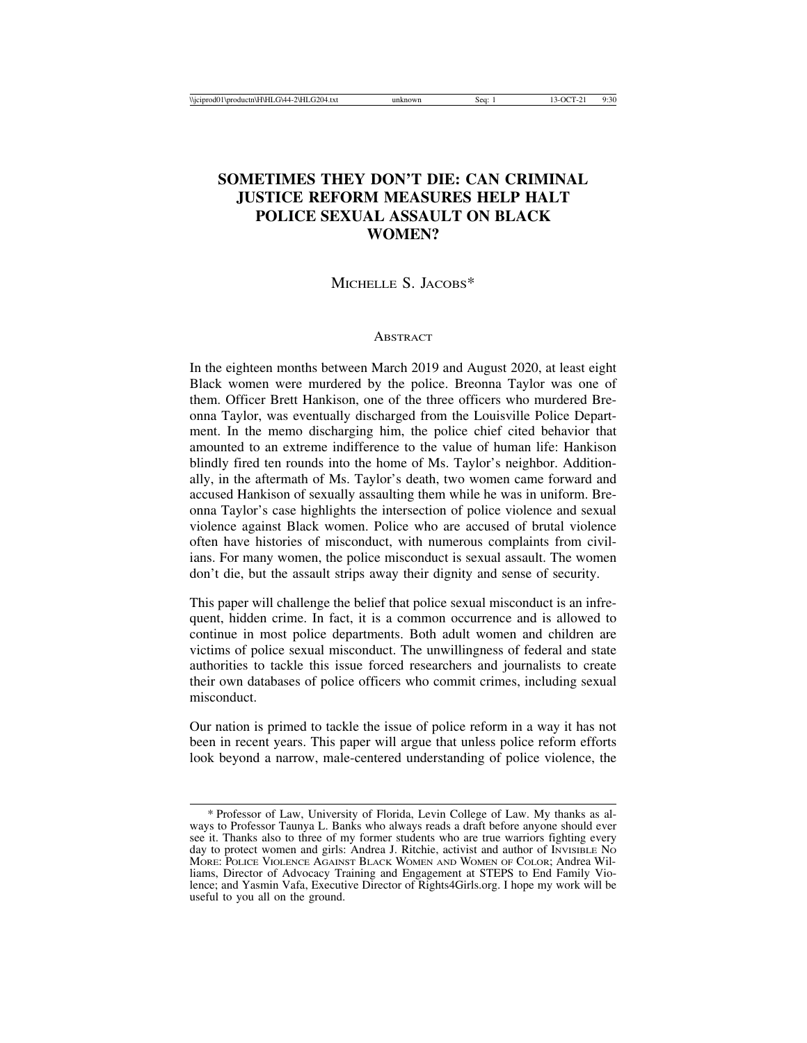# SOMETIMES THEY DON'T DIE: CAN CRIMINAL JUSTICE REFORM MEASURES HELP HALT POLICE SEXUAL ASSAULT ON BLACK WOMEN?

MICHELLE S. JACOBS*

## ABSTRACT

In the eighteen months between March 2019 and August 2020, at least eight Black women were murdered by the police. Breonna Taylor was one of them. Officer Brett Hankison, one of the three officers who murdered Breonna Taylor, was eventually discharged from the Louisville Police Department. In the memo discharging him, the police chief cited behavior that amounted to an extreme indifference to the value of human life: Hankison blindly fired ten rounds into the home of Ms. Taylor's neighbor. Additionally, in the aftermath of Ms. Taylor's death, two women came forward and accused Hankison of sexually assaulting them while he was in uniform. Breonna Taylor's case highlights the intersection of police violence and sexual violence against Black women. Police who are accused of brutal violence often have histories of misconduct, with numerous complaints from civilians. For many women, the police misconduct is sexual assault. The women don't die, but the assault strips away their dignity and sense of security.

This paper will challenge the belief that police sexual misconduct is an infrequent, hidden crime. In fact, it is a common occurrence and is allowed to continue in most police departments. Both adult women and children are victims of police sexual misconduct. The unwillingness of federal and state authorities to tackle this issue forced researchers and journalists to create their own databases of police officers who commit crimes, including sexual misconduct.

Our nation is primed to tackle the issue of police reform in a way it has not been in recent years. This paper will argue that unless police reform efforts look beyond a narrow, male-centered understanding of police violence, the

---

\* Professor of Law, University of Florida, Levin College of Law. My thanks as always to Professor Taunya L. Banks who always reads a draft before anyone should ever see it. Thanks also to three of my former students who are true warriors fighting every day to protect women and girls: Andrea J. Ritchie, activist and author of INVISIBLE NO MORE: POLICE VIOLENCE AGAINST BLACK WOMEN AND WOMEN OF COLOR; Andrea Williams, Director of Advocacy Training and Engagement at STEPS to End Family Violence; and Yasmin Vafa, Executive Director of Rights4Girls.org. I hope my work will be useful to you all on the ground.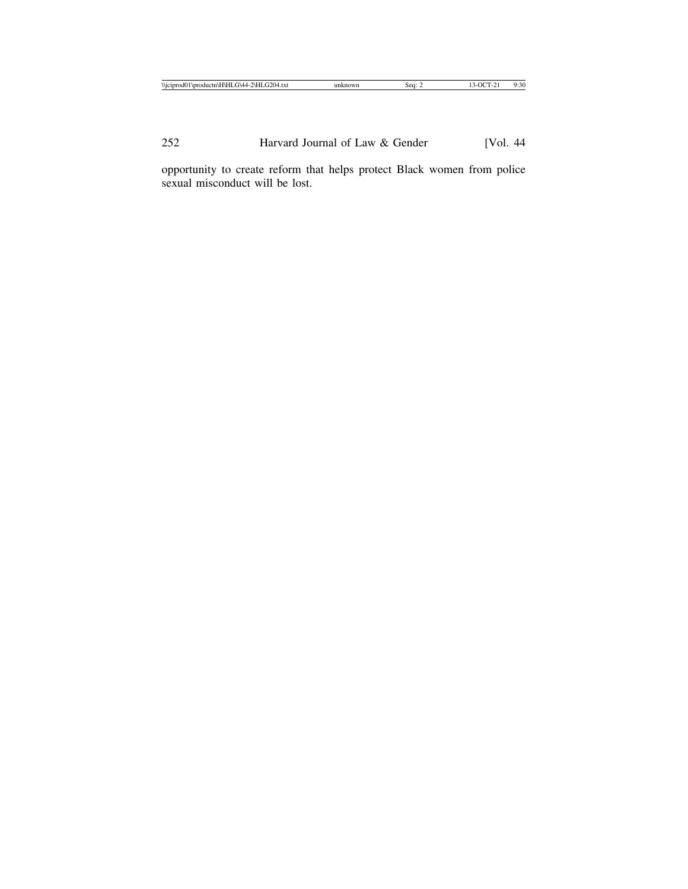opportunity to create reform that helps protect Black women from police sexual misconduct will be lost.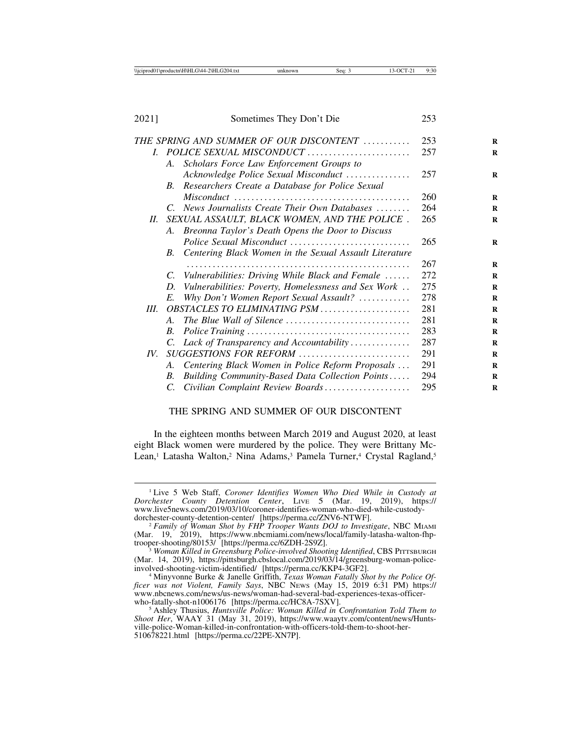| | | |
|---|---|---|
| *THE SPRING AND SUMMER OF OUR DISCONTENT* | | 253 |
| *I.* | *POLICE SEXUAL MISCONDUCT* | 257 |
| | *A. Scholars Force Law Enforcement Groups to Acknowledge Police Sexual Misconduct* | 257 |
| | *B. Researchers Create a Database for Police Sexual Misconduct* | 260 |
| | *C. News Journalists Create Their Own Databases* | 264 |
| *II.* | *SEXUAL ASSAULT, BLACK WOMEN, AND THE POLICE* | 265 |
| | *A. Breonna Taylor's Death Opens the Door to Discuss Police Sexual Misconduct* | 265 |
| | *B. Centering Black Women in the Sexual Assault Literature* | 267 |
| | *C. Vulnerabilities: Driving While Black and Female* | 272 |
| | *D. Vulnerabilities: Poverty, Homelessness and Sex Work* | 275 |
| | *E. Why Don't Women Report Sexual Assault?* | 278 |
| *III.* | *OBSTACLES TO ELIMINATING PSM* | 281 |
| | *A. The Blue Wall of Silence* | 281 |
| | *B. Police Training* | 283 |
| | *C. Lack of Transparency and Accountability* | 287 |
| *IV.* | *SUGGESTIONS FOR REFORM* | 291 |
| | *A. Centering Black Women in Police Reform Proposals* | 291 |
| | *B. Building Community-Based Data Collection Points* | 294 |
| | *C. Civilian Complaint Review Boards* | 295 |

## THE SPRING AND SUMMER OF OUR DISCONTENT

In the eighteen months between March 2019 and August 2020, at least eight Black women were murdered by the police. They were Brittany McLean,[1] Latasha Walton,[2] Nina Adams,[3] Pamela Turner,[4] Crystal Ragland,[5]

---

[1] Live 5 Web Staff, *Coroner Identifies Women Who Died While in Custody at Dorchester County Detention Center*, LIVE 5 (Mar. 19, 2019), https://www.live5news.com/2019/03/10/coroner-identifies-woman-who-died-while-custody-dorchester-county-detention-center/ [https://perma.cc/ZNV6-NTWF].

[2] *Family of Woman Shot by FHP Trooper Wants DOJ to Investigate*, NBC MIAMI (Mar. 19, 2019), https://www.nbcmiami.com/news/local/family-latasha-walton-fhp-trooper-shooting/80153/ [https://perma.cc/6ZDH-2S9Z].

[3] *Woman Killed in Greensburg Police-involved Shooting Identified*, CBS PITTSBURGH (Mar. 14, 2019), https://pittsburgh.cbslocal.com/2019/03/14/greensburg-woman-police-involved-shooting-victim-identified/ [https://perma.cc/KKP4-3GF2].

[4] Minyvonne Burke & Janelle Griffith, *Texas Woman Fatally Shot by the Police Officer was not Violent, Family Says*, NBC NEWS (May 15, 2019 6:31 PM) https://www.nbcnews.com/news/us-news/woman-had-several-bad-experiences-texas-officer-who-fatally-shot-n1006176 [https://perma.cc/HC8A-7SXV].

[5] Ashley Thusius, *Huntsville Police: Woman Killed in Confrontation Told Them to Shoot Her*, WAAY 31 (May 31, 2019), https://www.waaytv.com/content/news/Huntsville-police-Woman-killed-in-confrontation-with-officers-told-them-to-shoot-her-510678221.html [https://perma.cc/22PE-XN7P].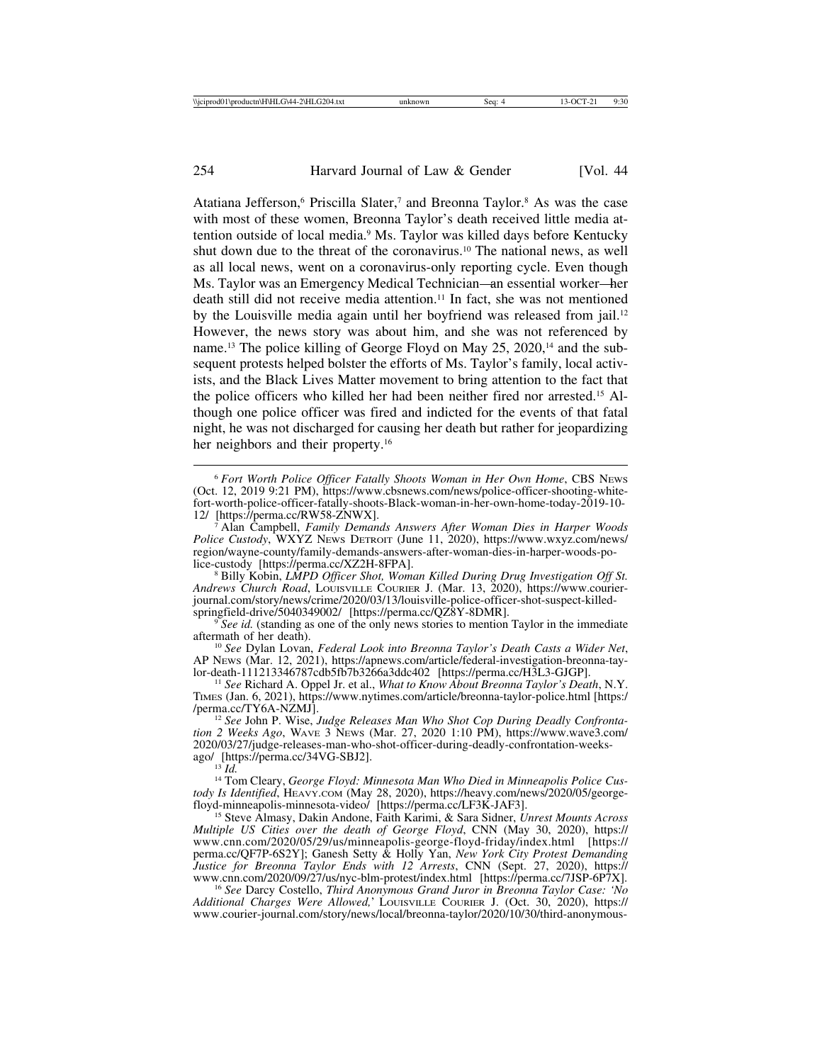Atatiana Jefferson,[6] Priscilla Slater,[7] and Breonna Taylor.[8] As was the case with most of these women, Breonna Taylor's death received little media attention outside of local media.[9] Ms. Taylor was killed days before Kentucky shut down due to the threat of the coronavirus.[10] The national news, as well as all local news, went on a coronavirus-only reporting cycle. Even though Ms. Taylor was an Emergency Medical Technician—an essential worker—her death still did not receive media attention.[11] In fact, she was not mentioned by the Louisville media again until her boyfriend was released from jail.[12] However, the news story was about him, and she was not referenced by name.[13] The police killing of George Floyd on May 25, 2020,[14] and the subsequent protests helped bolster the efforts of Ms. Taylor's family, local activists, and the Black Lives Matter movement to bring attention to the fact that the police officers who killed her had been neither fired nor arrested.[15] Although one police officer was fired and indicted for the events of that fatal night, he was not discharged for causing her death but rather for jeopardizing her neighbors and their property.[16]

---

[6] *Fort Worth Police Officer Fatally Shoots Woman in Her Own Home*, CBS NEWS (Oct. 12, 2019 9:21 PM), https://www.cbsnews.com/news/police-officer-shooting-white-fort-worth-police-officer-fatally-shoots-Black-woman-in-her-own-home-today-2019-10-12/ [https://perma.cc/RW58-ZNWX].

[7] Alan Campbell, *Family Demands Answers After Woman Dies in Harper Woods Police Custody*, WXYZ NEWS DETROIT (June 11, 2020), https://www.wxyz.com/news/region/wayne-county/family-demands-answers-after-woman-dies-in-harper-woods-police-custody [https://perma.cc/XZ2H-8FPA].

[8] Billy Kobin, *LMPD Officer Shot, Woman Killed During Drug Investigation Off St. Andrews Church Road*, LOUISVILLE COURIER J. (Mar. 13, 2020), https://www.courier-journal.com/story/news/crime/2020/03/13/louisville-police-officer-shot-suspect-killed-springfield-drive/5040349002/ [https://perma.cc/QZ8Y-8DMR].

[9] *See id.* (standing as one of the only news stories to mention Taylor in the immediate aftermath of her death).

[10] *See* Dylan Lovan, *Federal Look into Breonna Taylor's Death Casts a Wider Net*, AP NEWS (Mar. 12, 2021), https://apnews.com/article/federal-investigation-breonna-taylor-death-111213346787cdb5fb7b3266a3ddc402 [https://perma.cc/H3L3-GJGP].

[11] *See* Richard A. Oppel Jr. et al., *What to Know About Breonna Taylor's Death*, N.Y. TIMES (Jan. 6, 2021), https://www.nytimes.com/article/breonna-taylor-police.html [https://perma.cc/TY6A-NZMJ].

[12] *See* John P. Wise, *Judge Releases Man Who Shot Cop During Deadly Confrontation 2 Weeks Ago*, WAVE 3 NEWS (Mar. 27, 2020 1:10 PM), https://www.wave3.com/2020/03/27/judge-releases-man-who-shot-officer-during-deadly-confrontation-weeks-ago/ [https://perma.cc/34VG-SBJ2].

[13] *Id.*

[14] Tom Cleary, *George Floyd: Minnesota Man Who Died in Minneapolis Police Custody Is Identified*, HEAVY.COM (May 28, 2020), https://heavy.com/news/2020/05/george-floyd-minneapolis-minnesota-video/ [https://perma.cc/LF3K-JAF3].

[15] Steve Almasy, Dakin Andone, Faith Karimi, & Sara Sidner, *Unrest Mounts Across Multiple US Cities over the death of George Floyd*, CNN (May 30, 2020), https://www.cnn.com/2020/05/29/us/minneapolis-george-floyd-friday/index.html [https://perma.cc/QF7P-6S2Y]; Ganesh Setty & Holly Yan, *New York City Protest Demanding Justice for Breonna Taylor Ends with 12 Arrests*, CNN (Sept. 27, 2020), https://www.cnn.com/2020/09/27/us/nyc-blm-protest/index.html [https://perma.cc/7JSP-6P7X].

[16] *See* Darcy Costello, *Third Anonymous Grand Juror in Breonna Taylor Case: 'No Additional Charges Were Allowed,'* LOUISVILLE COURIER J. (Oct. 30, 2020), https://www.courier-journal.com/story/news/local/breonna-taylor/2020/10/30/third-anonymous-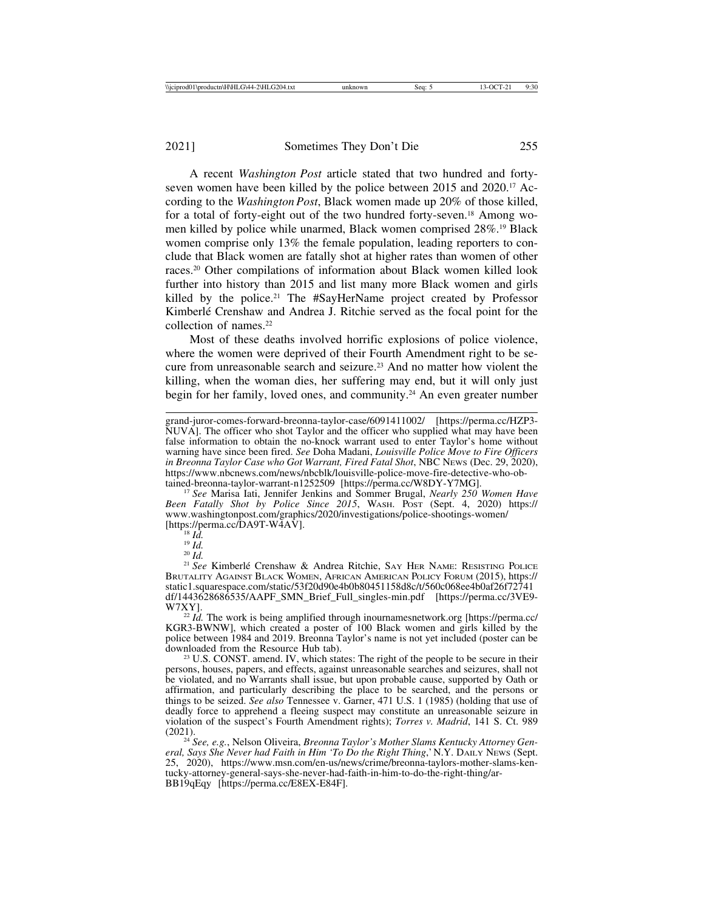A recent *Washington Post* article stated that two hundred and forty-seven women have been killed by the police between 2015 and 2020.[17] According to the *Washington Post*, Black women made up 20% of those killed, for a total of forty-eight out of the two hundred forty-seven.[18] Among women killed by police while unarmed, Black women comprised 28%.[19] Black women comprise only 13% the female population, leading reporters to conclude that Black women are fatally shot at higher rates than women of other races.[20] Other compilations of information about Black women killed look further into history than 2015 and list many more Black women and girls killed by the police.[21] The #SayHerName project created by Professor Kimberlé Crenshaw and Andrea J. Ritchie served as the focal point for the collection of names.[22]

Most of these deaths involved horrific explosions of police violence, where the women were deprived of their Fourth Amendment right to be secure from unreasonable search and seizure.[23] And no matter how violent the killing, when the woman dies, her suffering may end, but it will only just begin for her family, loved ones, and community.[24] An even greater number

---

grand-juror-comes-forward-breonna-taylor-case/6091411002/ [https://perma.cc/HZP3-NUVA]. The officer who shot Taylor and the officer who supplied what may have been false information to obtain the no-knock warrant used to enter Taylor's home without warning have since been fired. *See* Doha Madani, *Louisville Police Move to Fire Officers in Breonna Taylor Case who Got Warrant, Fired Fatal Shot*, NBC NEWS (Dec. 29, 2020), https://www.nbcnews.com/news/nbcblk/louisville-police-move-fire-detective-who-obtained-breonna-taylor-warrant-n1252509 [https://perma.cc/W8DY-Y7MG].

[17] *See* Marisa Iati, Jennifer Jenkins and Sommer Brugal, *Nearly 250 Women Have Been Fatally Shot by Police Since 2015*, WASH. POST (Sept. 4, 2020) https://www.washingtonpost.com/graphics/2020/investigations/police-shootings-women/ [https://perma.cc/DA9T-W4AV].

[18] *Id.*

[19] *Id.*

[20] *Id.*

[21] *See* Kimberlé Crenshaw & Andrea Ritchie, SAY HER NAME: RESISTING POLICE BRUTALITY AGAINST BLACK WOMEN, AFRICAN AMERICAN POLICY FORUM (2015), https://static1.squarespace.com/static/53f20d90e4b0b80451158d8c/t/560c068ee4b0af26f72741df/1443628686535/AAPF_SMN_Brief_Full_singles-min.pdf [https://perma.cc/3VE9-W7XY].

[22] *Id.* The work is being amplified through inournamesnetwork.org [https://perma.cc/KGR3-BWNW], which created a poster of 100 Black women and girls killed by the police between 1984 and 2019. Breonna Taylor's name is not yet included (poster can be downloaded from the Resource Hub tab).

[23] U.S. CONST. amend. IV, which states: The right of the people to be secure in their persons, houses, papers, and effects, against unreasonable searches and seizures, shall not be violated, and no Warrants shall issue, but upon probable cause, supported by Oath or affirmation, and particularly describing the place to be searched, and the persons or things to be seized. *See also* Tennessee v. Garner, 471 U.S. 1 (1985) (holding that use of deadly force to apprehend a fleeing suspect may constitute an unreasonable seizure in violation of the suspect's Fourth Amendment rights); *Torres v. Madrid*, 141 S. Ct. 989 (2021).

[24] *See, e.g.*, Nelson Oliveira, *Breonna Taylor's Mother Slams Kentucky Attorney General, Says She Never had Faith in Him 'To Do the Right Thing*,' N.Y. DAILY NEWS (Sept. 25, 2020), https://www.msn.com/en-us/news/crime/breonna-taylors-mother-slams-kentucky-attorney-general-says-she-never-had-faith-in-him-to-do-the-right-thing/ar-BB19qEqy [https://perma.cc/E8EX-E84F].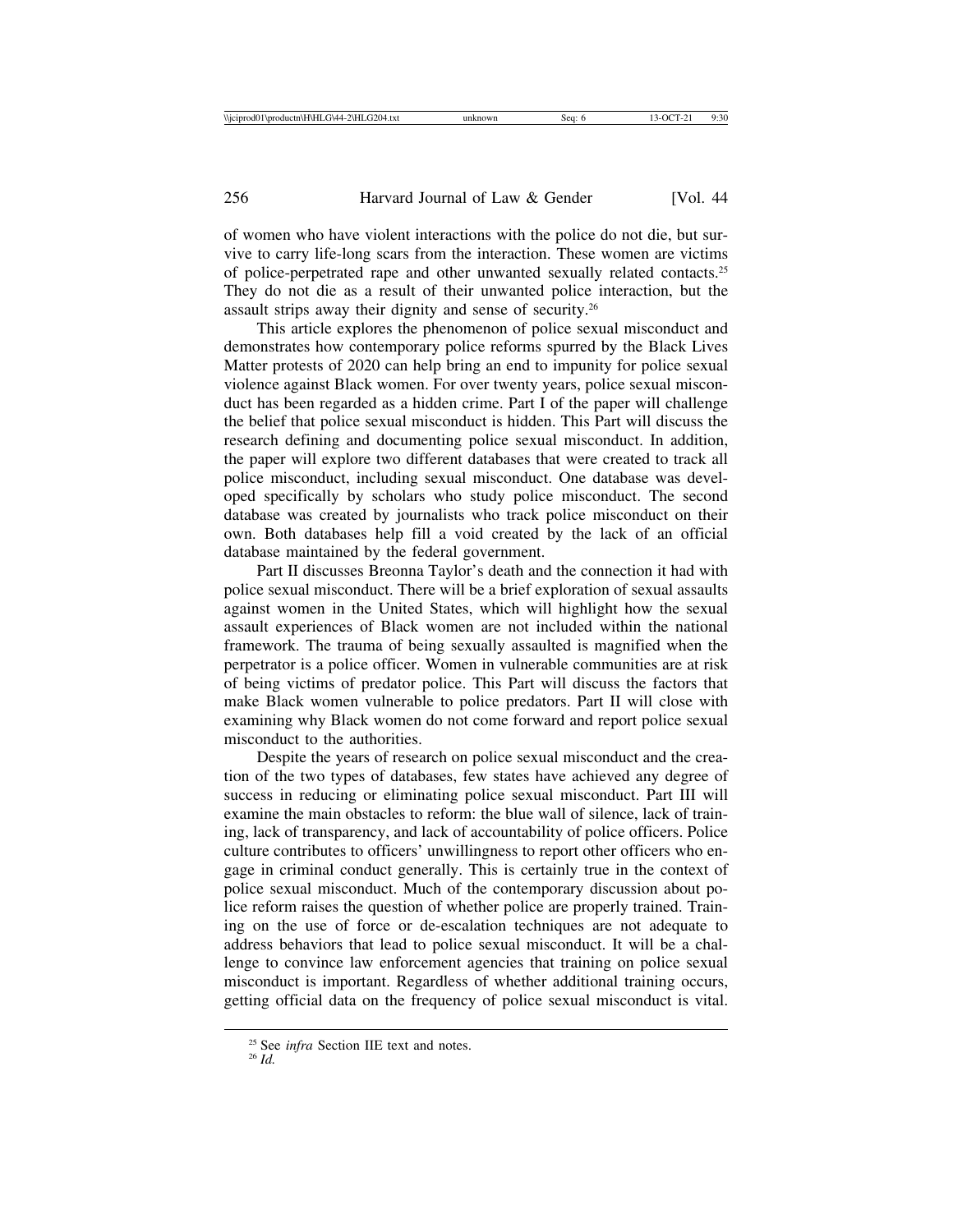of women who have violent interactions with the police do not die, but survive to carry life-long scars from the interaction. These women are victims of police-perpetrated rape and other unwanted sexually related contacts.[25] They do not die as a result of their unwanted police interaction, but the assault strips away their dignity and sense of security.[26]

This article explores the phenomenon of police sexual misconduct and demonstrates how contemporary police reforms spurred by the Black Lives Matter protests of 2020 can help bring an end to impunity for police sexual violence against Black women. For over twenty years, police sexual misconduct has been regarded as a hidden crime. Part I of the paper will challenge the belief that police sexual misconduct is hidden. This Part will discuss the research defining and documenting police sexual misconduct. In addition, the paper will explore two different databases that were created to track all police misconduct, including sexual misconduct. One database was developed specifically by scholars who study police misconduct. The second database was created by journalists who track police misconduct on their own. Both databases help fill a void created by the lack of an official database maintained by the federal government.

Part II discusses Breonna Taylor's death and the connection it had with police sexual misconduct. There will be a brief exploration of sexual assaults against women in the United States, which will highlight how the sexual assault experiences of Black women are not included within the national framework. The trauma of being sexually assaulted is magnified when the perpetrator is a police officer. Women in vulnerable communities are at risk of being victims of predator police. This Part will discuss the factors that make Black women vulnerable to police predators. Part II will close with examining why Black women do not come forward and report police sexual misconduct to the authorities.

Despite the years of research on police sexual misconduct and the creation of the two types of databases, few states have achieved any degree of success in reducing or eliminating police sexual misconduct. Part III will examine the main obstacles to reform: the blue wall of silence, lack of training, lack of transparency, and lack of accountability of police officers. Police culture contributes to officers' unwillingness to report other officers who engage in criminal conduct generally. This is certainly true in the context of police sexual misconduct. Much of the contemporary discussion about police reform raises the question of whether police are properly trained. Training on the use of force or de-escalation techniques are not adequate to address behaviors that lead to police sexual misconduct. It will be a challenge to convince law enforcement agencies that training on police sexual misconduct is important. Regardless of whether additional training occurs, getting official data on the frequency of police sexual misconduct is vital.

---

[25] See *infra* Section IIE text and notes.

[26] *Id.*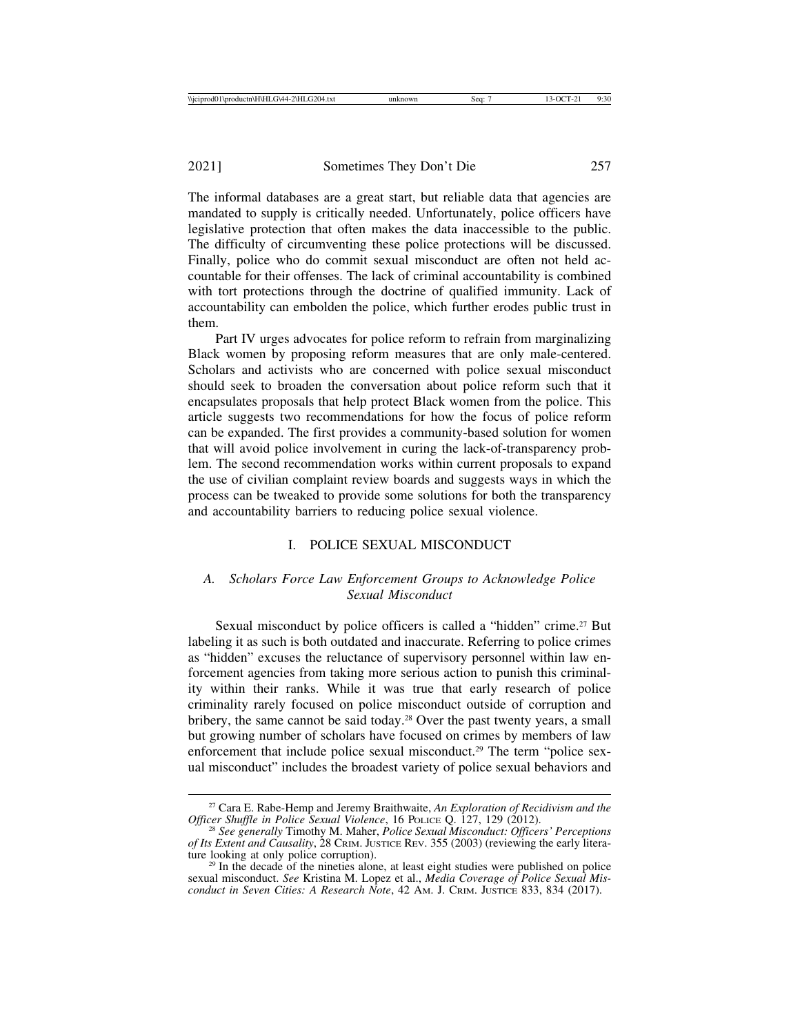The informal databases are a great start, but reliable data that agencies are mandated to supply is critically needed. Unfortunately, police officers have legislative protection that often makes the data inaccessible to the public. The difficulty of circumventing these police protections will be discussed. Finally, police who do commit sexual misconduct are often not held accountable for their offenses. The lack of criminal accountability is combined with tort protections through the doctrine of qualified immunity. Lack of accountability can embolden the police, which further erodes public trust in them.

Part IV urges advocates for police reform to refrain from marginalizing Black women by proposing reform measures that are only male-centered. Scholars and activists who are concerned with police sexual misconduct should seek to broaden the conversation about police reform such that it encapsulates proposals that help protect Black women from the police. This article suggests two recommendations for how the focus of police reform can be expanded. The first provides a community-based solution for women that will avoid police involvement in curing the lack-of-transparency problem. The second recommendation works within current proposals to expand the use of civilian complaint review boards and suggests ways in which the process can be tweaked to provide some solutions for both the transparency and accountability barriers to reducing police sexual violence.

## I. POLICE SEXUAL MISCONDUCT

### *A. Scholars Force Law Enforcement Groups to Acknowledge Police Sexual Misconduct*

Sexual misconduct by police officers is called a "hidden" crime.[27] But labeling it as such is both outdated and inaccurate. Referring to police crimes as "hidden" excuses the reluctance of supervisory personnel within law enforcement agencies from taking more serious action to punish this criminality within their ranks. While it was true that early research of police criminality rarely focused on police misconduct outside of corruption and bribery, the same cannot be said today.[28] Over the past twenty years, a small but growing number of scholars have focused on crimes by members of law enforcement that include police sexual misconduct.[29] The term "police sexual misconduct" includes the broadest variety of police sexual behaviors and

---

[27] Cara E. Rabe-Hemp and Jeremy Braithwaite, *An Exploration of Recidivism and the Officer Shuffle in Police Sexual Violence*, 16 POLICE Q. 127, 129 (2012).

[28] *See generally* Timothy M. Maher, *Police Sexual Misconduct: Officers' Perceptions of Its Extent and Causality*, 28 CRIM. JUSTICE REV. 355 (2003) (reviewing the early literature looking at only police corruption).

[29] In the decade of the nineties alone, at least eight studies were published on police sexual misconduct. *See* Kristina M. Lopez et al., *Media Coverage of Police Sexual Misconduct in Seven Cities: A Research Note*, 42 AM. J. CRIM. JUSTICE 833, 834 (2017).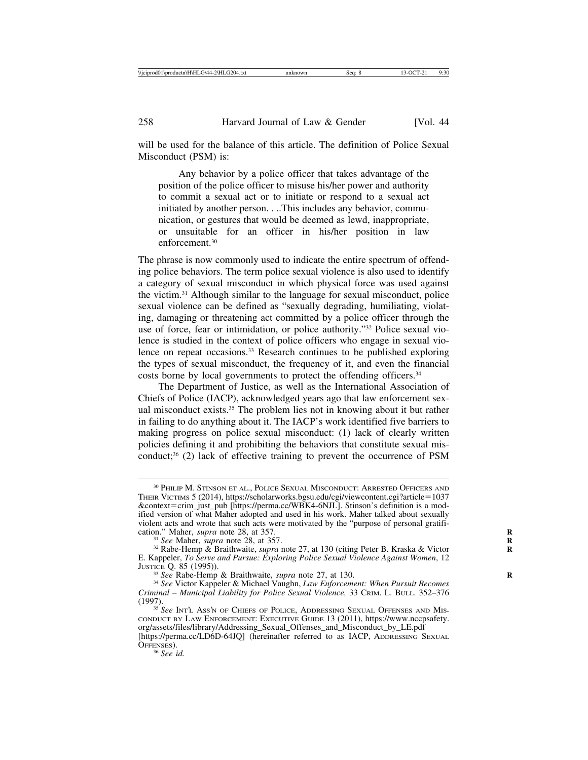will be used for the balance of this article. The definition of Police Sexual Misconduct (PSM) is:

> Any behavior by a police officer that takes advantage of the position of the police officer to misuse his/her power and authority to commit a sexual act or to initiate or respond to a sexual act initiated by another person. . ..This includes any behavior, communication, or gestures that would be deemed as lewd, inappropriate, or unsuitable for an officer in his/her position in law enforcement.[30]

The phrase is now commonly used to indicate the entire spectrum of offending police behaviors. The term police sexual violence is also used to identify a category of sexual misconduct in which physical force was used against the victim.[31] Although similar to the language for sexual misconduct, police sexual violence can be defined as "sexually degrading, humiliating, violating, damaging or threatening act committed by a police officer through the use of force, fear or intimidation, or police authority."[32] Police sexual violence is studied in the context of police officers who engage in sexual violence on repeat occasions.[33] Research continues to be published exploring the types of sexual misconduct, the frequency of it, and even the financial costs borne by local governments to protect the offending officers.[34]

The Department of Justice, as well as the International Association of Chiefs of Police (IACP), acknowledged years ago that law enforcement sexual misconduct exists.[35] The problem lies not in knowing about it but rather in failing to do anything about it. The IACP's work identified five barriers to making progress on police sexual misconduct: (1) lack of clearly written policies defining it and prohibiting the behaviors that constitute sexual misconduct;[36] (2) lack of effective training to prevent the occurrence of PSM

---

[30] Philip M. Stinson et al., Police Sexual Misconduct: Arrested Officers and Their Victims 5 (2014), https://scholarworks.bgsu.edu/cgi/viewcontent.cgi?article=1037&context=crim_just_pub [https://perma.cc/WBK4-6NJL]. Stinson's definition is a modified version of what Maher adopted and used in his work. Maher talked about sexually violent acts and wrote that such acts were motivated by the "purpose of personal gratification." Maher, *supra* note 28, at 357.

[31] *See* Maher, *supra* note 28, at 357.

[32] Rabe-Hemp & Braithwaite, *supra* note 27, at 130 (citing Peter B. Kraska & Victor E. Kappeler, *To Serve and Pursue: Exploring Police Sexual Violence Against Women*, 12 Justice Q. 85 (1995)).

[33] *See* Rabe-Hemp & Braithwaite, *supra* note 27, at 130.

[34] *See* Victor Kappeler & Michael Vaughn, *Law Enforcement: When Pursuit Becomes Criminal – Municipal Liability for Police Sexual Violence,* 33 Crim. L. Bull. 352–376 (1997).

[35] *See* Int'l Ass'n of Chiefs of Police, Addressing Sexual Offenses and Misconduct by Law Enforcement: Executive Guide 13 (2011), https://www.nccpsafety.org/assets/files/library/Addressing_Sexual_Offenses_and_Misconduct_by_LE.pdf [https://perma.cc/LD6D-64JQ] (hereinafter referred to as IACP, Addressing Sexual Offenses).

[36] *See id.*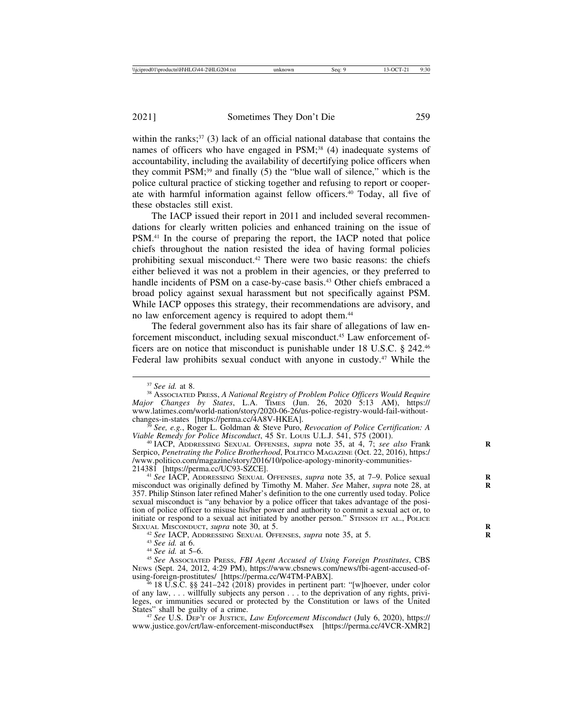within the ranks;[37] (3) lack of an official national database that contains the names of officers who have engaged in PSM;[38] (4) inadequate systems of accountability, including the availability of decertifying police officers when they commit PSM;[39] and finally (5) the "blue wall of silence," which is the police cultural practice of sticking together and refusing to report or cooperate with harmful information against fellow officers.[40] Today, all five of these obstacles still exist.

The IACP issued their report in 2011 and included several recommendations for clearly written policies and enhanced training on the issue of PSM.[41] In the course of preparing the report, the IACP noted that police chiefs throughout the nation resisted the idea of having formal policies prohibiting sexual misconduct.[42] There were two basic reasons: the chiefs either believed it was not a problem in their agencies, or they preferred to handle incidents of PSM on a case-by-case basis.[43] Other chiefs embraced a broad policy against sexual harassment but not specifically against PSM. While IACP opposes this strategy, their recommendations are advisory, and no law enforcement agency is required to adopt them.[44]

The federal government also has its fair share of allegations of law enforcement misconduct, including sexual misconduct.[45] Law enforcement officers are on notice that misconduct is punishable under 18 U.S.C. § 242.[46] Federal law prohibits sexual conduct with anyone in custody.[47] While the

---

[37] *See id.* at 8.

[38] Associated Press, *A National Registry of Problem Police Officers Would Require Major Changes by States*, L.A. Times (Jun. 26, 2020 5:13 AM), https://www.latimes.com/world-nation/story/2020-06-26/us-police-registry-would-fail-without-changes-in-states [https://perma.cc/4A8V-HKEA].

[39] *See, e.g.*, Roger L. Goldman & Steve Puro, *Revocation of Police Certification: A Viable Remedy for Police Misconduct*, 45 St. Louis U.L.J. 541, 575 (2001).

[40] IACP, Addressing Sexual Offenses, *supra* note 35, at 4, 7; *see also* Frank Serpico, *Penetrating the Police Brotherhood*, Politico Magazine (Oct. 22, 2016), https://www.politico.com/magazine/story/2016/10/police-apology-minority-communities-214381 [https://perma.cc/UC93-SZCE].

[41] *See* IACP, Addressing Sexual Offenses, *supra* note 35, at 7–9. Police sexual misconduct was originally defined by Timothy M. Maher. *See* Maher, *supra* note 28, at 357. Philip Stinson later refined Maher's definition to the one currently used today. Police sexual misconduct is "any behavior by a police officer that takes advantage of the position of police officer to misuse his/her power and authority to commit a sexual act or, to initiate or respond to a sexual act initiated by another person." Stinson et al., Police Sexual Misconduct, *supra* note 30, at 5.

[42] *See* IACP, Addressing Sexual Offenses, *supra* note 35, at 5.

[43] *See id.* at 6.

[44] *See id.* at 5–6.

[45] *See* Associated Press, *FBI Agent Accused of Using Foreign Prostitutes*, CBS News (Sept. 24, 2012, 4:29 PM), https://www.cbsnews.com/news/fbi-agent-accused-of-using-foreign-prostitutes/ [https://perma.cc/W4TM-PABX].

[46] 18 U.S.C. §§ 241–242 (2018) provides in pertinent part: "[w]hoever, under color of any law, . . . willfully subjects any person . . . to the deprivation of any rights, privileges, or immunities secured or protected by the Constitution or laws of the United States" shall be guilty of a crime.

[47] *See* U.S. Dep't of Justice, *Law Enforcement Misconduct* (July 6, 2020), https://www.justice.gov/crt/law-enforcement-misconduct#sex [https://perma.cc/4VCR-XMR2]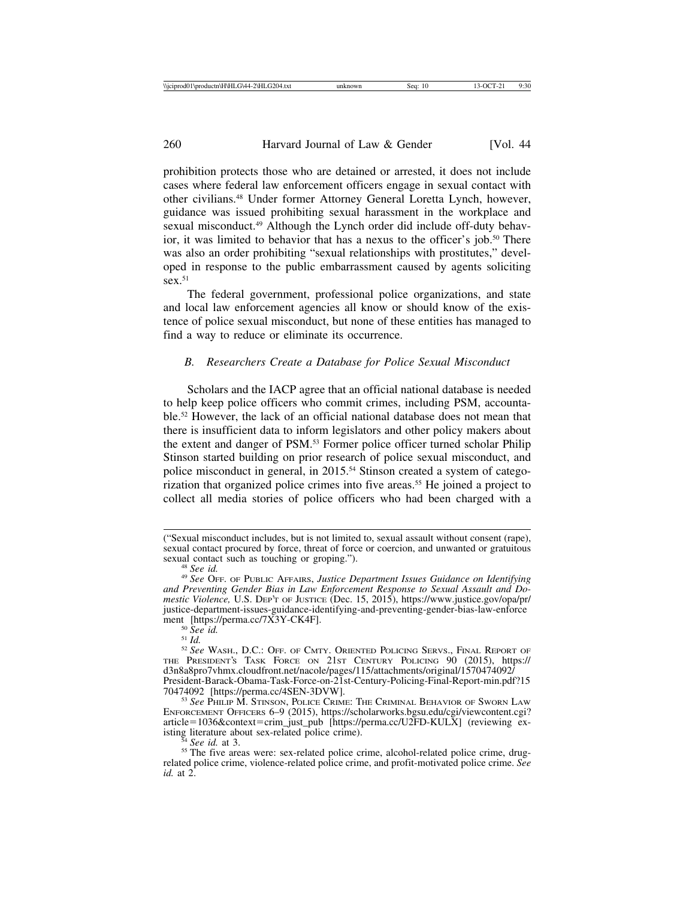prohibition protects those who are detained or arrested, it does not include cases where federal law enforcement officers engage in sexual contact with other civilians.[48] Under former Attorney General Loretta Lynch, however, guidance was issued prohibiting sexual harassment in the workplace and sexual misconduct.[49] Although the Lynch order did include off-duty behavior, it was limited to behavior that has a nexus to the officer's job.[50] There was also an order prohibiting "sexual relationships with prostitutes," developed in response to the public embarrassment caused by agents soliciting sex.[51]

The federal government, professional police organizations, and state and local law enforcement agencies all know or should know of the existence of police sexual misconduct, but none of these entities has managed to find a way to reduce or eliminate its occurrence.

### *B. Researchers Create a Database for Police Sexual Misconduct*

Scholars and the IACP agree that an official national database is needed to help keep police officers who commit crimes, including PSM, accountable.[52] However, the lack of an official national database does not mean that there is insufficient data to inform legislators and other policy makers about the extent and danger of PSM.[53] Former police officer turned scholar Philip Stinson started building on prior research of police sexual misconduct, and police misconduct in general, in 2015.[54] Stinson created a system of categorization that organized police crimes into five areas.[55] He joined a project to collect all media stories of police officers who had been charged with a

---

("Sexual misconduct includes, but is not limited to, sexual assault without consent (rape), sexual contact procured by force, threat of force or coercion, and unwanted or gratuitous sexual contact such as touching or groping.").

[48] *See id.*

[49] *See* OFF. OF PUBLIC AFFAIRS, *Justice Department Issues Guidance on Identifying and Preventing Gender Bias in Law Enforcement Response to Sexual Assault and Domestic Violence,* U.S. DEP'T OF JUSTICE (Dec. 15, 2015), https://www.justice.gov/opa/pr/justice-department-issues-guidance-identifying-and-preventing-gender-bias-law-enforcement [https://perma.cc/7X3Y-CK4F].

[50] *See id.*

[51] *Id.*

[52] *See* WASH., D.C.: OFF. OF CMTY. ORIENTED POLICING SERVS., FINAL REPORT OF THE PRESIDENT'S TASK FORCE ON 21ST CENTURY POLICING 90 (2015), https://d3n8a8pro7vhmx.cloudfront.net/nacole/pages/115/attachments/original/1570474092/President-Barack-Obama-Task-Force-on-21st-Century-Policing-Final-Report-min.pdf?1570474092 [https://perma.cc/4SEN-3DVW].

[53] *See* PHILIP M. STINSON, POLICE CRIME: THE CRIMINAL BEHAVIOR OF SWORN LAW ENFORCEMENT OFFICERS 6–9 (2015), https://scholarworks.bgsu.edu/cgi/viewcontent.cgi?article=1036&context=crim_just_pub [https://perma.cc/U2FD-KULX] (reviewing existing literature about sex-related police crime).

[54] *See id.* at 3.

[55] The five areas were: sex-related police crime, alcohol-related police crime, drug-related police crime, violence-related police crime, and profit-motivated police crime. *See id.* at 2.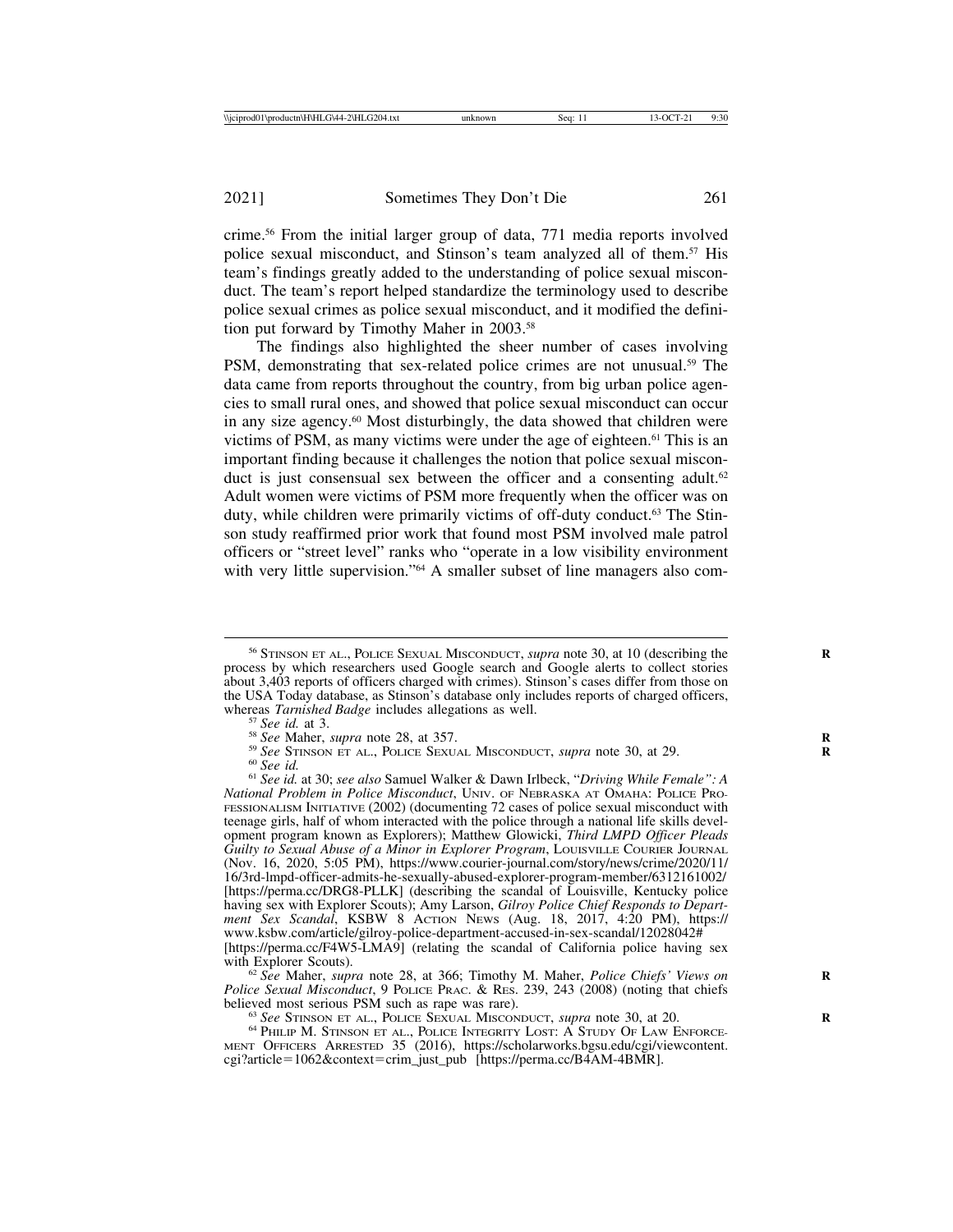crime.[56] From the initial larger group of data, 771 media reports involved police sexual misconduct, and Stinson's team analyzed all of them.[57] His team's findings greatly added to the understanding of police sexual misconduct. The team's report helped standardize the terminology used to describe police sexual crimes as police sexual misconduct, and it modified the definition put forward by Timothy Maher in 2003.[58]

The findings also highlighted the sheer number of cases involving PSM, demonstrating that sex-related police crimes are not unusual.[59] The data came from reports throughout the country, from big urban police agencies to small rural ones, and showed that police sexual misconduct can occur in any size agency.[60] Most disturbingly, the data showed that children were victims of PSM, as many victims were under the age of eighteen.[61] This is an important finding because it challenges the notion that police sexual misconduct is just consensual sex between the officer and a consenting adult.[62] Adult women were victims of PSM more frequently when the officer was on duty, while children were primarily victims of off-duty conduct.[63] The Stinson study reaffirmed prior work that found most PSM involved male patrol officers or "street level" ranks who "operate in a low visibility environment with very little supervision."[64] A smaller subset of line managers also com-

---

[56] STINSON ET AL., POLICE SEXUAL MISCONDUCT, *supra* note 30, at 10 (describing the process by which researchers used Google search and Google alerts to collect stories about 3,403 reports of officers charged with crimes). Stinson's cases differ from those on the USA Today database, as Stinson's database only includes reports of charged officers, whereas *Tarnished Badge* includes allegations as well.

[57] *See id.* at 3.

[58] *See* Maher, *supra* note 28, at 357.

[59] *See* STINSON ET AL., POLICE SEXUAL MISCONDUCT, *supra* note 30, at 29.

[60] *See id.*

[61] *See id.* at 30; *see also* Samuel Walker & Dawn Irlbeck, "*Driving While Female*": *A National Problem in Police Misconduct*, UNIV. OF NEBRASKA AT OMAHA: POLICE PROFESSIONALISM INITIATIVE (2002) (documenting 72 cases of police sexual misconduct with teenage girls, half of whom interacted with the police through a national life skills development program known as Explorers); Matthew Glowicki, *Third LMPD Officer Pleads Guilty to Sexual Abuse of a Minor in Explorer Program*, LOUISVILLE COURIER JOURNAL (Nov. 16, 2020, 5:05 PM), https://www.courier-journal.com/story/news/crime/2020/11/16/3rd-lmpd-officer-admits-he-sexually-abused-explorer-program-member/6312161002/ [https://perma.cc/DRG8-PLLK] (describing the scandal of Louisville, Kentucky police having sex with Explorer Scouts); Amy Larson, *Gilroy Police Chief Responds to Department Sex Scandal*, KSBW 8 ACTION NEWS (Aug. 18, 2017, 4:20 PM), https://www.ksbw.com/article/gilroy-police-department-accused-in-sex-scandal/12028042# [https://perma.cc/F4W5-LMA9] (relating the scandal of California police having sex with Explorer Scouts).

[62] *See* Maher, *supra* note 28, at 366; Timothy M. Maher, *Police Chiefs' Views on Police Sexual Misconduct*, 9 POLICE PRAC. & RES. 239, 243 (2008) (noting that chiefs believed most serious PSM such as rape was rare).

[63] *See* STINSON ET AL., POLICE SEXUAL MISCONDUCT, *supra* note 30, at 20.

[64] PHILIP M. STINSON ET AL., POLICE INTEGRITY LOST: A STUDY OF LAW ENFORCEMENT OFFICERS ARRESTED 35 (2016), https://scholarworks.bgsu.edu/cgi/viewcontent.cgi?article=1062&context=crim_just_pub [https://perma.cc/B4AM-4BMR].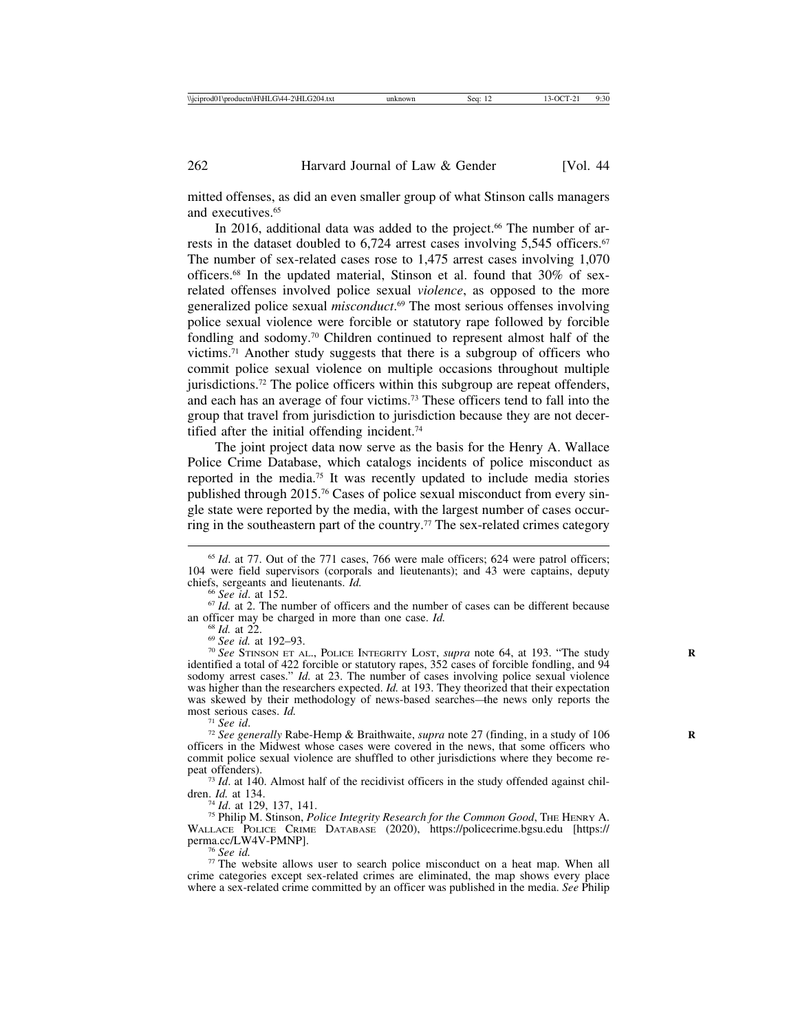mitted offenses, as did an even smaller group of what Stinson calls managers and executives.[65]

In 2016, additional data was added to the project.[66] The number of arrests in the dataset doubled to 6,724 arrest cases involving 5,545 officers.[67] The number of sex-related cases rose to 1,475 arrest cases involving 1,070 officers.[68] In the updated material, Stinson et al. found that 30% of sex-related offenses involved police sexual *violence*, as opposed to the more generalized police sexual *misconduct*.[69] The most serious offenses involving police sexual violence were forcible or statutory rape followed by forcible fondling and sodomy.[70] Children continued to represent almost half of the victims.[71] Another study suggests that there is a subgroup of officers who commit police sexual violence on multiple occasions throughout multiple jurisdictions.[72] The police officers within this subgroup are repeat offenders, and each has an average of four victims.[73] These officers tend to fall into the group that travel from jurisdiction to jurisdiction because they are not decertified after the initial offending incident.[74]

The joint project data now serve as the basis for the Henry A. Wallace Police Crime Database, which catalogs incidents of police misconduct as reported in the media.[75] It was recently updated to include media stories published through 2015.[76] Cases of police sexual misconduct from every single state were reported by the media, with the largest number of cases occurring in the southeastern part of the country.[77] The sex-related crimes category

---

[65] *Id*. at 77. Out of the 771 cases, 766 were male officers; 624 were patrol officers; 104 were field supervisors (corporals and lieutenants); and 43 were captains, deputy chiefs, sergeants and lieutenants. *Id.*

[66] *See id*. at 152.

[67] *Id.* at 2. The number of officers and the number of cases can be different because an officer may be charged in more than one case. *Id.*

[68] *Id.* at 22.

[69] *See id.* at 192–93.

[70] *See* STINSON ET AL., POLICE INTEGRITY LOST, *supra* note 64, at 193. "The study identified a total of 422 forcible or statutory rapes, 352 cases of forcible fondling, and 94 sodomy arrest cases." *Id.* at 23. The number of cases involving police sexual violence was higher than the researchers expected. *Id.* at 193. They theorized that their expectation was skewed by their methodology of news-based searches—the news only reports the most serious cases. *Id.*

[71] *See id*.

[72] *See generally* Rabe-Hemp & Braithwaite, *supra* note 27 (finding, in a study of 106 officers in the Midwest whose cases were covered in the news, that some officers who commit police sexual violence are shuffled to other jurisdictions where they become repeat offenders).

[73] *Id*. at 140. Almost half of the recidivist officers in the study offended against children. *Id.* at 134.

[74] *Id*. at 129, 137, 141.

[75] Philip M. Stinson, *Police Integrity Research for the Common Good*, THE HENRY A. WALLACE POLICE CRIME DATABASE (2020), https://policecrime.bgsu.edu [https://perma.cc/LW4V-PMNP].

[76] *See id.*

[77] The website allows user to search police misconduct on a heat map. When all crime categories except sex-related crimes are eliminated, the map shows every place where a sex-related crime committed by an officer was published in the media. *See* Philip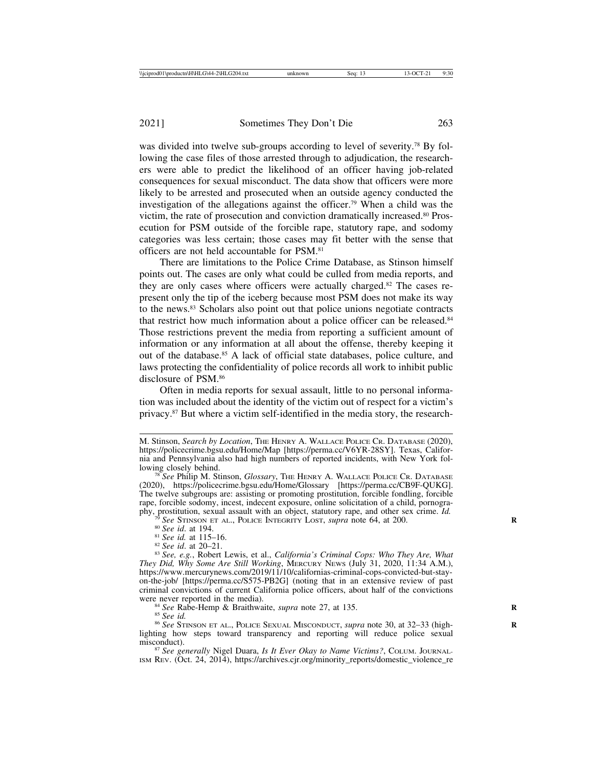was divided into twelve sub-groups according to level of severity.[78] By following the case files of those arrested through to adjudication, the researchers were able to predict the likelihood of an officer having job-related consequences for sexual misconduct. The data show that officers were more likely to be arrested and prosecuted when an outside agency conducted the investigation of the allegations against the officer.[79] When a child was the victim, the rate of prosecution and conviction dramatically increased.[80] Prosecution for PSM outside of the forcible rape, statutory rape, and sodomy categories was less certain; those cases may fit better with the sense that officers are not held accountable for PSM.[81]

There are limitations to the Police Crime Database, as Stinson himself points out. The cases are only what could be culled from media reports, and they are only cases where officers were actually charged.[82] The cases represent only the tip of the iceberg because most PSM does not make its way to the news.[83] Scholars also point out that police unions negotiate contracts that restrict how much information about a police officer can be released.[84] Those restrictions prevent the media from reporting a sufficient amount of information or any information at all about the offense, thereby keeping it out of the database.[85] A lack of official state databases, police culture, and laws protecting the confidentiality of police records all work to inhibit public disclosure of PSM.[86]

Often in media reports for sexual assault, little to no personal information was included about the identity of the victim out of respect for a victim's privacy.[87] But where a victim self-identified in the media story, the research-

---

M. Stinson, *Search by Location*, THE HENRY A. WALLACE POLICE CR. DATABASE (2020), https://policecrime.bgsu.edu/Home/Map [https://perma.cc/V6YR-28SY]. Texas, California and Pennsylvania also had high numbers of reported incidents, with New York following closely behind.

[78] *See* Philip M. Stinson, *Glossary*, THE HENRY A. WALLACE POLICE CR. DATABASE (2020), https://policecrime.bgsu.edu/Home/Glossary [https://perma.cc/CB9F-QUKG]. The twelve subgroups are: assisting or promoting prostitution, forcible fondling, forcible rape, forcible sodomy, incest, indecent exposure, online solicitation of a child, pornography, prostitution, sexual assault with an object, statutory rape, and other sex crime. *Id.*

[79] *See* STINSON ET AL., POLICE INTEGRITY LOST, *supra* note 64, at 200.

[80] *See id.* at 194.

[81] *See id.* at 115–16.

[82] *See id.* at 20–21.

[83] *See, e.g.*, Robert Lewis, et al., *California's Criminal Cops: Who They Are, What They Did, Why Some Are Still Working*, MERCURY NEWS (July 31, 2020, 11:34 A.M.), https://www.mercurynews.com/2019/11/10/californias-criminal-cops-convicted-but-stay-on-the-job/ [https://perma.cc/S575-PB2G] (noting that in an extensive review of past criminal convictions of current California police officers, about half of the convictions were never reported in the media).

[84] *See* Rabe-Hemp & Braithwaite, *supra* note 27, at 135.

[85] *See id.*

[86] *See* STINSON ET AL., POLICE SEXUAL MISCONDUCT, *supra* note 30, at 32–33 (highlighting how steps toward transparency and reporting will reduce police sexual misconduct).

[87] *See generally* Nigel Duara, *Is It Ever Okay to Name Victims?*, COLUM. JOURNALISM REV. (Oct. 24, 2014), https://archives.cjr.org/minority_reports/domestic_violence_re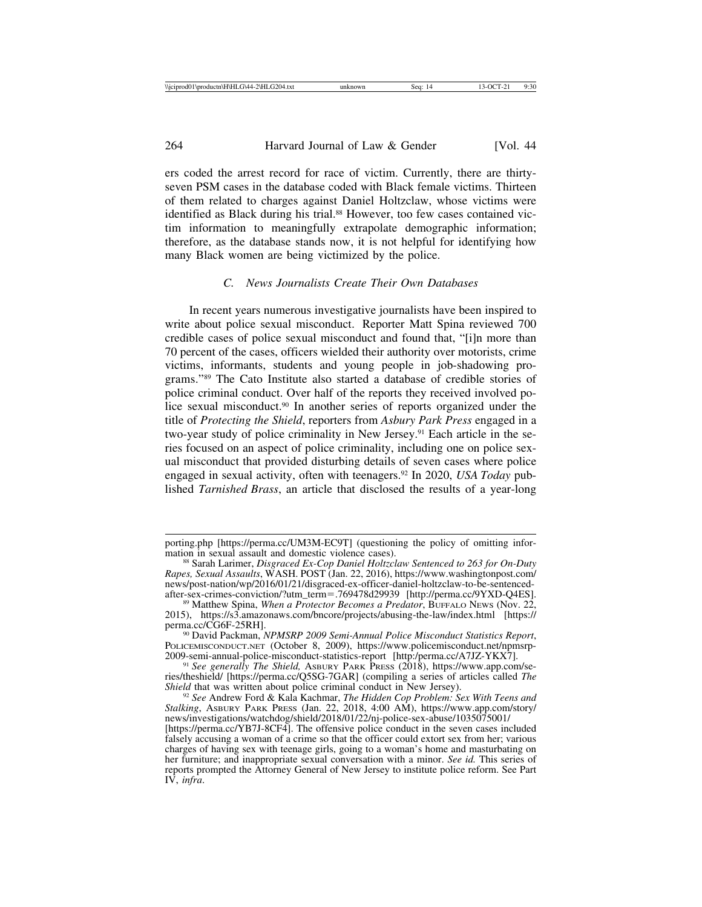ers coded the arrest record for race of victim. Currently, there are thirty-seven PSM cases in the database coded with Black female victims. Thirteen of them related to charges against Daniel Holtzclaw, whose victims were identified as Black during his trial.[88] However, too few cases contained victim information to meaningfully extrapolate demographic information; therefore, as the database stands now, it is not helpful for identifying how many Black women are being victimized by the police.

### *C. News Journalists Create Their Own Databases*

In recent years numerous investigative journalists have been inspired to write about police sexual misconduct. Reporter Matt Spina reviewed 700 credible cases of police sexual misconduct and found that, "[i]n more than 70 percent of the cases, officers wielded their authority over motorists, crime victims, informants, students and young people in job-shadowing programs."[89] The Cato Institute also started a database of credible stories of police criminal conduct. Over half of the reports they received involved police sexual misconduct.[90] In another series of reports organized under the title of *Protecting the Shield*, reporters from *Asbury Park Press* engaged in a two-year study of police criminality in New Jersey.[91] Each article in the series focused on an aspect of police criminality, including one on police sexual misconduct that provided disturbing details of seven cases where police engaged in sexual activity, often with teenagers.[92] In 2020, *USA Today* published *Tarnished Brass*, an article that disclosed the results of a year-long

---

porting.php [https://perma.cc/UM3M-EC9T] (questioning the policy of omitting information in sexual assault and domestic violence cases).

[88] Sarah Larimer, *Disgraced Ex-Cop Daniel Holtzclaw Sentenced to 263 for On-Duty Rapes, Sexual Assaults*, WASH. POST (Jan. 22, 2016), https://www.washingtonpost.com/news/post-nation/wp/2016/01/21/disgraced-ex-officer-daniel-holtzclaw-to-be-sentenced-after-sex-crimes-conviction/?utm_term=.769478d29939 [http://perma.cc/9YXD-Q4ES].

[89] Matthew Spina, *When a Protector Becomes a Predator*, BUFFALO NEWS (Nov. 22, 2015), https://s3.amazonaws.com/bncore/projects/abusing-the-law/index.html [https://perma.cc/CG6F-25RH].

[90] David Packman, *NPMSRP 2009 Semi-Annual Police Misconduct Statistics Report*, POLICEMISCONDUCT.NET (October 8, 2009), https://www.policemisconduct.net/npmsrp-2009-semi-annual-police-misconduct-statistics-report [http:/perma.cc/A7JZ-YKX7].

[91] *See generally The Shield,* ASBURY PARK PRESS (2018), https://www.app.com/series/theshield/ [https://perma.cc/Q5SG-7GAR] (compiling a series of articles called *The Shield* that was written about police criminal conduct in New Jersey).

[92] *See* Andrew Ford & Kala Kachmar, *The Hidden Cop Problem: Sex With Teens and Stalking*, ASBURY PARK PRESS (Jan. 22, 2018, 4:00 AM), https://www.app.com/story/news/investigations/watchdog/shield/2018/01/22/nj-police-sex-abuse/1035075001/ [https://perma.cc/YB7J-8CF4]. The offensive police conduct in the seven cases included falsely accusing a woman of a crime so that the officer could extort sex from her; various charges of having sex with teenage girls, going to a woman's home and masturbating on her furniture; and inappropriate sexual conversation with a minor. *See id.* This series of reports prompted the Attorney General of New Jersey to institute police reform. See Part IV, *infra*.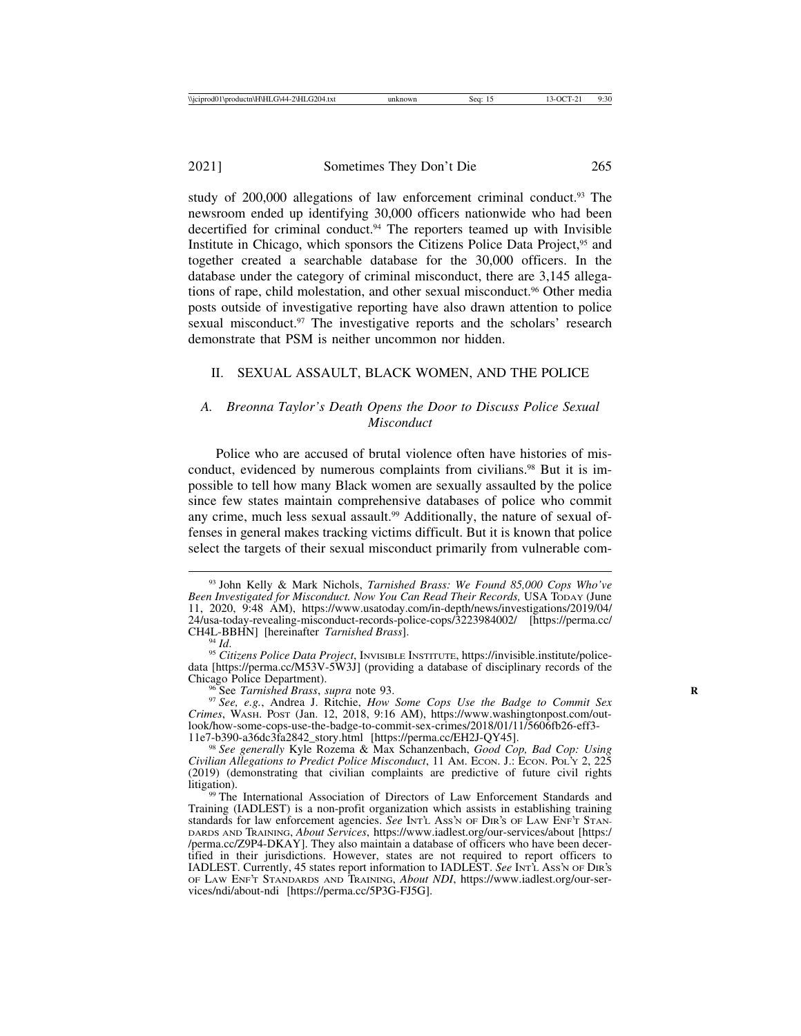study of 200,000 allegations of law enforcement criminal conduct.[93] The newsroom ended up identifying 30,000 officers nationwide who had been decertified for criminal conduct.[94] The reporters teamed up with Invisible Institute in Chicago, which sponsors the Citizens Police Data Project,[95] and together created a searchable database for the 30,000 officers. In the database under the category of criminal misconduct, there are 3,145 allegations of rape, child molestation, and other sexual misconduct.[96] Other media posts outside of investigative reporting have also drawn attention to police sexual misconduct.[97] The investigative reports and the scholars' research demonstrate that PSM is neither uncommon nor hidden.

## II. SEXUAL ASSAULT, BLACK WOMEN, AND THE POLICE

### A. *Breonna Taylor's Death Opens the Door to Discuss Police Sexual Misconduct*

Police who are accused of brutal violence often have histories of misconduct, evidenced by numerous complaints from civilians.[98] But it is impossible to tell how many Black women are sexually assaulted by the police since few states maintain comprehensive databases of police who commit any crime, much less sexual assault.[99] Additionally, the nature of sexual offenses in general makes tracking victims difficult. But it is known that police select the targets of their sexual misconduct primarily from vulnerable com-

---

[93] John Kelly & Mark Nichols, *Tarnished Brass: We Found 85,000 Cops Who've Been Investigated for Misconduct. Now You Can Read Their Records,* USA TODAY (June 11, 2020, 9:48 AM), https://www.usatoday.com/in-depth/news/investigations/2019/04/24/usa-today-revealing-misconduct-records-police-cops/3223984002/ [https://perma.cc/CH4L-BBHN] [hereinafter *Tarnished Brass*].

[94] *Id*.

[95] *Citizens Police Data Project*, INVISIBLE INSTITUTE, https://invisible.institute/police-data [https://perma.cc/M53V-5W3J] (providing a database of disciplinary records of the Chicago Police Department).

[96] See *Tarnished Brass*, *supra* note 93.

[97] *See, e.g.*, Andrea J. Ritchie, *How Some Cops Use the Badge to Commit Sex Crimes*, WASH. POST (Jan. 12, 2018, 9:16 AM), https://www.washingtonpost.com/outlook/how-some-cops-use-the-badge-to-commit-sex-crimes/2018/01/11/5606fb26-eff3-11e7-b390-a36dc3fa2842_story.html [https://perma.cc/EH2J-QY45].

[98] *See generally* Kyle Rozema & Max Schanzenbach, *Good Cop, Bad Cop: Using Civilian Allegations to Predict Police Misconduct*, 11 AM. ECON. J.: ECON. POL'Y 2, 225 (2019) (demonstrating that civilian complaints are predictive of future civil rights litigation).

[99] The International Association of Directors of Law Enforcement Standards and Training (IADLEST) is a non-profit organization which assists in establishing training standards for law enforcement agencies. *See* INT'L ASS'N OF DIR'S OF LAW ENF'T STANDARDS AND TRAINING, *About Services*, https://www.iadlest.org/our-services/about [https://perma.cc/Z9P4-DKAY]. They also maintain a database of officers who have been decertified in their jurisdictions. However, states are not required to report officers to IADLEST. Currently, 45 states report information to IADLEST. *See* INT'L ASS'N OF DIR'S OF LAW ENF'T STANDARDS AND TRAINING, *About NDI*, https://www.iadlest.org/our-services/ndi/about-ndi [https://perma.cc/5P3G-FJ5G].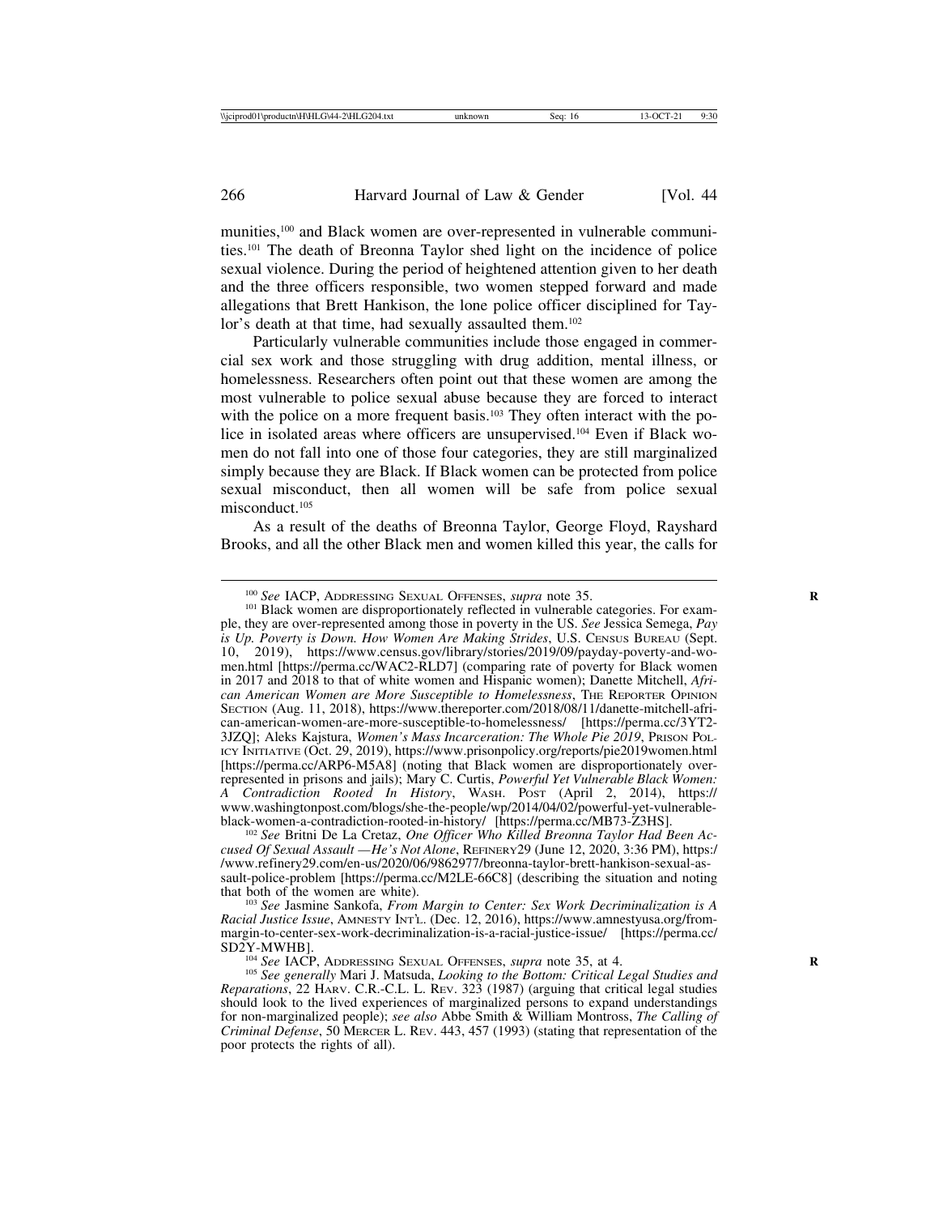munities,[100] and Black women are over-represented in vulnerable communities.[101] The death of Breonna Taylor shed light on the incidence of police sexual violence. During the period of heightened attention given to her death and the three officers responsible, two women stepped forward and made allegations that Brett Hankison, the lone police officer disciplined for Taylor's death at that time, had sexually assaulted them.[102]

Particularly vulnerable communities include those engaged in commercial sex work and those struggling with drug addition, mental illness, or homelessness. Researchers often point out that these women are among the most vulnerable to police sexual abuse because they are forced to interact with the police on a more frequent basis.[103] They often interact with the police in isolated areas where officers are unsupervised.[104] Even if Black women do not fall into one of those four categories, they are still marginalized simply because they are Black. If Black women can be protected from police sexual misconduct, then all women will be safe from police sexual misconduct.[105]

As a result of the deaths of Breonna Taylor, George Floyd, Rayshard Brooks, and all the other Black men and women killed this year, the calls for

---

[100] *See* IACP, Addressing Sexual Offenses, *supra* note 35.

[101] Black women are disproportionately reflected in vulnerable categories. For example, they are over-represented among those in poverty in the US. *See* Jessica Semega, *Pay is Up. Poverty is Down. How Women Are Making Strides*, U.S. Census Bureau (Sept. 10, 2019), https://www.census.gov/library/stories/2019/09/payday-poverty-and-women.html [https://perma.cc/WAC2-RLD7] (comparing rate of poverty for Black women in 2017 and 2018 to that of white women and Hispanic women); Danette Mitchell, *African American Women are More Susceptible to Homelessness*, The Reporter Opinion Section (Aug. 11, 2018), https://www.thereporter.com/2018/08/11/danette-mitchell-african-american-women-are-more-susceptible-to-homelessness/ [https://perma.cc/3YT2-3JZQ]; Aleks Kajstura, *Women's Mass Incarceration: The Whole Pie 2019*, Prison Policy Initiative (Oct. 29, 2019), https://www.prisonpolicy.org/reports/pie2019women.html [https://perma.cc/ARP6-M5A8] (noting that Black women are disproportionately over-represented in prisons and jails); Mary C. Curtis, *Powerful Yet Vulnerable Black Women: A Contradiction Rooted In History*, Wash. Post (April 2, 2014), https://www.washingtonpost.com/blogs/she-the-people/wp/2014/04/02/powerful-yet-vulnerable-black-women-a-contradiction-rooted-in-history/ [https://perma.cc/MB73-Z3HS].

[102] *See* Britni De La Cretaz, *One Officer Who Killed Breonna Taylor Had Been Accused Of Sexual Assault —He's Not Alone*, Refinery29 (June 12, 2020, 3:36 PM), https://www.refinery29.com/en-us/2020/06/9862977/breonna-taylor-brett-hankison-sexual-assault-police-problem [https://perma.cc/M2LE-66C8] (describing the situation and noting that both of the women are white).

[103] *See* Jasmine Sankofa, *From Margin to Center: Sex Work Decriminalization is A Racial Justice Issue*, Amnesty Int'l. (Dec. 12, 2016), https://www.amnestyusa.org/from-margin-to-center-sex-work-decriminalization-is-a-racial-justice-issue/ [https://perma.cc/SD2Y-MWHB].

[104] *See* IACP, Addressing Sexual Offenses, *supra* note 35, at 4.

[105] *See generally* Mari J. Matsuda, *Looking to the Bottom: Critical Legal Studies and Reparations*, 22 Harv. C.R.-C.L. L. Rev. 323 (1987) (arguing that critical legal studies should look to the lived experiences of marginalized persons to expand understandings for non-marginalized people); *see also* Abbe Smith & William Montross, *The Calling of Criminal Defense*, 50 Mercer L. Rev. 443, 457 (1993) (stating that representation of the poor protects the rights of all).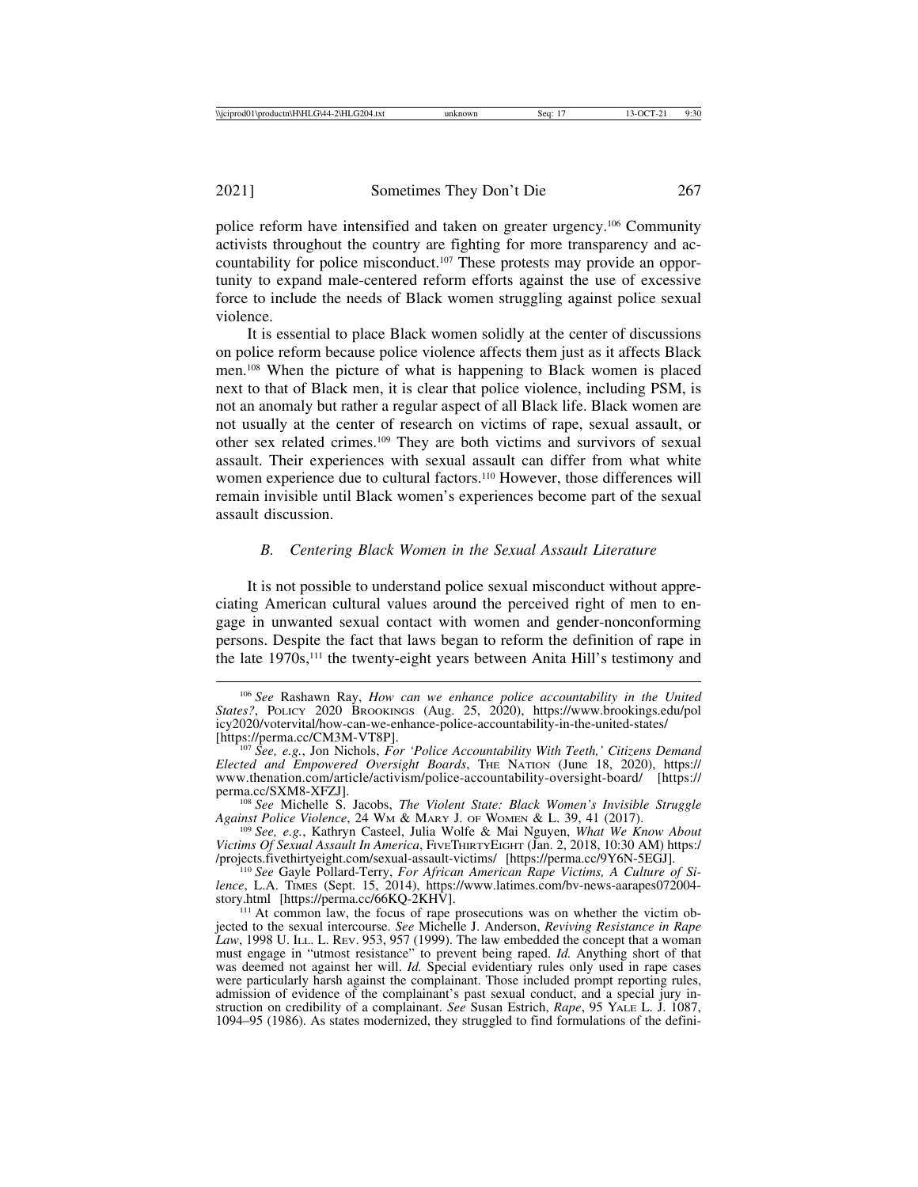police reform have intensified and taken on greater urgency.[106] Community activists throughout the country are fighting for more transparency and accountability for police misconduct.[107] These protests may provide an opportunity to expand male-centered reform efforts against the use of excessive force to include the needs of Black women struggling against police sexual violence.

It is essential to place Black women solidly at the center of discussions on police reform because police violence affects them just as it affects Black men.[108] When the picture of what is happening to Black women is placed next to that of Black men, it is clear that police violence, including PSM, is not an anomaly but rather a regular aspect of all Black life. Black women are not usually at the center of research on victims of rape, sexual assault, or other sex related crimes.[109] They are both victims and survivors of sexual assault. Their experiences with sexual assault can differ from what white women experience due to cultural factors.[110] However, those differences will remain invisible until Black women's experiences become part of the sexual assault discussion.

### *B. Centering Black Women in the Sexual Assault Literature*

It is not possible to understand police sexual misconduct without appreciating American cultural values around the perceived right of men to engage in unwanted sexual contact with women and gender-nonconforming persons. Despite the fact that laws began to reform the definition of rape in the late 1970s,[111] the twenty-eight years between Anita Hill's testimony and

---

[106] *See* Rashawn Ray, *How can we enhance police accountability in the United States?*, POLICY 2020 BROOKINGS (Aug. 25, 2020), https://www.brookings.edu/policy2020/votervital/how-can-we-enhance-police-accountability-in-the-united-states/ [https://perma.cc/CM3M-VT8P].

[107] *See, e.g.*, Jon Nichols, *For 'Police Accountability With Teeth,' Citizens Demand Elected and Empowered Oversight Boards*, THE NATION (June 18, 2020), https://www.thenation.com/article/activism/police-accountability-oversight-board/ [https://perma.cc/SXM8-XFZJ].

[108] *See* Michelle S. Jacobs, *The Violent State: Black Women's Invisible Struggle Against Police Violence*, 24 WM & MARY J. OF WOMEN & L. 39, 41 (2017).

[109] *See, e.g.*, Kathryn Casteel, Julia Wolfe & Mai Nguyen, *What We Know About Victims Of Sexual Assault In America*, FIVETHIRTYEIGHT (Jan. 2, 2018, 10:30 AM) https://projects.fivethirtyeight.com/sexual-assault-victims/ [https://perma.cc/9Y6N-5EGJ].

[110] *See* Gayle Pollard-Terry, *For African American Rape Victims, A Culture of Silence*, L.A. TIMES (Sept. 15, 2014), https://www.latimes.com/bv-news-aarapes072004-story.html [https://perma.cc/66KQ-2KHV].

[111] At common law, the focus of rape prosecutions was on whether the victim objected to the sexual intercourse. *See* Michelle J. Anderson, *Reviving Resistance in Rape Law*, 1998 U. ILL. L. REV. 953, 957 (1999). The law embedded the concept that a woman must engage in "utmost resistance" to prevent being raped. *Id.* Anything short of that was deemed not against her will. *Id.* Special evidentiary rules only used in rape cases were particularly harsh against the complainant. Those included prompt reporting rules, admission of evidence of the complainant's past sexual conduct, and a special jury instruction on credibility of a complainant. *See* Susan Estrich, *Rape*, 95 YALE L. J. 1087, 1094–95 (1986). As states modernized, they struggled to find formulations of the defini-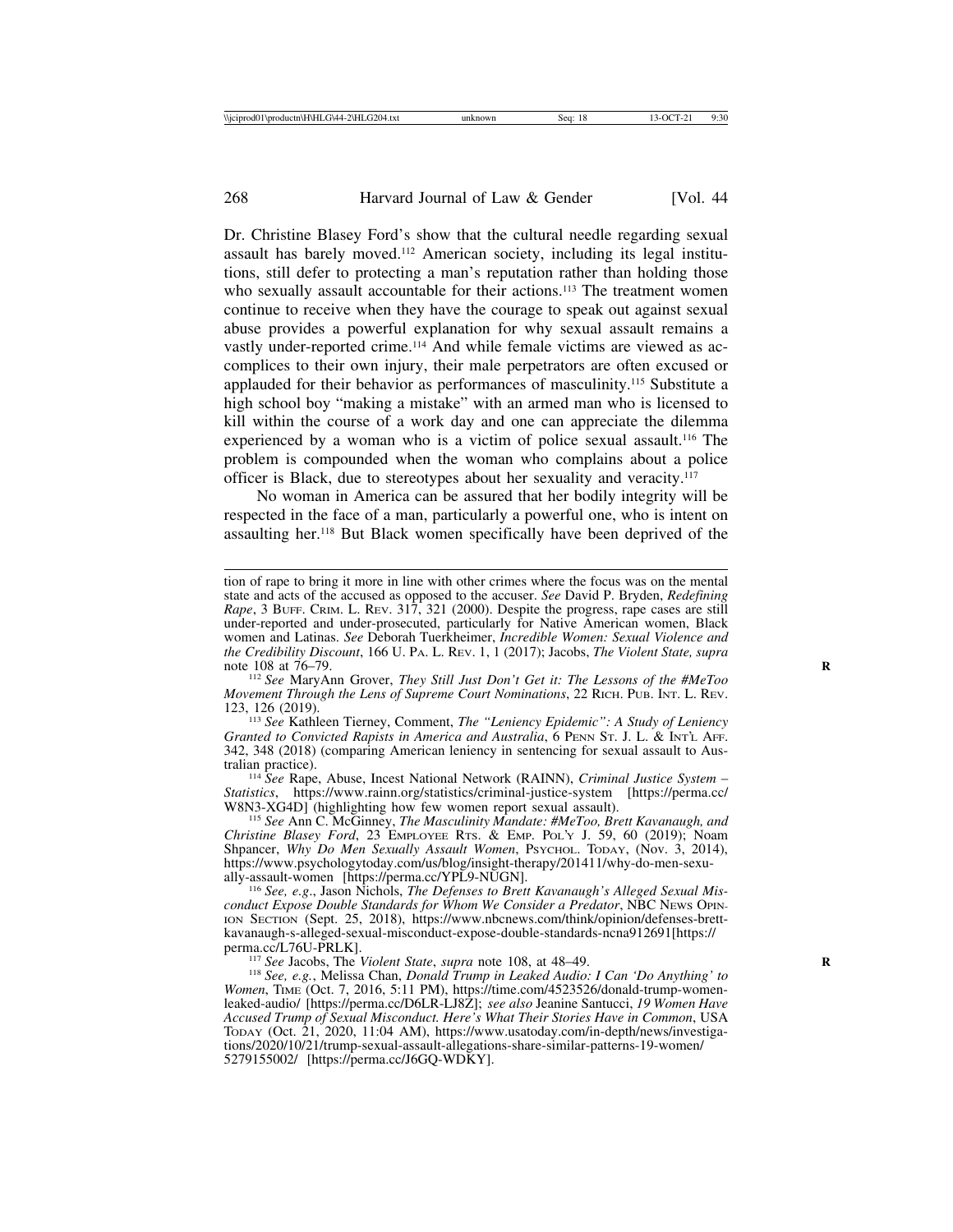Dr. Christine Blasey Ford's show that the cultural needle regarding sexual assault has barely moved.[112] American society, including its legal institutions, still defer to protecting a man's reputation rather than holding those who sexually assault accountable for their actions.[113] The treatment women continue to receive when they have the courage to speak out against sexual abuse provides a powerful explanation for why sexual assault remains a vastly under-reported crime.[114] And while female victims are viewed as accomplices to their own injury, their male perpetrators are often excused or applauded for their behavior as performances of masculinity.[115] Substitute a high school boy "making a mistake" with an armed man who is licensed to kill within the course of a work day and one can appreciate the dilemma experienced by a woman who is a victim of police sexual assault.[116] The problem is compounded when the woman who complains about a police officer is Black, due to stereotypes about her sexuality and veracity.[117]

No woman in America can be assured that her bodily integrity will be respected in the face of a man, particularly a powerful one, who is intent on assaulting her.[118] But Black women specifically have been deprived of the

---

tion of rape to bring it more in line with other crimes where the focus was on the mental state and acts of the accused as opposed to the accuser. *See* David P. Bryden, *Redefining Rape*, 3 BUFF. CRIM. L. REV. 317, 321 (2000). Despite the progress, rape cases are still under-reported and under-prosecuted, particularly for Native American women, Black women and Latinas. *See* Deborah Tuerkheimer, *Incredible Women: Sexual Violence and the Credibility Discount*, 166 U. PA. L. REV. 1, 1 (2017); Jacobs, *The Violent State, supra* note 108 at 76–79.

[112] *See* MaryAnn Grover, *They Still Just Don't Get it: The Lessons of the #MeToo Movement Through the Lens of Supreme Court Nominations*, 22 RICH. PUB. INT. L. REV. 123, 126 (2019).

[113] *See* Kathleen Tierney, Comment, *The "Leniency Epidemic": A Study of Leniency Granted to Convicted Rapists in America and Australia*, 6 PENN ST. J. L. & INT'L AFF. 342, 348 (2018) (comparing American leniency in sentencing for sexual assault to Australian practice).

[114] *See* Rape, Abuse, Incest National Network (RAINN), *Criminal Justice System – Statistics*, https://www.rainn.org/statistics/criminal-justice-system [https://perma.cc/W8N3-XG4D] (highlighting how few women report sexual assault).

[115] *See* Ann C. McGinney, *The Masculinity Mandate: #MeToo, Brett Kavanaugh, and Christine Blasey Ford*, 23 EMPLOYEE RTS. & EMP. POL'Y J. 59, 60 (2019); Noam Shpancer, *Why Do Men Sexually Assault Women*, PSYCHOL. TODAY, (Nov. 3, 2014), https://www.psychologytoday.com/us/blog/insight-therapy/201411/why-do-men-sexually-assault-women [https://perma.cc/YPL9-NUGN].

[116] *See, e.g*., Jason Nichols, *The Defenses to Brett Kavanaugh's Alleged Sexual Misconduct Expose Double Standards for Whom We Consider a Predator*, NBC NEWS OPINION SECTION (Sept. 25, 2018), https://www.nbcnews.com/think/opinion/defenses-brett-kavanaugh-s-alleged-sexual-misconduct-expose-double-standards-ncna912691[https://perma.cc/L76U-PRLK].

[117] *See* Jacobs, The *Violent State*, *supra* note 108, at 48–49.

[118] *See, e.g.*, Melissa Chan, *Donald Trump in Leaked Audio: I Can 'Do Anything' to Women*, TIME (Oct. 7, 2016, 5:11 PM), https://time.com/4523526/donald-trump-women-leaked-audio/ [https://perma.cc/D6LR-LJ8Z]; *see also* Jeanine Santucci, *19 Women Have Accused Trump of Sexual Misconduct. Here's What Their Stories Have in Common*, USA TODAY (Oct. 21, 2020, 11:04 AM), https://www.usatoday.com/in-depth/news/investigations/2020/10/21/trump-sexual-assault-allegations-share-similar-patterns-19-women/5279155002/ [https://perma.cc/J6GQ-WDKY].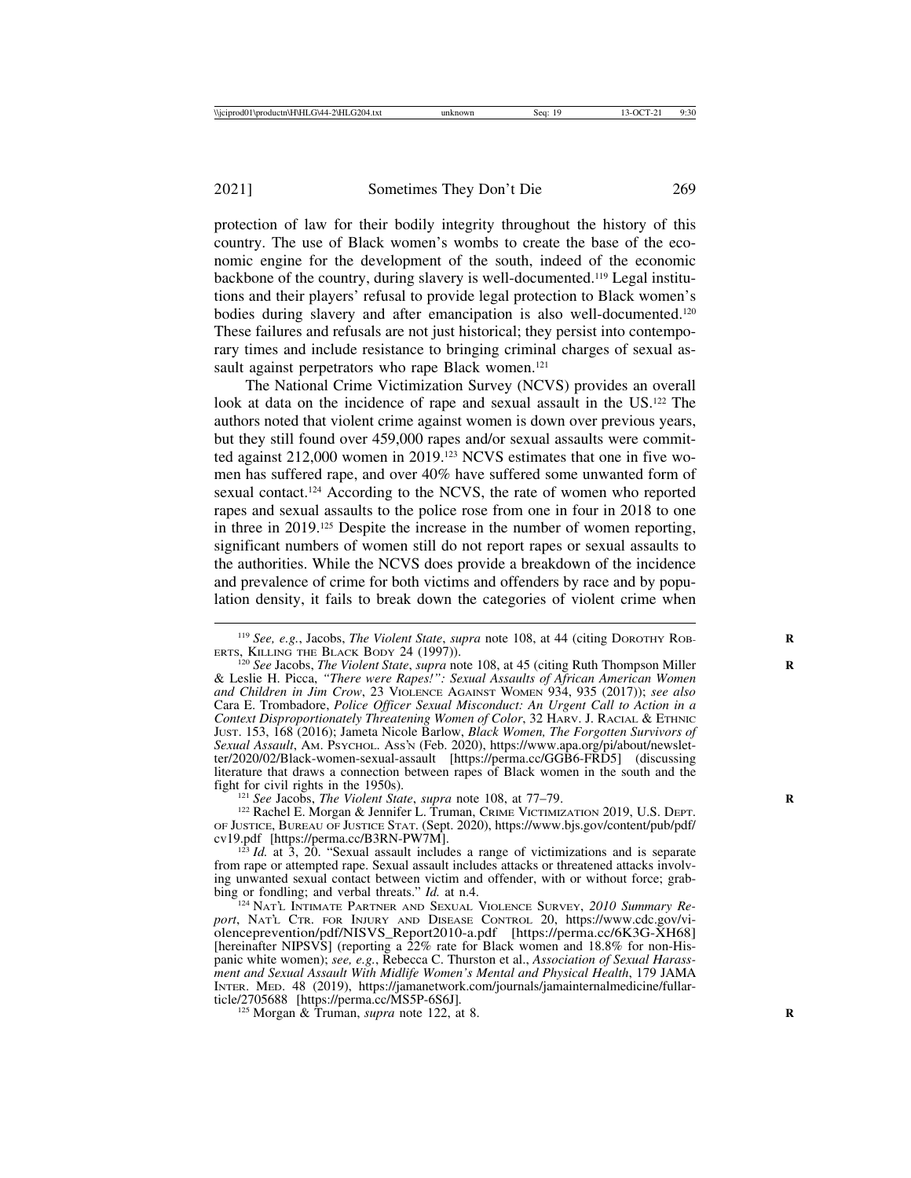protection of law for their bodily integrity throughout the history of this country. The use of Black women's wombs to create the base of the economic engine for the development of the south, indeed of the economic backbone of the country, during slavery is well-documented.[119] Legal institutions and their players' refusal to provide legal protection to Black women's bodies during slavery and after emancipation is also well-documented.[120] These failures and refusals are not just historical; they persist into contemporary times and include resistance to bringing criminal charges of sexual assault against perpetrators who rape Black women.[121]

The National Crime Victimization Survey (NCVS) provides an overall look at data on the incidence of rape and sexual assault in the US.[122] The authors noted that violent crime against women is down over previous years, but they still found over 459,000 rapes and/or sexual assaults were committed against 212,000 women in 2019.[123] NCVS estimates that one in five women has suffered rape, and over 40% have suffered some unwanted form of sexual contact.[124] According to the NCVS, the rate of women who reported rapes and sexual assaults to the police rose from one in four in 2018 to one in three in 2019.[125] Despite the increase in the number of women reporting, significant numbers of women still do not report rapes or sexual assaults to the authorities. While the NCVS does provide a breakdown of the incidence and prevalence of crime for both victims and offenders by race and by population density, it fails to break down the categories of violent crime when

---

[119] *See, e.g.*, Jacobs, *The Violent State*, *supra* note 108, at 44 (citing DOROTHY ROBERTS, KILLING THE BLACK BODY 24 (1997)).

[120] *See* Jacobs, *The Violent State*, *supra* note 108, at 45 (citing Ruth Thompson Miller & Leslie H. Picca, *"There were Rapes!": Sexual Assaults of African American Women and Children in Jim Crow*, 23 VIOLENCE AGAINST WOMEN 934, 935 (2017)); *see also* Cara E. Trombadore, *Police Officer Sexual Misconduct: An Urgent Call to Action in a Context Disproportionately Threatening Women of Color*, 32 HARV. J. RACIAL & ETHNIC JUST. 153, 168 (2016); Jameta Nicole Barlow, *Black Women, The Forgotten Survivors of Sexual Assault*, AM. PSYCHOL. ASS'N (Feb. 2020), https://www.apa.org/pi/about/newsletter/2020/02/Black-women-sexual-assault [https://perma.cc/GGB6-FRD5] (discussing literature that draws a connection between rapes of Black women in the south and the fight for civil rights in the 1950s).

[121] *See* Jacobs, *The Violent State*, *supra* note 108, at 77–79.

[122] Rachel E. Morgan & Jennifer L. Truman, CRIME VICTIMIZATION 2019, U.S. DEPT. OF JUSTICE, BUREAU OF JUSTICE STAT. (Sept. 2020), https://www.bjs.gov/content/pub/pdf/cv19.pdf [https://perma.cc/B3RN-PW7M].

[123] *Id.* at 3, 20. "Sexual assault includes a range of victimizations and is separate from rape or attempted rape. Sexual assault includes attacks or threatened attacks involving unwanted sexual contact between victim and offender, with or without force; grabbing or fondling; and verbal threats." *Id.* at n.4.

[124] NAT'L INTIMATE PARTNER AND SEXUAL VIOLENCE SURVEY, *2010 Summary Report*, NAT'L CTR. FOR INJURY AND DISEASE CONTROL 20, https://www.cdc.gov/violenceprevention/pdf/NISVS_Report2010-a.pdf [https://perma.cc/6K3G-XH68] [hereinafter NIPSVS] (reporting a 22% rate for Black women and 18.8% for non-Hispanic white women); *see, e.g.*, Rebecca C. Thurston et al., *Association of Sexual Harassment and Sexual Assault With Midlife Women's Mental and Physical Health*, 179 JAMA INTER. MED. 48 (2019), https://jamanetwork.com/journals/jamainternalmedicine/fullarticle/2705688 [https://perma.cc/MS5P-6S6J].

[125] Morgan & Truman, *supra* note 122, at 8.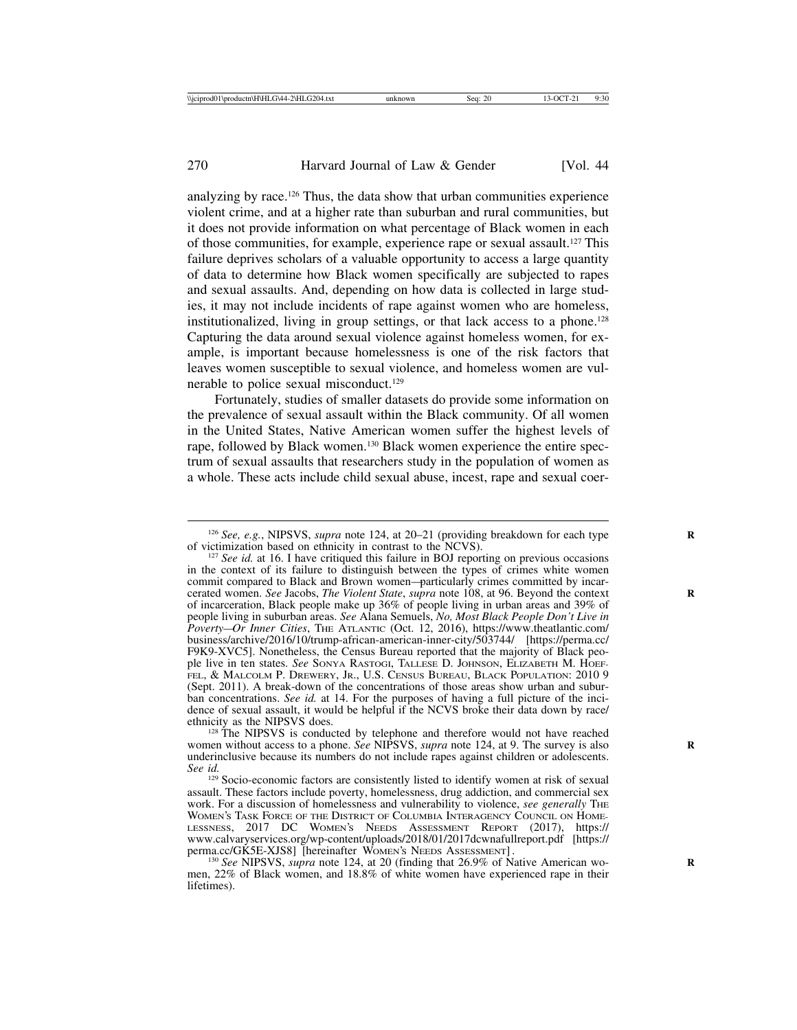analyzing by race.[126] Thus, the data show that urban communities experience violent crime, and at a higher rate than suburban and rural communities, but it does not provide information on what percentage of Black women in each of those communities, for example, experience rape or sexual assault.[127] This failure deprives scholars of a valuable opportunity to access a large quantity of data to determine how Black women specifically are subjected to rapes and sexual assaults. And, depending on how data is collected in large studies, it may not include incidents of rape against women who are homeless, institutionalized, living in group settings, or that lack access to a phone.[128] Capturing the data around sexual violence against homeless women, for example, is important because homelessness is one of the risk factors that leaves women susceptible to sexual violence, and homeless women are vulnerable to police sexual misconduct.[129]

Fortunately, studies of smaller datasets do provide some information on the prevalence of sexual assault within the Black community. Of all women in the United States, Native American women suffer the highest levels of rape, followed by Black women.[130] Black women experience the entire spectrum of sexual assaults that researchers study in the population of women as a whole. These acts include child sexual abuse, incest, rape and sexual coer-

---

[126] *See, e.g.*, NIPSVS, *supra* note 124, at 20–21 (providing breakdown for each type of victimization based on ethnicity in contrast to the NCVS).

[127] *See id.* at 16. I have critiqued this failure in BOJ reporting on previous occasions in the context of its failure to distinguish between the types of crimes white women commit compared to Black and Brown women—particularly crimes committed by incarcerated women. *See* Jacobs, *The Violent State*, *supra* note 108, at 96. Beyond the context of incarceration, Black people make up 36% of people living in urban areas and 39% of people living in suburban areas. *See* Alana Semuels, *No, Most Black People Don't Live in Poverty—Or Inner Cities*, THE ATLANTIC (Oct. 12, 2016), https://www.theatlantic.com/business/archive/2016/10/trump-african-american-inner-city/503744/ [https://perma.cc/F9K9-XVC5]. Nonetheless, the Census Bureau reported that the majority of Black people live in ten states. *See* SONYA RASTOGI, TALLESE D. JOHNSON, ELIZABETH M. HOEFFEL, & MALCOLM P. DREWERY, JR., U.S. CENSUS BUREAU, BLACK POPULATION: 2010 9 (Sept. 2011). A break-down of the concentrations of those areas show urban and suburban concentrations. *See id.* at 14. For the purposes of having a full picture of the incidence of sexual assault, it would be helpful if the NCVS broke their data down by race/ethnicity as the NIPSVS does.

[128] The NIPSVS is conducted by telephone and therefore would not have reached women without access to a phone. *See* NIPSVS, *supra* note 124, at 9. The survey is also underinclusive because its numbers do not include rapes against children or adolescents. *See id.*

[129] Socio-economic factors are consistently listed to identify women at risk of sexual assault. These factors include poverty, homelessness, drug addiction, and commercial sex work. For a discussion of homelessness and vulnerability to violence, *see generally* THE WOMEN'S TASK FORCE OF THE DISTRICT OF COLUMBIA INTERAGENCY COUNCIL ON HOMELESSNESS, 2017 DC WOMEN'S NEEDS ASSESSMENT REPORT (2017), https://www.calvaryservices.org/wp-content/uploads/2018/01/2017dcwnafullreport.pdf [https://perma.cc/GK5E-XJS8] [hereinafter WOMEN'S NEEDS ASSESSMENT].

[130] *See* NIPSVS, *supra* note 124, at 20 (finding that 26.9% of Native American women, 22% of Black women, and 18.8% of white women have experienced rape in their lifetimes).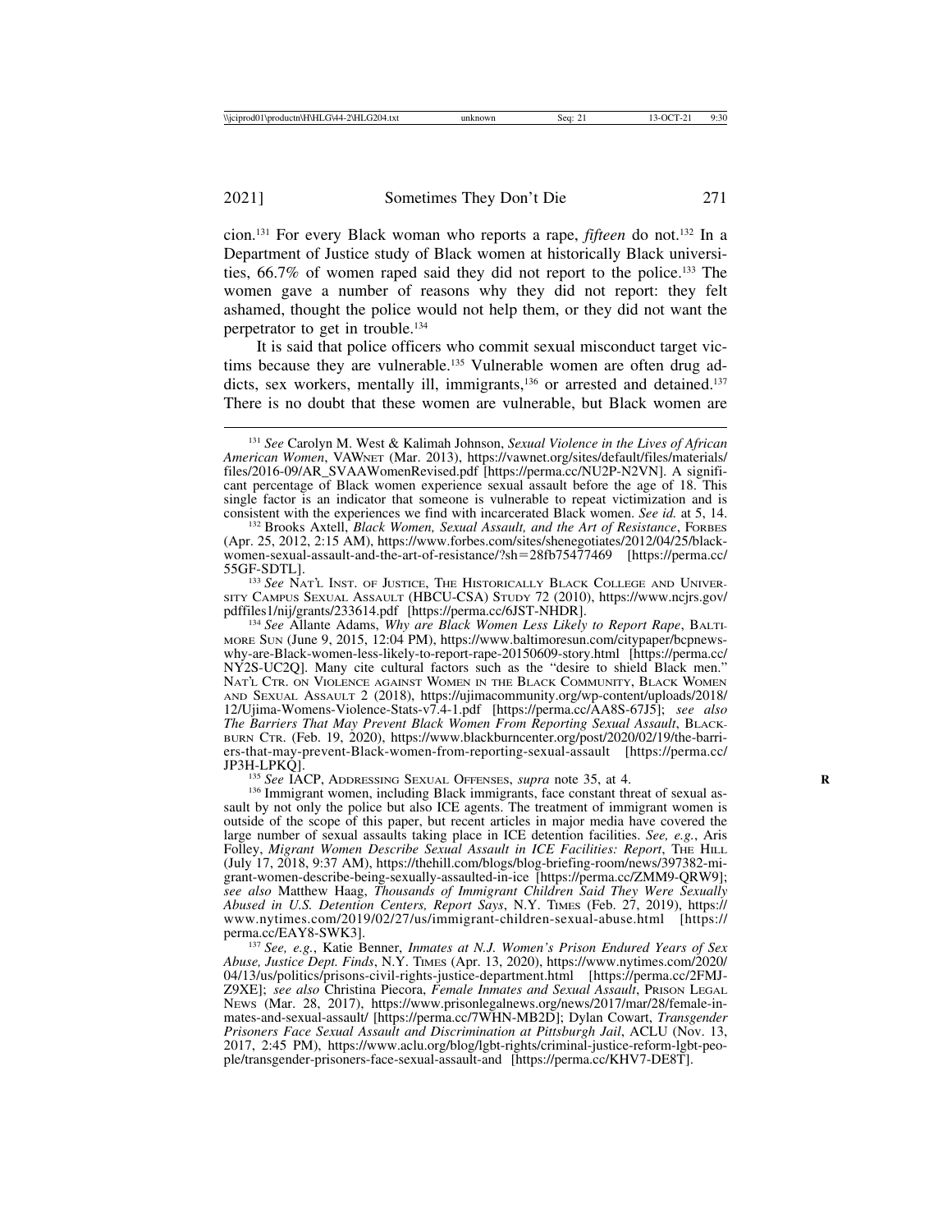cion.[131] For every Black woman who reports a rape, *fifteen* do not.[132] In a Department of Justice study of Black women at historically Black universities, 66.7% of women raped said they did not report to the police.[133] The women gave a number of reasons why they did not report: they felt ashamed, thought the police would not help them, or they did not want the perpetrator to get in trouble.[134]

It is said that police officers who commit sexual misconduct target victims because they are vulnerable.[135] Vulnerable women are often drug addicts, sex workers, mentally ill, immigrants,[136] or arrested and detained.[137] There is no doubt that these women are vulnerable, but Black women are

---

[131] *See* Carolyn M. West & Kalimah Johnson, *Sexual Violence in the Lives of African American Women*, VAWNET (Mar. 2013), https://vawnet.org/sites/default/files/materials/files/2016-09/AR_SVAAWomenRevised.pdf [https://perma.cc/NU2P-N2VN]. A significant percentage of Black women experience sexual assault before the age of 18. This single factor is an indicator that someone is vulnerable to repeat victimization and is consistent with the experiences we find with incarcerated Black women. *See id.* at 5, 14.

[132] Brooks Axtell, *Black Women, Sexual Assault, and the Art of Resistance*, FORBES (Apr. 25, 2012, 2:15 AM), https://www.forbes.com/sites/shenegotiates/2012/04/25/black-women-sexual-assault-and-the-art-of-resistance/?sh=28fb75477469 [https://perma.cc/55GF-SDTL].

[133] *See* NAT'L INST. OF JUSTICE, THE HISTORICALLY BLACK COLLEGE AND UNIVERSITY CAMPUS SEXUAL ASSAULT (HBCU-CSA) STUDY 72 (2010), https://www.ncjrs.gov/pdffiles1/nij/grants/233614.pdf [https://perma.cc/6JST-NHDR].

[134] *See* Allante Adams, *Why are Black Women Less Likely to Report Rape*, BALTIMORE SUN (June 9, 2015, 12:04 PM), https://www.baltimoresun.com/citypaper/bcpnews-why-are-Black-women-less-likely-to-report-rape-20150609-story.html [https://perma.cc/NY2S-UC2Q]. Many cite cultural factors such as the "desire to shield Black men." NAT'L CTR. ON VIOLENCE AGAINST WOMEN IN THE BLACK COMMUNITY, BLACK WOMEN AND SEXUAL ASSAULT 2 (2018), https://ujimacommunity.org/wp-content/uploads/2018/12/Ujima-Womens-Violence-Stats-v7.4-1.pdf [https://perma.cc/AA8S-67J5]; *see also The Barriers That May Prevent Black Women From Reporting Sexual Assault*, BLACKBURN CTR. (Feb. 19, 2020), https://www.blackburncenter.org/post/2020/02/19/the-barriers-that-may-prevent-Black-women-from-reporting-sexual-assault [https://perma.cc/JP3H-LPKQ].

[135] *See* IACP, ADDRESSING SEXUAL OFFENSES, *supra* note 35, at 4.

[136] Immigrant women, including Black immigrants, face constant threat of sexual assault by not only the police but also ICE agents. The treatment of immigrant women is outside of the scope of this paper, but recent articles in major media have covered the large number of sexual assaults taking place in ICE detention facilities. *See, e.g.*, Aris Folley, *Migrant Women Describe Sexual Assault in ICE Facilities: Report*, THE HILL (July 17, 2018, 9:37 AM), https://thehill.com/blogs/blog-briefing-room/news/397382-migrant-women-describe-being-sexually-assaulted-in-ice [https://perma.cc/ZMM9-QRW9]; *see also* Matthew Haag, *Thousands of Immigrant Children Said They Were Sexually Abused in U.S. Detention Centers, Report Says*, N.Y. TIMES (Feb. 27, 2019), https://www.nytimes.com/2019/02/27/us/immigrant-children-sexual-abuse.html [https://perma.cc/EAY8-SWK3].

[137] *See, e.g.*, Katie Benner, *Inmates at N.J. Women's Prison Endured Years of Sex Abuse, Justice Dept. Finds*, N.Y. TIMES (Apr. 13, 2020), https://www.nytimes.com/2020/04/13/us/politics/prisons-civil-rights-justice-department.html [https://perma.cc/2FMJ-Z9XE]; *see also* Christina Piecora, *Female Inmates and Sexual Assault*, PRISON LEGAL NEWS (Mar. 28, 2017), https://www.prisonlegalnews.org/news/2017/mar/28/female-inmates-and-sexual-assault/ [https://perma.cc/7WHN-MB2D]; Dylan Cowart, *Transgender Prisoners Face Sexual Assault and Discrimination at Pittsburgh Jail*, ACLU (Nov. 13, 2017, 2:45 PM), https://www.aclu.org/blog/lgbt-rights/criminal-justice-reform-lgbt-people/transgender-prisoners-face-sexual-assault-and [https://perma.cc/KHV7-DE8T].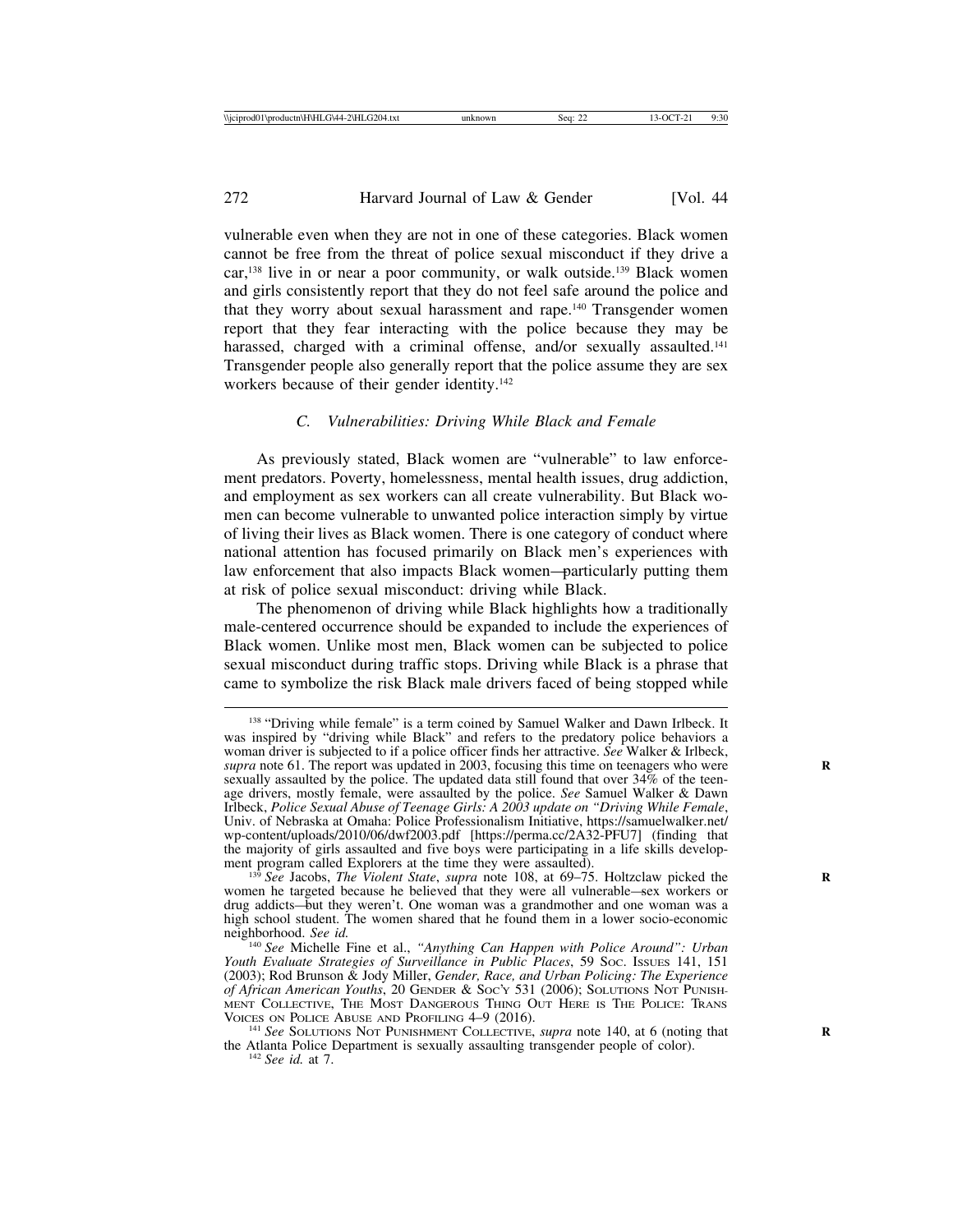vulnerable even when they are not in one of these categories. Black women cannot be free from the threat of police sexual misconduct if they drive a car,[138] live in or near a poor community, or walk outside.[139] Black women and girls consistently report that they do not feel safe around the police and that they worry about sexual harassment and rape.[140] Transgender women report that they fear interacting with the police because they may be harassed, charged with a criminal offense, and/or sexually assaulted.[141] Transgender people also generally report that the police assume they are sex workers because of their gender identity.[142]

### *C. Vulnerabilities: Driving While Black and Female*

As previously stated, Black women are "vulnerable" to law enforcement predators. Poverty, homelessness, mental health issues, drug addiction, and employment as sex workers can all create vulnerability. But Black women can become vulnerable to unwanted police interaction simply by virtue of living their lives as Black women. There is one category of conduct where national attention has focused primarily on Black men's experiences with law enforcement that also impacts Black women—particularly putting them at risk of police sexual misconduct: driving while Black.

The phenomenon of driving while Black highlights how a traditionally male-centered occurrence should be expanded to include the experiences of Black women. Unlike most men, Black women can be subjected to police sexual misconduct during traffic stops. Driving while Black is a phrase that came to symbolize the risk Black male drivers faced of being stopped while

---

[138] "Driving while female" is a term coined by Samuel Walker and Dawn Irlbeck. It was inspired by "driving while Black" and refers to the predatory police behaviors a woman driver is subjected to if a police officer finds her attractive. *See* Walker & Irlbeck, *supra* note 61. The report was updated in 2003, focusing this time on teenagers who were sexually assaulted by the police. The updated data still found that over 34% of the teenage drivers, mostly female, were assaulted by the police. *See* Samuel Walker & Dawn Irlbeck, *Police Sexual Abuse of Teenage Girls: A 2003 update on "Driving While Female*, Univ. of Nebraska at Omaha: Police Professionalism Initiative, https://samuelwalker.net/wp-content/uploads/2010/06/dwf2003.pdf [https://perma.cc/2A32-PFU7] (finding that the majority of girls assaulted and five boys were participating in a life skills development program called Explorers at the time they were assaulted).

[139] *See* Jacobs, *The Violent State*, *supra* note 108, at 69–75. Holtzclaw picked the women he targeted because he believed that they were all vulnerable—sex workers or drug addicts—but they weren't. One woman was a grandmother and one woman was a high school student. The women shared that he found them in a lower socio-economic neighborhood. *See id.*

[140] *See* Michelle Fine et al., *"Anything Can Happen with Police Around": Urban Youth Evaluate Strategies of Surveillance in Public Places*, 59 Soc. Issues 141, 151 (2003); Rod Brunson & Jody Miller, *Gender, Race, and Urban Policing: The Experience of African American Youths*, 20 Gender & Soc'y 531 (2006); Solutions Not Punishment Collective, The Most Dangerous Thing Out Here is The Police: Trans Voices on Police Abuse and Profiling 4–9 (2016).

[141] *See* Solutions Not Punishment Collective, *supra* note 140, at 6 (noting that the Atlanta Police Department is sexually assaulting transgender people of color).

[142] *See id.* at 7.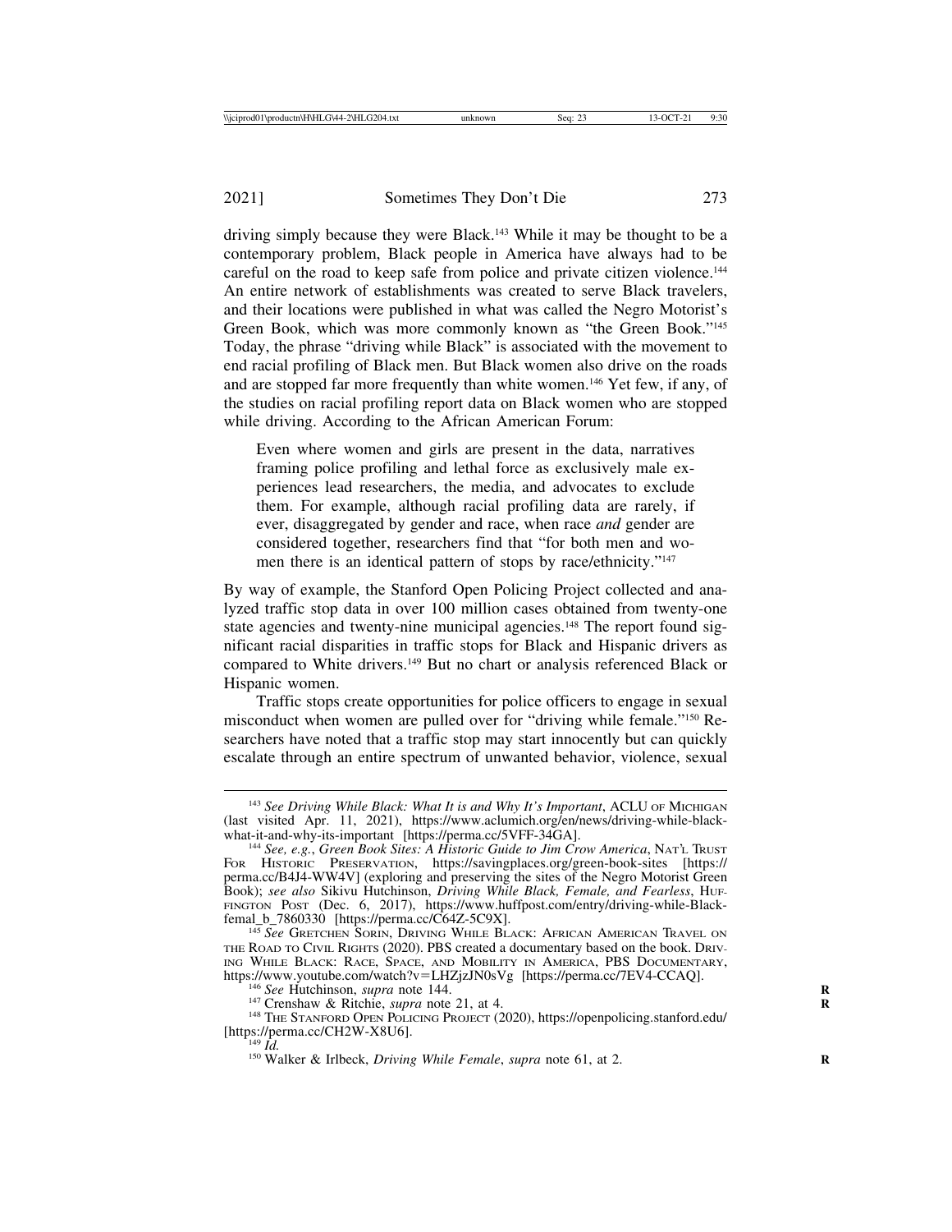driving simply because they were Black.[143] While it may be thought to be a contemporary problem, Black people in America have always had to be careful on the road to keep safe from police and private citizen violence.[144] An entire network of establishments was created to serve Black travelers, and their locations were published in what was called the Negro Motorist's Green Book, which was more commonly known as "the Green Book."[145] Today, the phrase "driving while Black" is associated with the movement to end racial profiling of Black men. But Black women also drive on the roads and are stopped far more frequently than white women.[146] Yet few, if any, of the studies on racial profiling report data on Black women who are stopped while driving. According to the African American Forum:

> Even where women and girls are present in the data, narratives framing police profiling and lethal force as exclusively male experiences lead researchers, the media, and advocates to exclude them. For example, although racial profiling data are rarely, if ever, disaggregated by gender and race, when race *and* gender are considered together, researchers find that "for both men and women there is an identical pattern of stops by race/ethnicity."[147]

By way of example, the Stanford Open Policing Project collected and analyzed traffic stop data in over 100 million cases obtained from twenty-one state agencies and twenty-nine municipal agencies.[148] The report found significant racial disparities in traffic stops for Black and Hispanic drivers as compared to White drivers.[149] But no chart or analysis referenced Black or Hispanic women.

Traffic stops create opportunities for police officers to engage in sexual misconduct when women are pulled over for "driving while female."[150] Researchers have noted that a traffic stop may start innocently but can quickly escalate through an entire spectrum of unwanted behavior, violence, sexual

---

[143] *See Driving While Black: What It is and Why It's Important*, ACLU of Michigan (last visited Apr. 11, 2021), https://www.aclumich.org/en/news/driving-while-black-what-it-and-why-its-important [https://perma.cc/5VFF-34GA].

[144] *See, e.g.*, *Green Book Sites: A Historic Guide to Jim Crow America*, Nat'l Trust for Historic Preservation, https://savingplaces.org/green-book-sites [https://perma.cc/B4J4-WW4V] (exploring and preserving the sites of the Negro Motorist Green Book); *see also* Sikivu Hutchinson, *Driving While Black, Female, and Fearless*, Huffington Post (Dec. 6, 2017), https://www.huffpost.com/entry/driving-while-Black-femal_b_7860330 [https://perma.cc/C64Z-5C9X].

[145] *See* Gretchen Sorin, Driving While Black: African American Travel on the Road to Civil Rights (2020). PBS created a documentary based on the book. Driving While Black: Race, Space, and Mobility in America, PBS Documentary, https://www.youtube.com/watch?v=LHZjzJN0sVg [https://perma.cc/7EV4-CCAQ].

[146] *See* Hutchinson, *supra* note 144.

[147] Crenshaw & Ritchie, *supra* note 21, at 4.

[148] The Stanford Open Policing Project (2020), https://openpolicing.stanford.edu/ [https://perma.cc/CH2W-X8U6].

[149] *Id.*

[150] Walker & Irlbeck, *Driving While Female*, *supra* note 61, at 2.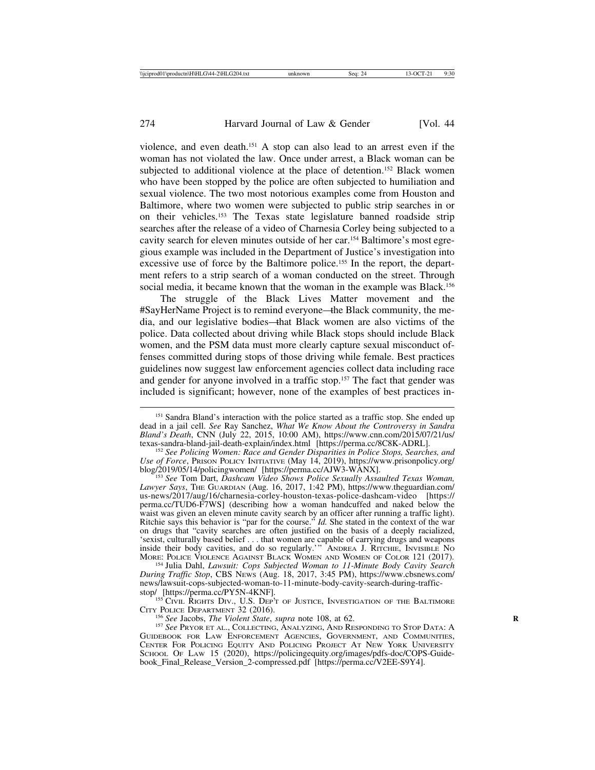violence, and even death.[151] A stop can also lead to an arrest even if the woman has not violated the law. Once under arrest, a Black woman can be subjected to additional violence at the place of detention.[152] Black women who have been stopped by the police are often subjected to humiliation and sexual violence. The two most notorious examples come from Houston and Baltimore, where two women were subjected to public strip searches in or on their vehicles.[153] The Texas state legislature banned roadside strip searches after the release of a video of Charnesia Corley being subjected to a cavity search for eleven minutes outside of her car.[154] Baltimore's most egregious example was included in the Department of Justice's investigation into excessive use of force by the Baltimore police.[155] In the report, the department refers to a strip search of a woman conducted on the street. Through social media, it became known that the woman in the example was Black.[156]

The struggle of the Black Lives Matter movement and the #SayHerName Project is to remind everyone—the Black community, the media, and our legislative bodies—that Black women are also victims of the police. Data collected about driving while Black stops should include Black women, and the PSM data must more clearly capture sexual misconduct offenses committed during stops of those driving while female. Best practices guidelines now suggest law enforcement agencies collect data including race and gender for anyone involved in a traffic stop.[157] The fact that gender was included is significant; however, none of the examples of best practices in-

---

[151] Sandra Bland's interaction with the police started as a traffic stop. She ended up dead in a jail cell. *See* Ray Sanchez, *What We Know About the Controversy in Sandra Bland's Death*, CNN (July 22, 2015, 10:00 AM), https://www.cnn.com/2015/07/21/us/texas-sandra-bland-jail-death-explain/index.html [https://perma.cc/8C8K-ADRL].

[152] *See Policing Women: Race and Gender Disparities in Police Stops, Searches, and Use of Force*, PRISON POLICY INITIATIVE (May 14, 2019), https://www.prisonpolicy.org/blog/2019/05/14/policingwomen/ [https://perma.cc/AJW3-WANX].

[153] *See* Tom Dart, *Dashcam Video Shows Police Sexually Assaulted Texas Woman, Lawyer Says*, THE GUARDIAN (Aug. 16, 2017, 1:42 PM), https://www.theguardian.com/us-news/2017/aug/16/charnesia-corley-houston-texas-police-dashcam-video [https://perma.cc/TUD6-F7WS] (describing how a woman handcuffed and naked below the waist was given an eleven minute cavity search by an officer after running a traffic light). Ritchie says this behavior is "par for the course." *Id.* She stated in the context of the war on drugs that "cavity searches are often justified on the basis of a deeply racialized, 'sexist, culturally based belief . . . that women are capable of carrying drugs and weapons inside their body cavities, and do so regularly.'" ANDREA J. RITCHIE, INVISIBLE NO MORE: POLICE VIOLENCE AGAINST BLACK WOMEN AND WOMEN OF COLOR 121 (2017).

[154] Julia Dahl, *Lawsuit: Cops Subjected Woman to 11-Minute Body Cavity Search During Traffic Stop*, CBS NEWS (Aug. 18, 2017, 3:45 PM), https://www.cbsnews.com/news/lawsuit-cops-subjected-woman-to-11-minute-body-cavity-search-during-traffic-stop/ [https://perma.cc/PY5N-4KNF].

[155] CIVIL RIGHTS DIV., U.S. DEP'T OF JUSTICE, INVESTIGATION OF THE BALTIMORE CITY POLICE DEPARTMENT 32 (2016).

[156] *See* Jacobs, *The Violent State*, *supra* note 108, at 62.

[157] *See* PRYOR ET AL., COLLECTING, ANALYZING, AND RESPONDING TO STOP DATA: A GUIDEBOOK FOR LAW ENFORCEMENT AGENCIES, GOVERNMENT, AND COMMUNITIES, CENTER FOR POLICING EQUITY AND POLICING PROJECT AT NEW YORK UNIVERSITY SCHOOL OF LAW 15 (2020), https://policingequity.org/images/pdfs-doc/COPS-Guidebook_Final_Release_Version_2-compressed.pdf [https://perma.cc/V2EE-S9Y4].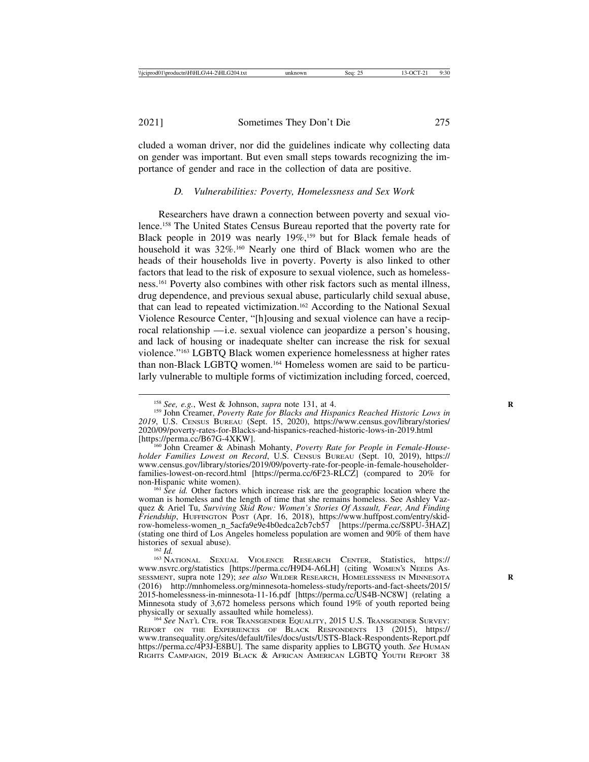cluded a woman driver, nor did the guidelines indicate why collecting data on gender was important. But even small steps towards recognizing the importance of gender and race in the collection of data are positive.

### *D. Vulnerabilities: Poverty, Homelessness and Sex Work*

Researchers have drawn a connection between poverty and sexual violence.[158] The United States Census Bureau reported that the poverty rate for Black people in 2019 was nearly 19%,[159] but for Black female heads of household it was 32%.[160] Nearly one third of Black women who are the heads of their households live in poverty. Poverty is also linked to other factors that lead to the risk of exposure to sexual violence, such as homelessness.[161] Poverty also combines with other risk factors such as mental illness, drug dependence, and previous sexual abuse, particularly child sexual abuse, that can lead to repeated victimization.[162] According to the National Sexual Violence Resource Center, "[h]ousing and sexual violence can have a reciprocal relationship —i.e. sexual violence can jeopardize a person's housing, and lack of housing or inadequate shelter can increase the risk for sexual violence."[163] LGBTQ Black women experience homelessness at higher rates than non-Black LGBTQ women.[164] Homeless women are said to be particularly vulnerable to multiple forms of victimization including forced, coerced,

---

[158] *See, e.g.*, West & Johnson, *supra* note 131, at 4.

[159] John Creamer, *Poverty Rate for Blacks and Hispanics Reached Historic Lows in 2019*, U.S. Census Bureau (Sept. 15, 2020), https://www.census.gov/library/stories/2020/09/poverty-rates-for-blacks-and-hispanics-reached-historic-lows-in-2019.html [https://perma.cc/B67G-4XKW].

[160] John Creamer & Abinash Mohanty, *Poverty Rate for People in Female-Householder Families Lowest on Record*, U.S. Census Bureau (Sept. 10, 2019), https://www.census.gov/library/stories/2019/09/poverty-rate-for-people-in-female-householder-families-lowest-on-record.html [https://perma.cc/6F23-RLCZ] (compared to 20% for non-Hispanic white women).

[161] *See id.* Other factors which increase risk are the geographic location where the woman is homeless and the length of time that she remains homeless. See Ashley Vazquez & Ariel Tu, *Surviving Skid Row: Women's Stories Of Assault, Fear, And Finding Friendship*, Huffington Post (Apr. 16, 2018), https://www.huffpost.com/entry/skid-row-homeless-women_n_5acfa9e9e4b0edca2cb7cb57 [https://perma.cc/S8PU-3HAZ] (stating one third of Los Angeles homeless population are women and 90% of them have histories of sexual abuse).

[162] *Id.*

[163] National Sexual Violence Research Center, Statistics, https://www.nsvrc.org/statistics [https://perma.cc/H9D4-A6LH] (citing Women's Needs Assessment, supra note 129); *see also* Wilder Research, Homelessness in Minnesota (2016) http://mnhomeless.org/minnesota-homeless-study/reports-and-fact-sheets/2015/2015-homelessness-in-minnesota-11-16.pdf [https://perma.cc/US4B-NC8W] (relating a Minnesota study of 3,672 homeless persons which found 19% of youth reported being physically or sexually assaulted while homeless).

[164] *See* Nat'l Ctr. for Transgender Equality, 2015 U.S. Transgender Survey: Report on the Experiences of Black Respondents 13 (2015), https://www.transequality.org/sites/default/files/docs/usts/USTS-Black-Respondents-Report.pdf https://perma.cc/4P3J-E8BU]. The same disparity applies to LBGTQ youth. *See* Human Rights Campaign, 2019 Black & African American LGBTQ Youth Report 38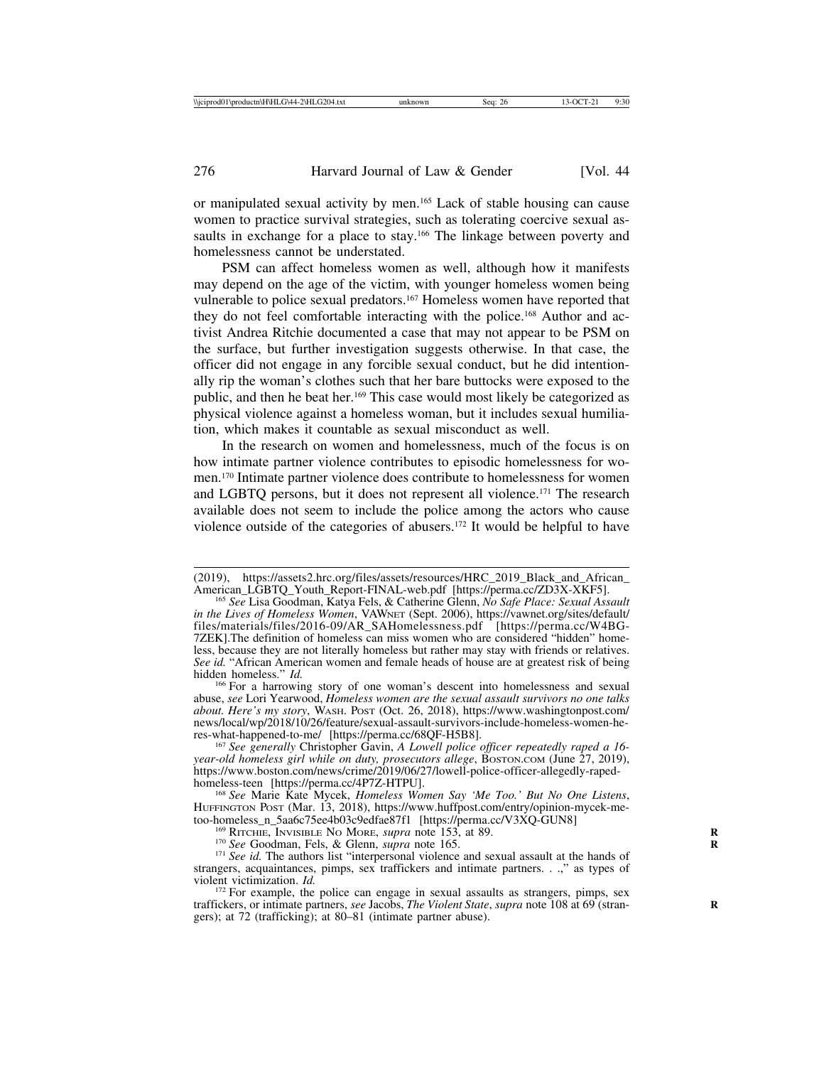or manipulated sexual activity by men.[165] Lack of stable housing can cause women to practice survival strategies, such as tolerating coercive sexual assaults in exchange for a place to stay.[166] The linkage between poverty and homelessness cannot be understated.

PSM can affect homeless women as well, although how it manifests may depend on the age of the victim, with younger homeless women being vulnerable to police sexual predators.[167] Homeless women have reported that they do not feel comfortable interacting with the police.[168] Author and activist Andrea Ritchie documented a case that may not appear to be PSM on the surface, but further investigation suggests otherwise. In that case, the officer did not engage in any forcible sexual conduct, but he did intentionally rip the woman's clothes such that her bare buttocks were exposed to the public, and then he beat her.[169] This case would most likely be categorized as physical violence against a homeless woman, but it includes sexual humiliation, which makes it countable as sexual misconduct as well.

In the research on women and homelessness, much of the focus is on how intimate partner violence contributes to episodic homelessness for women.[170] Intimate partner violence does contribute to homelessness for women and LGBTQ persons, but it does not represent all violence.[171] The research available does not seem to include the police among the actors who cause violence outside of the categories of abusers.[172] It would be helpful to have

---

(2019), https://assets2.hrc.org/files/assets/resources/HRC_2019_Black_and_African_American_LGBTQ_Youth_Report-FINAL-web.pdf [https://perma.cc/ZD3X-XKF5].

[165] *See* Lisa Goodman, Katya Fels, & Catherine Glenn, *No Safe Place: Sexual Assault in the Lives of Homeless Women*, VAWNET (Sept. 2006), https://vawnet.org/sites/default/files/materials/files/2016-09/AR_SAHomelessness.pdf [https://perma.cc/W4BG-7ZEK].The definition of homeless can miss women who are considered "hidden" homeless, because they are not literally homeless but rather may stay with friends or relatives. *See id.* "African American women and female heads of house are at greatest risk of being hidden homeless." *Id.*

[166] For a harrowing story of one woman's descent into homelessness and sexual abuse, *see* Lori Yearwood, *Homeless women are the sexual assault survivors no one talks about. Here's my story*, WASH. POST (Oct. 26, 2018), https://www.washingtonpost.com/news/local/wp/2018/10/26/feature/sexual-assault-survivors-include-homeless-women-heres-what-happened-to-me/ [https://perma.cc/68QF-H5B8].

[167] *See generally* Christopher Gavin, *A Lowell police officer repeatedly raped a 16-year-old homeless girl while on duty, prosecutors allege*, BOSTON.COM (June 27, 2019), https://www.boston.com/news/crime/2019/06/27/lowell-police-officer-allegedly-raped-homeless-teen [https://perma.cc/4P7Z-HTPU].

[168] *See* Marie Kate Mycek, *Homeless Women Say 'Me Too.' But No One Listens*, HUFFINGTON POST (Mar. 13, 2018), https://www.huffpost.com/entry/opinion-mycek-me-too-homeless_n_5aa6c75ee4b03c9edfae87f1 [https://perma.cc/V3XQ-GUN8]

[169] RITCHIE, INVISIBLE NO MORE, *supra* note 153, at 89.

[170] *See* Goodman, Fels, & Glenn, *supra* note 165.

[171] *See id.* The authors list "interpersonal violence and sexual assault at the hands of strangers, acquaintances, pimps, sex traffickers and intimate partners. . .," as types of violent victimization. *Id.*

[172] For example, the police can engage in sexual assaults as strangers, pimps, sex traffickers, or intimate partners, *see* Jacobs, *The Violent State*, *supra* note 108 at 69 (strangers); at 72 (trafficking); at 80–81 (intimate partner abuse).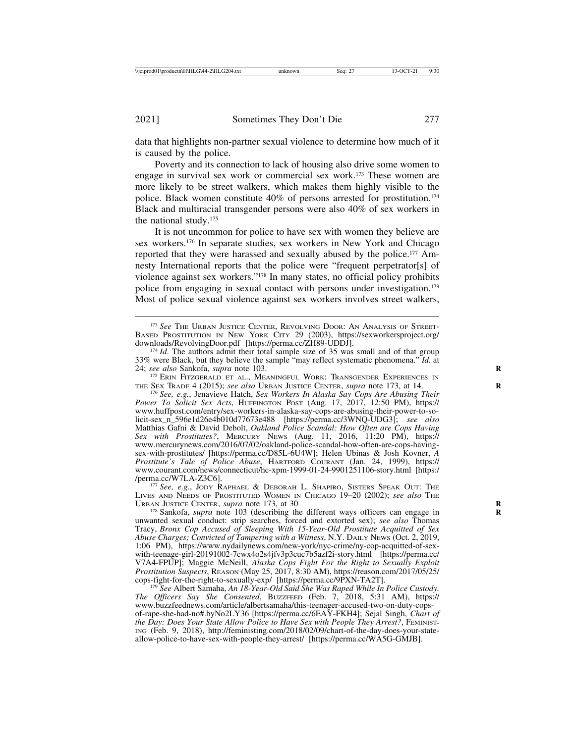data that highlights non-partner sexual violence to determine how much of it is caused by the police.

Poverty and its connection to lack of housing also drive some women to engage in survival sex work or commercial sex work.[173] These women are more likely to be street walkers, which makes them highly visible to the police. Black women constitute 40% of persons arrested for prostitution.[174] Black and multiracial transgender persons were also 40% of sex workers in the national study.[175]

It is not uncommon for police to have sex with women they believe are sex workers.[176] In separate studies, sex workers in New York and Chicago reported that they were harassed and sexually abused by the police.[177] Amnesty International reports that the police were "frequent perpetrator[s] of violence against sex workers."[178] In many states, no official policy prohibits police from engaging in sexual contact with persons under investigation.[179] Most of police sexual violence against sex workers involves street walkers,

---

[173] *See* The Urban Justice Center, Revolving Door: An Analysis of Street-Based Prostitution in New York City 29 (2003), https://sexworkersproject.org/downloads/RevolvingDoor.pdf [https://perma.cc/ZH89-UDDJ].

[174] *Id*. The authors admit their total sample size of 35 was small and of that group 33% were Black, but they believe the sample "may reflect systematic phenomena." *Id.* at 24; *see also* Sankofa, *supra* note 103.

[175] Erin Fitzgerald et al., Meaningful Work: Transgender Experiences in the Sex Trade 4 (2015); *see also* Urban Justice Center, *supra* note 173, at 14.

[176] *See, e.g.*, Jenavieve Hatch, *Sex Workers In Alaska Say Cops Are Abusing Their Power To Solicit Sex Acts*, Huffington Post (Aug. 17, 2017, 12:50 PM), https://www.huffpost.com/entry/sex-workers-in-alaska-say-cops-are-abusing-their-power-to-solicit-sex_n_596e1d26e4b010d77673e488 [https://perma.cc/3WNQ-UDG3]; *see also* Matthias Gafni & David Debolt, *Oakland Police Scandal: How Often are Cops Having Sex with Prostitutes?*, Mercury News (Aug. 11, 2016, 11:20 PM), https://www.mercurynews.com/2016/07/02/oakland-police-scandal-how-often-are-cops-having-sex-with-prostitutes/ [https://perma.cc/D85L-6U4W]; Helen Ubinas & Josh Kovner, *A Prostitute's Tale of Police Abuse*, Hartford Courant (Jan. 24, 1999), https://www.courant.com/news/connecticut/hc-xpm-1999-01-24-9901251106-story.html [https://perma.cc/W7LA-Z3C6].

[177] *See, e.g.*, Jody Raphael & Deborah L. Shapiro, Sisters Speak Out: The Lives and Needs of Prostituted Women in Chicago 19–20 (2002); *see also* The Urban Justice Center, *supra* note 173, at 30

[178] Sankofa, *supra* note 103 (describing the different ways officers can engage in unwanted sexual conduct: strip searches, forced and extorted sex); *see also* Thomas Tracy, *Bronx Cop Accused of Sleeping With 15-Year-Old Prostitute Acquitted of Sex Abuse Charges; Convicted of Tampering with a Witness*, N.Y. Daily News (Oct. 2, 2019, 1:06 PM), https://www.nydailynews.com/new-york/nyc-crime/ny-cop-acquitted-of-sex-with-teenage-girl-20191002-7cwx4o2s4jfv3p3cuc7b5azf2i-story.html [https://perma.cc/V7A4-FPUP]; Maggie McNeill, *Alaska Cops Fight For the Right to Sexually Exploit Prostitution Suspects*, Reason (May 25, 2017, 8:30 AM), https://reason.com/2017/05/25/cops-fight-for-the-right-to-sexually-exp/ [https://perma.cc/9PXN-TA2T].

[179] *See* Albert Samaha, *An 18-Year-Old Said She Was Raped While In Police Custody. The Officers Say She Consented*, Buzzfeed (Feb. 7, 2018, 5:31 AM), https://www.buzzfeednews.com/article/albertsamaha/this-teenager-accused-two-on-duty-cops-of-rape-she-had-no#.byNo2LY36 [https://perma.cc/6EAY-FKH4]; Sejal Singh, *Chart of the Day: Does Your State Allow Police to Have Sex with People They Arrest?*, Feministing (Feb. 9, 2018), http://feministing.com/2018/02/09/chart-of-the-day-does-your-state-allow-police-to-have-sex-with-people-they-arrest/ [https://perma.cc/WA5G-GMJB].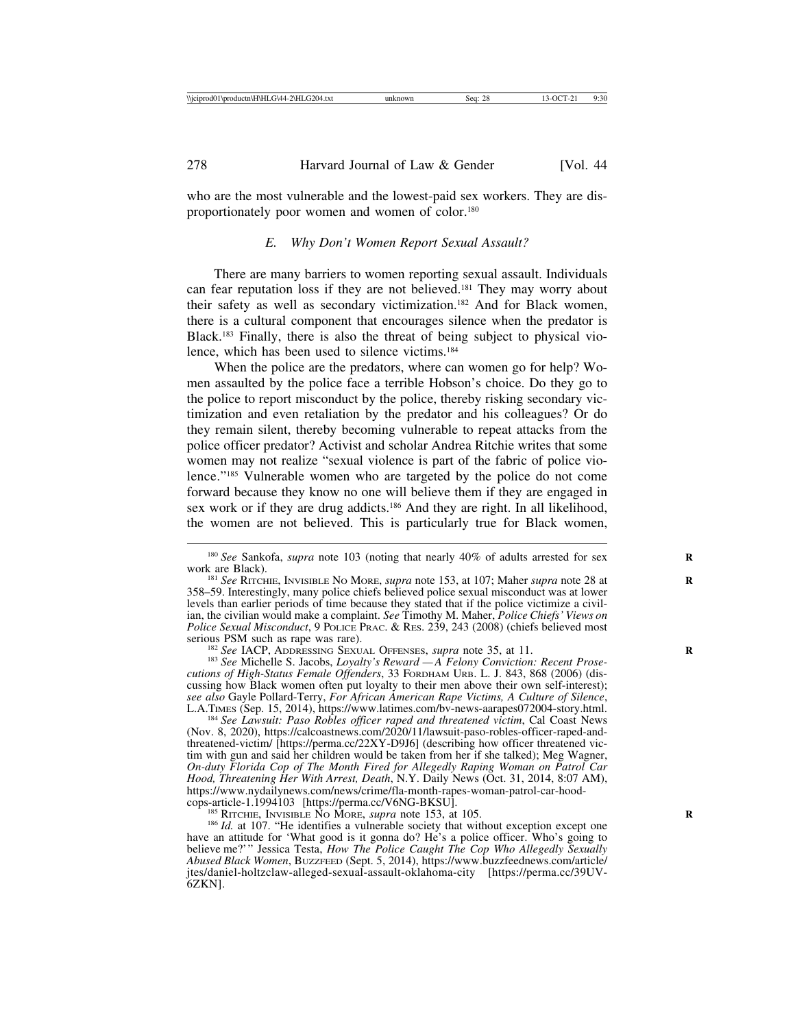who are the most vulnerable and the lowest-paid sex workers. They are disproportionately poor women and women of color.[180]

### *E. Why Don't Women Report Sexual Assault?*

There are many barriers to women reporting sexual assault. Individuals can fear reputation loss if they are not believed.[181] They may worry about their safety as well as secondary victimization.[182] And for Black women, there is a cultural component that encourages silence when the predator is Black.[183] Finally, there is also the threat of being subject to physical violence, which has been used to silence victims.[184]

When the police are the predators, where can women go for help? Women assaulted by the police face a terrible Hobson's choice. Do they go to the police to report misconduct by the police, thereby risking secondary victimization and even retaliation by the predator and his colleagues? Or do they remain silent, thereby becoming vulnerable to repeat attacks from the police officer predator? Activist and scholar Andrea Ritchie writes that some women may not realize "sexual violence is part of the fabric of police violence."[185] Vulnerable women who are targeted by the police do not come forward because they know no one will believe them if they are engaged in sex work or if they are drug addicts.[186] And they are right. In all likelihood, the women are not believed. This is particularly true for Black women,

---

[180] *See* Sankofa, *supra* note 103 (noting that nearly 40% of adults arrested for sex work are Black).

[181] *See* Ritchie, Invisible No More, *supra* note 153, at 107; Maher *supra* note 28 at 358–59. Interestingly, many police chiefs believed police sexual misconduct was at lower levels than earlier periods of time because they stated that if the police victimize a civilian, the civilian would make a complaint. *See* Timothy M. Maher, *Police Chiefs' Views on Police Sexual Misconduct*, 9 Police Prac. & Res. 239, 243 (2008) (chiefs believed most serious PSM such as rape was rare).

[182] *See* IACP, Addressing Sexual Offenses, *supra* note 35, at 11.

[183] *See* Michelle S. Jacobs, *Loyalty's Reward — A Felony Conviction: Recent Prosecutions of High-Status Female Offenders*, 33 Fordham Urb. L. J. 843, 868 (2006) (discussing how Black women often put loyalty to their men above their own self-interest); *see also* Gayle Pollard-Terry, *For African American Rape Victims, A Culture of Silence*, L.A.Times (Sep. 15, 2014), https://www.latimes.com/bv-news-aarapes072004-story.html.

[184] *See Lawsuit: Paso Robles officer raped and threatened victim*, Cal Coast News (Nov. 8, 2020), https://calcoastnews.com/2020/11/lawsuit-paso-robles-officer-raped-and-threatened-victim/ [https://perma.cc/22XY-D9J6] (describing how officer threatened victim with gun and said her children would be taken from her if she talked); Meg Wagner, *On-duty Florida Cop of The Month Fired for Allegedly Raping Woman on Patrol Car Hood, Threatening Her With Arrest, Death*, N.Y. Daily News (Oct. 31, 2014, 8:07 AM), https://www.nydailynews.com/news/crime/fla-month-rapes-woman-patrol-car-hood-cops-article-1.1994103 [https://perma.cc/V6NG-BKSU].

[185] Ritchie, Invisible No More, *supra* note 153, at 105.

[186] *Id.* at 107. "He identifies a vulnerable society that without exception except one have an attitude for 'What good is it gonna do? He's a police officer. Who's going to believe me?'" Jessica Testa, *How The Police Caught The Cop Who Allegedly Sexually Abused Black Women*, Buzzfeed (Sept. 5, 2014), https://www.buzzfeednews.com/article/jtes/daniel-holtzclaw-alleged-sexual-assault-oklahoma-city [https://perma.cc/39UV-6ZKN].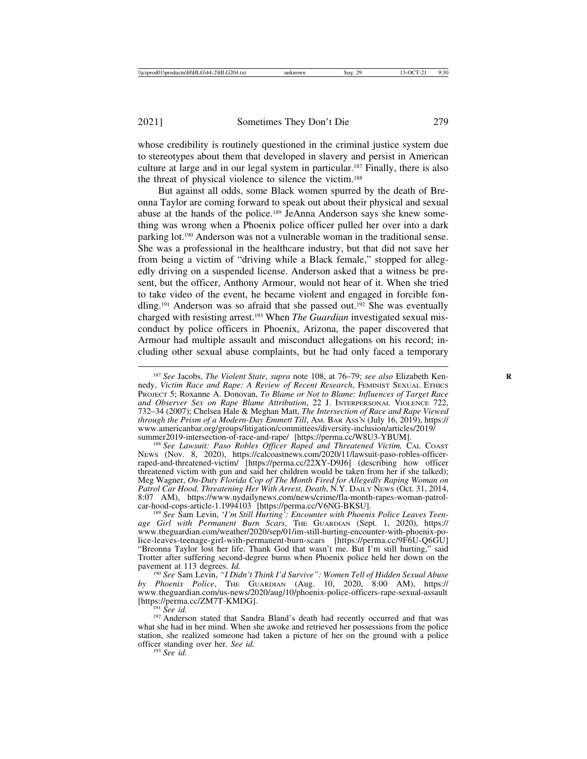whose credibility is routinely questioned in the criminal justice system due to stereotypes about them that developed in slavery and persist in American culture at large and in our legal system in particular.[187] Finally, there is also the threat of physical violence to silence the victim.[188]

But against all odds, some Black women spurred by the death of Breonna Taylor are coming forward to speak out about their physical and sexual abuse at the hands of the police.[189] JeAnna Anderson says she knew something was wrong when a Phoenix police officer pulled her over into a dark parking lot.[190] Anderson was not a vulnerable woman in the traditional sense. She was a professional in the healthcare industry, but that did not save her from being a victim of "driving while a Black female," stopped for allegedly driving on a suspended license. Anderson asked that a witness be present, but the officer, Anthony Armour, would not hear of it. When she tried to take video of the event, he became violent and engaged in forcible fondling.[191] Anderson was so afraid that she passed out.[192] She was eventually charged with resisting arrest.[193] When *The Guardian* investigated sexual misconduct by police officers in Phoenix, Arizona, the paper discovered that Armour had multiple assault and misconduct allegations on his record; including other sexual abuse complaints, but he had only faced a temporary

---

[187] *See* Jacobs, *The Violent State*, *supra* note 108, at 76–79; *see also* Elizabeth Kennedy, *Victim Race and Rape: A Review of Recent Research*, Feminist Sexual Ethics Project 5; Roxanne A. Donovan, *To Blame or Not to Blame: Influences of Target Race and Observer Sex on Rape Blame Attribution*, 22 J. Interpersonal Violence 722, 732–34 (2007); Chelsea Hale & Meghan Matt, *The Intersection of Race and Rape Viewed through the Prism of a Modern-Day Emmett Till*, Am. Bar Ass'n (July 16, 2019), https://www.americanbar.org/groups/litigation/committees/diversity-inclusion/articles/2019/summer2019-intersection-of-race-and-rape/ [https://perma.cc/W8U3-YBUM].

[188] *See Lawsuit: Paso Robles Officer Raped and Threatened Victim,* Cal Coast News (Nov. 8, 2020), https://calcoastnews.com/2020/11/lawsuit-paso-robles-officer-raped-and-threatened-victim/ [https://perma.cc/22XY-D9J6] (describing how officer threatened victim with gun and said her children would be taken from her if she talked); Meg Wagner, *On-Duty Florida Cop of The Month Fired for Allegedly Raping Woman on Patrol Car Hood, Threatening Her With Arrest, Death*, N.Y. Daily News (Oct. 31, 2014, 8:07 AM), https://www.nydailynews.com/news/crime/fla-month-rapes-woman-patrol-car-hood-cops-article-1.1994103 [https://perma.cc/V6NG-BKSU].

[189] *See* Sam Levin, *'I'm Still Hurting': Encounter with Phoenix Police Leaves Teenage Girl with Permanent Burn Scars*, The Guardian (Sept. 1, 2020), https://www.theguardian.com/weather/2020/sep/01/im-still-hurting-encounter-with-phoenix-police-leaves-teenage-girl-with-permanent-burn-scars [https://perma.cc/9F6U-Q6GU] "Breonna Taylor lost her life. Thank God that wasn't me. But I'm still hurting," said Trotter after suffering second-degree burns when Phoenix police held her down on the pavement at 113 degrees. *Id.*

[190] *See* Sam Levin, *"I Didn't Think I'd Survive": Women Tell of Hidden Sexual Abuse by Phoenix Police*, The Guardian (Aug. 10, 2020, 8:00 AM), https://www.theguardian.com/us-news/2020/aug/10/phoenix-police-officers-rape-sexual-assault [https://perma.cc/ZM7T-KMDG].

[191] *See id.*

[192] Anderson stated that Sandra Bland's death had recently occurred and that was what she had in her mind. When she awoke and retrieved her possessions from the police station, she realized someone had taken a picture of her on the ground with a police officer standing over her. *See id.*

[193] *See id.*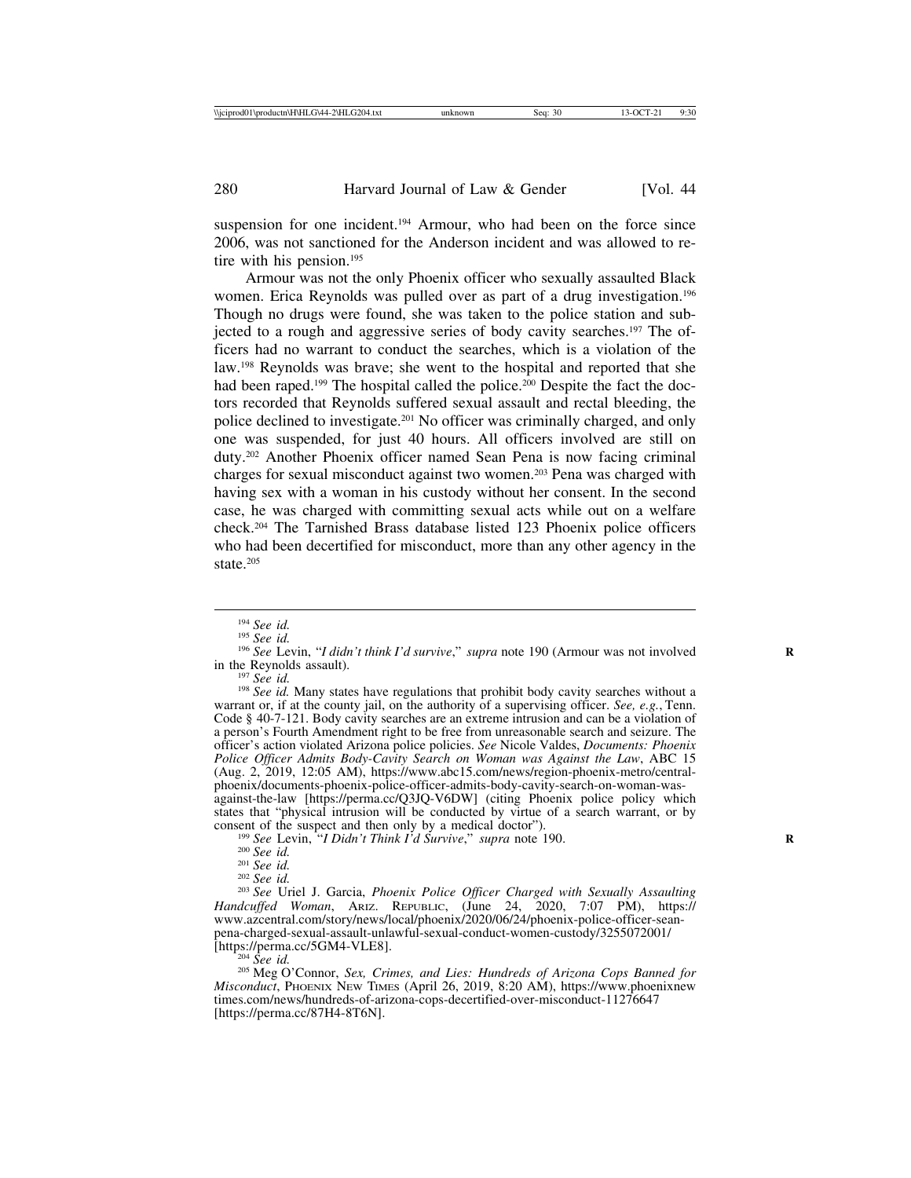suspension for one incident.[194] Armour, who had been on the force since 2006, was not sanctioned for the Anderson incident and was allowed to retire with his pension.[195]

Armour was not the only Phoenix officer who sexually assaulted Black women. Erica Reynolds was pulled over as part of a drug investigation.[196] Though no drugs were found, she was taken to the police station and subjected to a rough and aggressive series of body cavity searches.[197] The officers had no warrant to conduct the searches, which is a violation of the law.[198] Reynolds was brave; she went to the hospital and reported that she had been raped.[199] The hospital called the police.[200] Despite the fact the doctors recorded that Reynolds suffered sexual assault and rectal bleeding, the police declined to investigate.[201] No officer was criminally charged, and only one was suspended, for just 40 hours. All officers involved are still on duty.[202] Another Phoenix officer named Sean Pena is now facing criminal charges for sexual misconduct against two women.[203] Pena was charged with having sex with a woman in his custody without her consent. In the second case, he was charged with committing sexual acts while out on a welfare check.[204] The Tarnished Brass database listed 123 Phoenix police officers who had been decertified for misconduct, more than any other agency in the state.[205]

---

[194] *See id.*

[195] *See id.*

[196] *See* Levin, "*I didn't think I'd survive*," *supra* note 190 (Armour was not involved in the Reynolds assault).

[197] *See id.*

[198] *See id.* Many states have regulations that prohibit body cavity searches without a warrant or, if at the county jail, on the authority of a supervising officer. *See, e.g.*, Tenn. Code § 40-7-121. Body cavity searches are an extreme intrusion and can be a violation of a person's Fourth Amendment right to be free from unreasonable search and seizure. The officer's action violated Arizona police policies. *See* Nicole Valdes, *Documents: Phoenix Police Officer Admits Body-Cavity Search on Woman was Against the Law*, ABC 15 (Aug. 2, 2019, 12:05 AM), https://www.abc15.com/news/region-phoenix-metro/central-phoenix/documents-phoenix-police-officer-admits-body-cavity-search-on-woman-was-against-the-law [https://perma.cc/Q3JQ-V6DW] (citing Phoenix police policy which states that "physical intrusion will be conducted by virtue of a search warrant, or by consent of the suspect and then only by a medical doctor").

[199] *See* Levin, "*I Didn't Think I'd Survive*," *supra* note 190.

[200] *See id.*

[201] *See id.*

[202] *See id.*

[203] *See* Uriel J. Garcia, *Phoenix Police Officer Charged with Sexually Assaulting Handcuffed Woman*, ARIZ. REPUBLIC, (June 24, 2020, 7:07 PM), https://www.azcentral.com/story/news/local/phoenix/2020/06/24/phoenix-police-officer-sean-pena-charged-sexual-assault-unlawful-sexual-conduct-women-custody/3255072001/ [https://perma.cc/5GM4-VLE8].

[204] *See id.*

[205] Meg O'Connor, *Sex, Crimes, and Lies: Hundreds of Arizona Cops Banned for Misconduct*, PHOENIX NEW TIMES (April 26, 2019, 8:20 AM), https://www.phoenixnewtimes.com/news/hundreds-of-arizona-cops-decertified-over-misconduct-11276647 [https://perma.cc/87H4-8T6N].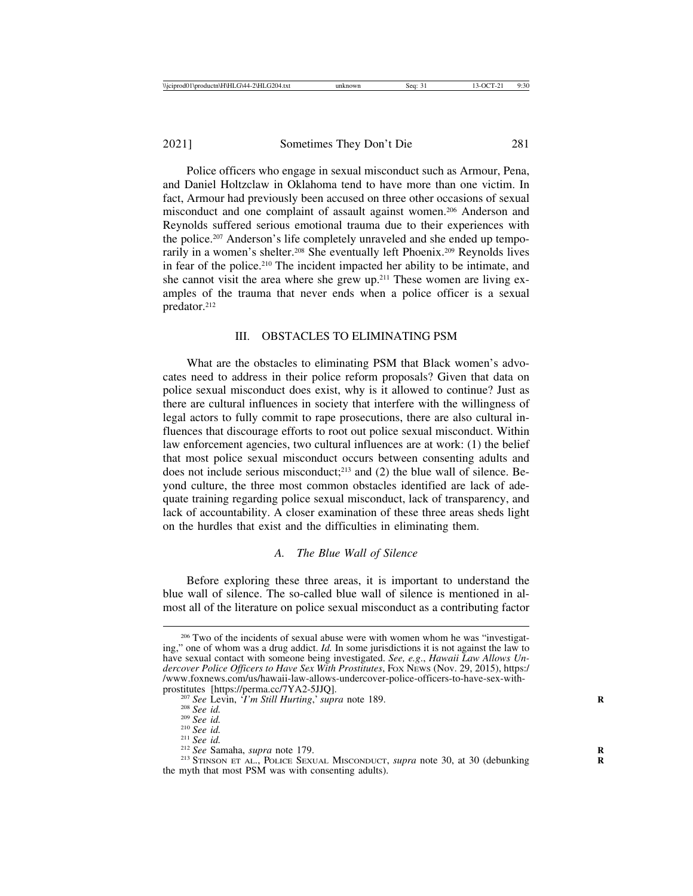Police officers who engage in sexual misconduct such as Armour, Pena, and Daniel Holtzclaw in Oklahoma tend to have more than one victim. In fact, Armour had previously been accused on three other occasions of sexual misconduct and one complaint of assault against women.[206] Anderson and Reynolds suffered serious emotional trauma due to their experiences with the police.[207] Anderson's life completely unraveled and she ended up temporarily in a women's shelter.[208] She eventually left Phoenix.[209] Reynolds lives in fear of the police.[210] The incident impacted her ability to be intimate, and she cannot visit the area where she grew up.[211] These women are living examples of the trauma that never ends when a police officer is a sexual predator.[212]

## III. OBSTACLES TO ELIMINATING PSM

What are the obstacles to eliminating PSM that Black women's advocates need to address in their police reform proposals? Given that data on police sexual misconduct does exist, why is it allowed to continue? Just as there are cultural influences in society that interfere with the willingness of legal actors to fully commit to rape prosecutions, there are also cultural influences that discourage efforts to root out police sexual misconduct. Within law enforcement agencies, two cultural influences are at work: (1) the belief that most police sexual misconduct occurs between consenting adults and does not include serious misconduct;[213] and (2) the blue wall of silence. Beyond culture, the three most common obstacles identified are lack of adequate training regarding police sexual misconduct, lack of transparency, and lack of accountability. A closer examination of these three areas sheds light on the hurdles that exist and the difficulties in eliminating them.

### *A. The Blue Wall of Silence*

Before exploring these three areas, it is important to understand the blue wall of silence. The so-called blue wall of silence is mentioned in almost all of the literature on police sexual misconduct as a contributing factor

---

[206] Two of the incidents of sexual abuse were with women whom he was "investigating," one of whom was a drug addict. *Id.* In some jurisdictions it is not against the law to have sexual contact with someone being investigated. *See, e.g.*, *Hawaii Law Allows Undercover Police Officers to Have Sex With Prostitutes*, FOX NEWS (Nov. 29, 2015), https://www.foxnews.com/us/hawaii-law-allows-undercover-police-officers-to-have-sex-with-prostitutes [https://perma.cc/7YA2-5JJQ].

[207] *See* Levin, '*I'm Still Hurting*,' *supra* note 189.

[208] *See id.*

[209] *See id.*

[210] *See id.*

[211] *See id.*

[212] *See* Samaha, *supra* note 179.

[213] STINSON ET AL., POLICE SEXUAL MISCONDUCT, *supra* note 30, at 30 (debunking the myth that most PSM was with consenting adults).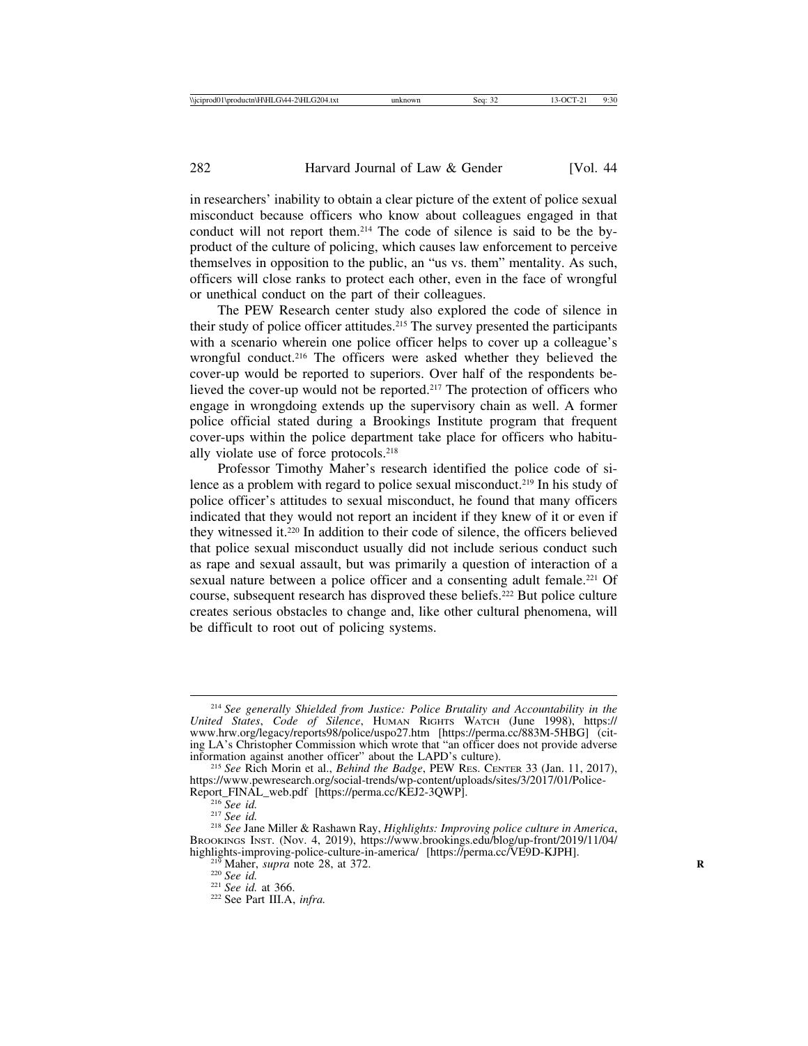in researchers' inability to obtain a clear picture of the extent of police sexual misconduct because officers who know about colleagues engaged in that conduct will not report them.[214] The code of silence is said to be the by-product of the culture of policing, which causes law enforcement to perceive themselves in opposition to the public, an "us vs. them" mentality. As such, officers will close ranks to protect each other, even in the face of wrongful or unethical conduct on the part of their colleagues.

The PEW Research center study also explored the code of silence in their study of police officer attitudes.[215] The survey presented the participants with a scenario wherein one police officer helps to cover up a colleague's wrongful conduct.[216] The officers were asked whether they believed the cover-up would be reported to superiors. Over half of the respondents believed the cover-up would not be reported.[217] The protection of officers who engage in wrongdoing extends up the supervisory chain as well. A former police official stated during a Brookings Institute program that frequent cover-ups within the police department take place for officers who habitually violate use of force protocols.[218]

Professor Timothy Maher's research identified the police code of silence as a problem with regard to police sexual misconduct.[219] In his study of police officer's attitudes to sexual misconduct, he found that many officers indicated that they would not report an incident if they knew of it or even if they witnessed it.[220] In addition to their code of silence, the officers believed that police sexual misconduct usually did not include serious conduct such as rape and sexual assault, but was primarily a question of interaction of a sexual nature between a police officer and a consenting adult female.[221] Of course, subsequent research has disproved these beliefs.[222] But police culture creates serious obstacles to change and, like other cultural phenomena, will be difficult to root out of policing systems.

---

[214] *See generally Shielded from Justice: Police Brutality and Accountability in the United States*, *Code of Silence*, HUMAN RIGHTS WATCH (June 1998), https://www.hrw.org/legacy/reports98/police/uspo27.htm [https://perma.cc/883M-5HBG] (citing LA's Christopher Commission which wrote that "an officer does not provide adverse information against another officer" about the LAPD's culture).

[215] *See* Rich Morin et al., *Behind the Badge*, PEW RES. CENTER 33 (Jan. 11, 2017), https://www.pewresearch.org/social-trends/wp-content/uploads/sites/3/2017/01/Police-Report_FINAL_web.pdf [https://perma.cc/KEJ2-3QWP].

[216] *See id.*

[217] *See id.*

[218] *See* Jane Miller & Rashawn Ray, *Highlights: Improving police culture in America*, BROOKINGS INST. (Nov. 4, 2019), https://www.brookings.edu/blog/up-front/2019/11/04/highlights-improving-police-culture-in-america/ [https://perma.cc/VE9D-KJPH].

[219] Maher, *supra* note 28, at 372.

[220] *See id.*

[221] *See id.* at 366.

[222] See Part III.A, *infra.*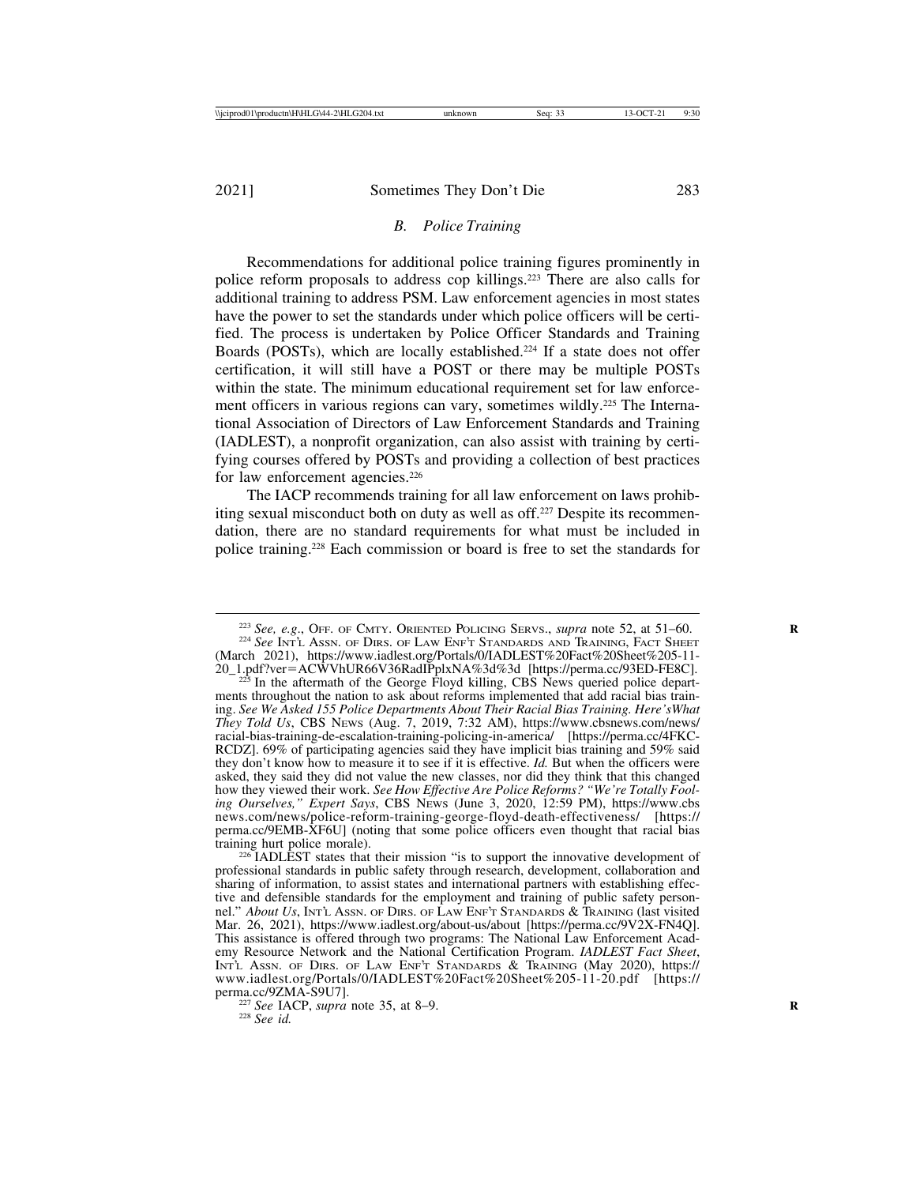### *B. Police Training*

Recommendations for additional police training figures prominently in police reform proposals to address cop killings.[223] There are also calls for additional training to address PSM. Law enforcement agencies in most states have the power to set the standards under which police officers will be certified. The process is undertaken by Police Officer Standards and Training Boards (POSTs), which are locally established.[224] If a state does not offer certification, it will still have a POST or there may be multiple POSTs within the state. The minimum educational requirement set for law enforcement officers in various regions can vary, sometimes wildly.[225] The International Association of Directors of Law Enforcement Standards and Training (IADLEST), a nonprofit organization, can also assist with training by certifying courses offered by POSTs and providing a collection of best practices for law enforcement agencies.[226]

The IACP recommends training for all law enforcement on laws prohibiting sexual misconduct both on duty as well as off.[227] Despite its recommendation, there are no standard requirements for what must be included in police training.[228] Each commission or board is free to set the standards for

---

[223] *See, e.g.*, Off. of Cmty. Oriented Policing Servs., *supra* note 52, at 51–60.

[224] *See* Int'l Assn. of Dirs. of Law Enf't Standards and Training, Fact Sheet (March 2021), https://www.iadlest.org/Portals/0/IADLEST%20Fact%20Sheet%205-11-20_1.pdf?ver=ACWVhUR66V36RadIPplxNA%3d%3d [https://perma.cc/93ED-FE8C].

[225] In the aftermath of the George Floyd killing, CBS News queried police departments throughout the nation to ask about reforms implemented that add racial bias training. *See We Asked 155 Police Departments About Their Racial Bias Training. Here'sWhat They Told Us*, CBS News (Aug. 7, 2019, 7:32 AM), https://www.cbsnews.com/news/racial-bias-training-de-escalation-training-policing-in-america/ [https://perma.cc/4FKC-RCDZ]. 69% of participating agencies said they have implicit bias training and 59% said they don't know how to measure it to see if it is effective. *Id.* But when the officers were asked, they said they did not value the new classes, nor did they think that this changed how they viewed their work. *See How Effective Are Police Reforms? "We're Totally Fooling Ourselves," Expert Says*, CBS News (June 3, 2020, 12:59 PM), https://www.cbsnews.com/news/police-reform-training-george-floyd-death-effectiveness/ [https://perma.cc/9EMB-XF6U] (noting that some police officers even thought that racial bias training hurt police morale).

[226] IADLEST states that their mission "is to support the innovative development of professional standards in public safety through research, development, collaboration and sharing of information, to assist states and international partners with establishing effective and defensible standards for the employment and training of public safety personnel." *About Us*, Int'l Assn. of Dirs. of Law Enf't Standards & Training (last visited Mar. 26, 2021), https://www.iadlest.org/about-us/about [https://perma.cc/9V2X-FN4Q]. This assistance is offered through two programs: The National Law Enforcement Academy Resource Network and the National Certification Program. *IADLEST Fact Sheet*, Int'l Assn. of Dirs. of Law Enf't Standards & Training (May 2020), https://www.iadlest.org/Portals/0/IADLEST%20Fact%20Sheet%205-11-20.pdf [https://perma.cc/9ZMA-S9U7].

[227] *See* IACP, *supra* note 35, at 8–9.

[228] *See id.*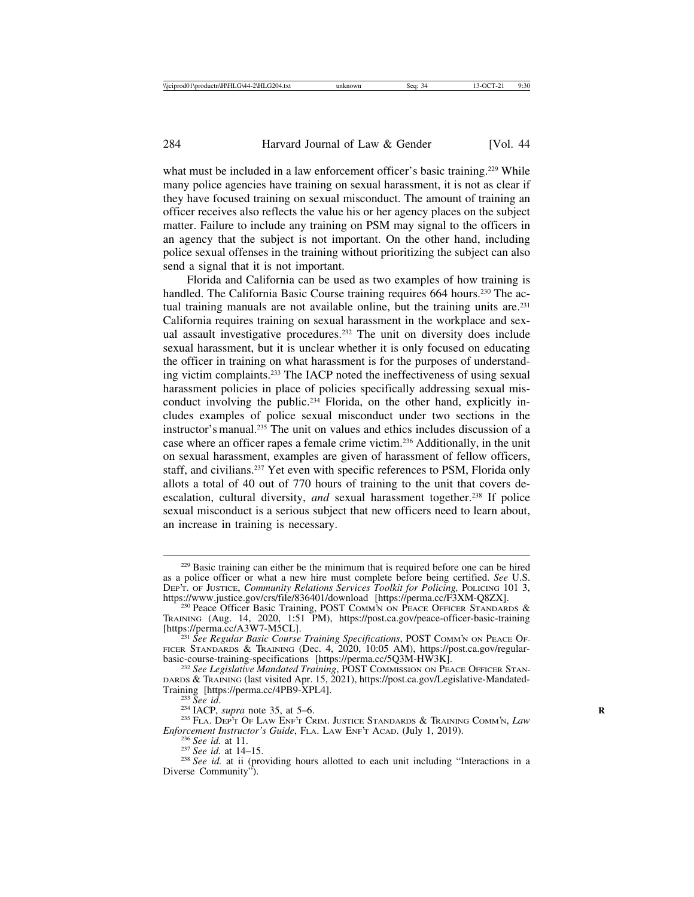what must be included in a law enforcement officer's basic training.[229] While many police agencies have training on sexual harassment, it is not as clear if they have focused training on sexual misconduct. The amount of training an officer receives also reflects the value his or her agency places on the subject matter. Failure to include any training on PSM may signal to the officers in an agency that the subject is not important. On the other hand, including police sexual offenses in the training without prioritizing the subject can also send a signal that it is not important.

Florida and California can be used as two examples of how training is handled. The California Basic Course training requires 664 hours.[230] The actual training manuals are not available online, but the training units are.[231] California requires training on sexual harassment in the workplace and sexual assault investigative procedures.[232] The unit on diversity does include sexual harassment, but it is unclear whether it is only focused on educating the officer in training on what harassment is for the purposes of understanding victim complaints.[233] The IACP noted the ineffectiveness of using sexual harassment policies in place of policies specifically addressing sexual misconduct involving the public.[234] Florida, on the other hand, explicitly includes examples of police sexual misconduct under two sections in the instructor's manual.[235] The unit on values and ethics includes discussion of a case where an officer rapes a female crime victim.[236] Additionally, in the unit on sexual harassment, examples are given of harassment of fellow officers, staff, and civilians.[237] Yet even with specific references to PSM, Florida only allots a total of 40 out of 770 hours of training to the unit that covers de-escalation, cultural diversity, *and* sexual harassment together.[238] If police sexual misconduct is a serious subject that new officers need to learn about, an increase in training is necessary.

---

[229] Basic training can either be the minimum that is required before one can be hired as a police officer or what a new hire must complete before being certified. *See* U.S. Dep't. of Justice, *Community Relations Services Toolkit for Policing,* Policing 101 3, https://www.justice.gov/crs/file/836401/download [https://perma.cc/F3XM-Q8ZX].

[230] Peace Officer Basic Training, POST Comm'n on Peace Officer Standards & Training (Aug. 14, 2020, 1:51 PM), https://post.ca.gov/peace-officer-basic-training [https://perma.cc/A3W7-M5CL].

[231] *See Regular Basic Course Training Specifications*, POST Comm'n on Peace Officer Standards & Training (Dec. 4, 2020, 10:05 AM), https://post.ca.gov/regular-basic-course-training-specifications [https://perma.cc/5Q3M-HW3K].

[232] *See Legislative Mandated Training*, POST Commission on Peace Officer Standards & Training (last visited Apr. 15, 2021), https://post.ca.gov/Legislative-Mandated-Training [https://perma.cc/4PB9-XPL4].

[233] *See id.*

[234] IACP, *supra* note 35, at 5–6.

[235] Fla. Dep't Of Law Enf't Crim. Justice Standards & Training Comm'n, *Law Enforcement Instructor's Guide*, Fla. Law Enf't Acad. (July 1, 2019).

[236] *See id.* at 11.

[237] *See id.* at 14–15.

[238] *See id.* at ii (providing hours allotted to each unit including "Interactions in a Diverse Community").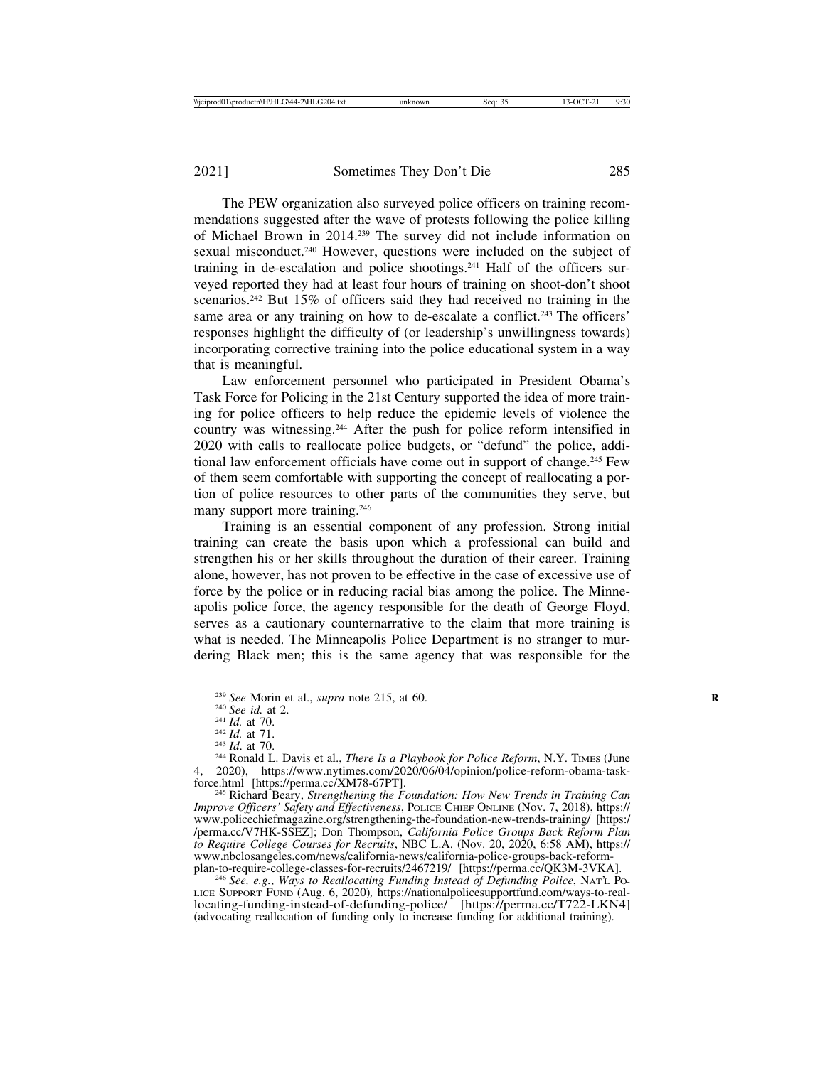The PEW organization also surveyed police officers on training recommendations suggested after the wave of protests following the police killing of Michael Brown in 2014.[239] The survey did not include information on sexual misconduct.[240] However, questions were included on the subject of training in de-escalation and police shootings.[241] Half of the officers surveyed reported they had at least four hours of training on shoot-don't shoot scenarios.[242] But 15% of officers said they had received no training in the same area or any training on how to de-escalate a conflict.[243] The officers' responses highlight the difficulty of (or leadership's unwillingness towards) incorporating corrective training into the police educational system in a way that is meaningful.

Law enforcement personnel who participated in President Obama's Task Force for Policing in the 21st Century supported the idea of more training for police officers to help reduce the epidemic levels of violence the country was witnessing.[244] After the push for police reform intensified in 2020 with calls to reallocate police budgets, or "defund" the police, additional law enforcement officials have come out in support of change.[245] Few of them seem comfortable with supporting the concept of reallocating a portion of police resources to other parts of the communities they serve, but many support more training.[246]

Training is an essential component of any profession. Strong initial training can create the basis upon which a professional can build and strengthen his or her skills throughout the duration of their career. Training alone, however, has not proven to be effective in the case of excessive use of force by the police or in reducing racial bias among the police. The Minneapolis police force, the agency responsible for the death of George Floyd, serves as a cautionary counternarrative to the claim that more training is what is needed. The Minneapolis Police Department is no stranger to murdering Black men; this is the same agency that was responsible for the

---

[239] *See* Morin et al., *supra* note 215, at 60.

[240] *See id.* at 2.

[241] *Id.* at 70.

[242] *Id.* at 71.

[243] *Id*. at 70.

[244] Ronald L. Davis et al., *There Is a Playbook for Police Reform*, N.Y. Times (June 4, 2020), https://www.nytimes.com/2020/06/04/opinion/police-reform-obama-task-force.html [https://perma.cc/XM78-67PT].

[245] Richard Beary, *Strengthening the Foundation: How New Trends in Training Can Improve Officers' Safety and Effectiveness*, Police Chief Online (Nov. 7, 2018), https://www.policechiefmagazine.org/strengthening-the-foundation-new-trends-training/ [https://perma.cc/V7HK-SSEZ]; Don Thompson, *California Police Groups Back Reform Plan to Require College Courses for Recruits*, NBC L.A. (Nov. 20, 2020, 6:58 AM), https://www.nbclosangeles.com/news/california-news/california-police-groups-back-reform-plan-to-require-college-classes-for-recruits/2467219/ [https://perma.cc/QK3M-3VKA].

[246] *See, e.g.*, *Ways to Reallocating Funding Instead of Defunding Police*, Nat'l Police Support Fund (Aug. 6, 2020), https://nationalpolicesupportfund.com/ways-to-reallocating-funding-instead-of-defunding-police/ [https://perma.cc/T722-LKN4] (advocating reallocation of funding only to increase funding for additional training).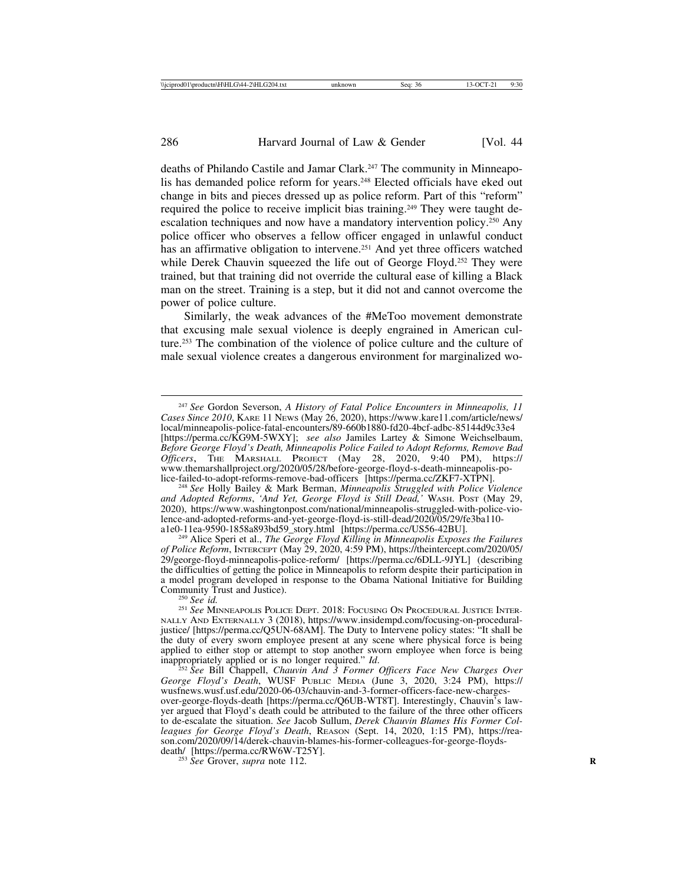deaths of Philando Castile and Jamar Clark.[247] The community in Minneapolis has demanded police reform for years.[248] Elected officials have eked out change in bits and pieces dressed up as police reform. Part of this "reform" required the police to receive implicit bias training.[249] They were taught de-escalation techniques and now have a mandatory intervention policy.[250] Any police officer who observes a fellow officer engaged in unlawful conduct has an affirmative obligation to intervene.[251] And yet three officers watched while Derek Chauvin squeezed the life out of George Floyd.[252] They were trained, but that training did not override the cultural ease of killing a Black man on the street. Training is a step, but it did not and cannot overcome the power of police culture.

Similarly, the weak advances of the #MeToo movement demonstrate that excusing male sexual violence is deeply engrained in American culture.[253] The combination of the violence of police culture and the culture of male sexual violence creates a dangerous environment for marginalized wo-

---

[247] *See* Gordon Severson, *A History of Fatal Police Encounters in Minneapolis, 11 Cases Since 2010*, KARE 11 NEWS (May 26, 2020), https://www.kare11.com/article/news/local/minneapolis-police-fatal-encounters/89-660b1880-fd20-4bcf-adbc-85144d9c33e4 [https://perma.cc/KG9M-5WXY]; *see also* Jamiles Lartey & Simone Weichselbaum, *Before George Floyd's Death, Minneapolis Police Failed to Adopt Reforms, Remove Bad Officers*, THE MARSHALL PROJECT (May 28, 2020, 9:40 PM), https://www.themarshallproject.org/2020/05/28/before-george-floyd-s-death-minneapolis-police-failed-to-adopt-reforms-remove-bad-officers [https://perma.cc/ZKF7-XTPN].

[248] *See* Holly Bailey & Mark Berman, *Minneapolis Struggled with Police Violence and Adopted Reforms*, *'And Yet, George Floyd is Still Dead,'* WASH. POST (May 29, 2020), https://www.washingtonpost.com/national/minneapolis-struggled-with-police-violence-and-adopted-reforms-and-yet-george-floyd-is-still-dead/2020/05/29/fe3ba110-a1e0-11ea-9590-1858a893bd59_story.html [https://perma.cc/US56-42BU].

[249] Alice Speri et al., *The George Floyd Killing in Minneapolis Exposes the Failures of Police Reform*, INTERCEPT (May 29, 2020, 4:59 PM), https://theintercept.com/2020/05/29/george-floyd-minneapolis-police-reform/ [https://perma.cc/6DLL-9JYL] (describing the difficulties of getting the police in Minneapolis to reform despite their participation in a model program developed in response to the Obama National Initiative for Building Community Trust and Justice).

[250] *See id.*

[251] *See* MINNEAPOLIS POLICE DEPT. 2018: FOCUSING ON PROCEDURAL JUSTICE INTERNALLY AND EXTERNALLY 3 (2018), https://www.insidempd.com/focusing-on-procedural-justice/ [https://perma.cc/Q5UN-68AM]. The Duty to Intervene policy states: "It shall be the duty of every sworn employee present at any scene where physical force is being applied to either stop or attempt to stop another sworn employee when force is being inappropriately applied or is no longer required." *Id.*

[252] *See* Bill Chappell, *Chauvin And 3 Former Officers Face New Charges Over George Floyd's Death*, WUSF PUBLIC MEDIA (June 3, 2020, 3:24 PM), https://wusfnews.wusf.usf.edu/2020-06-03/chauvin-and-3-former-officers-face-new-charges-over-george-floyds-death [https://perma.cc/Q6UB-WT8T]. Interestingly, Chauvin's lawyer argued that Floyd's death could be attributed to the failure of the three other officers to de-escalate the situation. *See* Jacob Sullum, *Derek Chauvin Blames His Former Colleagues for George Floyd's Death*, REASON (Sept. 14, 2020, 1:15 PM), https://reason.com/2020/09/14/derek-chauvin-blames-his-former-colleagues-for-george-floyds-death/ [https://perma.cc/RW6W-T25Y].

[253] *See* Grover, *supra* note 112.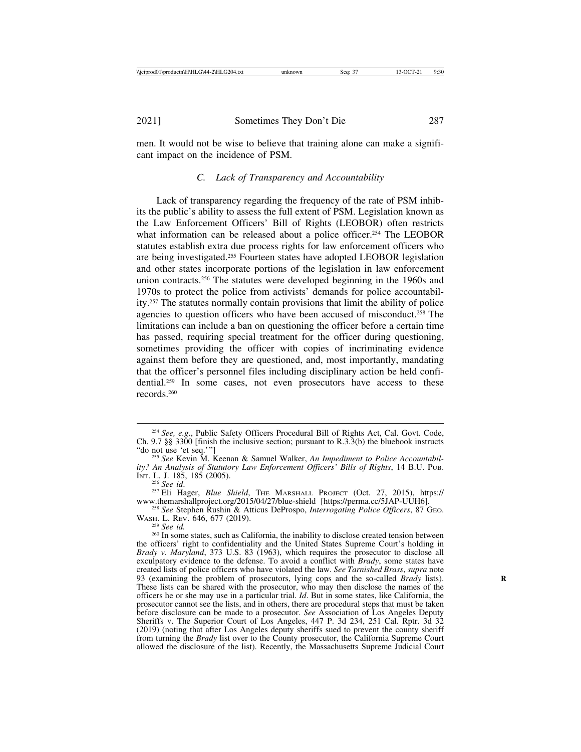men. It would not be wise to believe that training alone can make a significant impact on the incidence of PSM.

### *C. Lack of Transparency and Accountability*

Lack of transparency regarding the frequency of the rate of PSM inhibits the public's ability to assess the full extent of PSM. Legislation known as the Law Enforcement Officers' Bill of Rights (LEOBOR) often restricts what information can be released about a police officer.[254] The LEOBOR statutes establish extra due process rights for law enforcement officers who are being investigated.[255] Fourteen states have adopted LEOBOR legislation and other states incorporate portions of the legislation in law enforcement union contracts.[256] The statutes were developed beginning in the 1960s and 1970s to protect the police from activists' demands for police accountability.[257] The statutes normally contain provisions that limit the ability of police agencies to question officers who have been accused of misconduct.[258] The limitations can include a ban on questioning the officer before a certain time has passed, requiring special treatment for the officer during questioning, sometimes providing the officer with copies of incriminating evidence against them before they are questioned, and, most importantly, mandating that the officer's personnel files including disciplinary action be held confidential.[259] In some cases, not even prosecutors have access to these records.[260]

---

[254] *See, e.g.*, Public Safety Officers Procedural Bill of Rights Act, Cal. Govt. Code, Ch. 9.7 §§ 3300 [finish the inclusive section; pursuant to R.3.3(b) the bluebook instructs "do not use 'et seq.'"]

[255] *See* Kevin M. Keenan & Samuel Walker, *An Impediment to Police Accountability? An Analysis of Statutory Law Enforcement Officers' Bills of Rights*, 14 B.U. PUB. INT. L. J. 185, 185 (2005).

[256] *See id.*

[257] Eli Hager, *Blue Shield*, THE MARSHALL PROJECT (Oct. 27, 2015), https://www.themarshallproject.org/2015/04/27/blue-shield [https://perma.cc/5JAP-UUH6].

[258] *See* Stephen Rushin & Atticus DeProspo, *Interrogating Police Officers*, 87 GEO. WASH. L. REV. 646, 677 (2019).

[259] *See id.*

[260] In some states, such as California, the inability to disclose created tension between the officers' right to confidentiality and the United States Supreme Court's holding in *Brady v. Maryland*, 373 U.S. 83 (1963), which requires the prosecutor to disclose all exculpatory evidence to the defense. To avoid a conflict with *Brady*, some states have created lists of police officers who have violated the law. *See Tarnished Brass*, *supra* note 93 (examining the problem of prosecutors, lying cops and the so-called *Brady* lists). These lists can be shared with the prosecutor, who may then disclose the names of the officers he or she may use in a particular trial. *Id*. But in some states, like California, the prosecutor cannot see the lists, and in others, there are procedural steps that must be taken before disclosure can be made to a prosecutor. *See* Association of Los Angeles Deputy Sheriffs v. The Superior Court of Los Angeles, 447 P. 3d 234, 251 Cal. Rptr. 3d 32 (2019) (noting that after Los Angeles deputy sheriffs sued to prevent the county sheriff from turning the *Brady* list over to the County prosecutor, the California Supreme Court allowed the disclosure of the list). Recently, the Massachusetts Supreme Judicial Court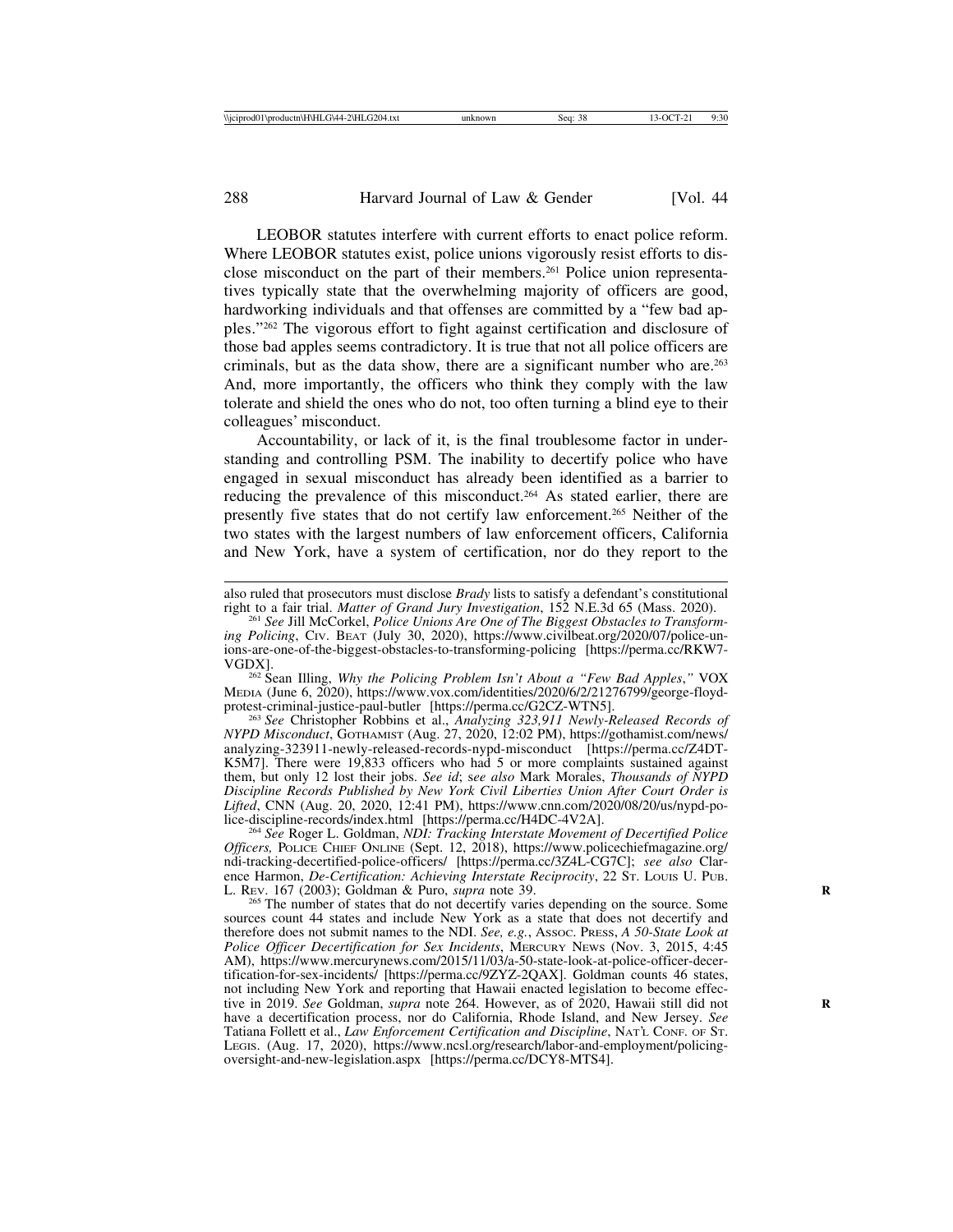LEOBOR statutes interfere with current efforts to enact police reform. Where LEOBOR statutes exist, police unions vigorously resist efforts to disclose misconduct on the part of their members.[261] Police union representatives typically state that the overwhelming majority of officers are good, hardworking individuals and that offenses are committed by a "few bad apples."[262] The vigorous effort to fight against certification and disclosure of those bad apples seems contradictory. It is true that not all police officers are criminals, but as the data show, there are a significant number who are.[263] And, more importantly, the officers who think they comply with the law tolerate and shield the ones who do not, too often turning a blind eye to their colleagues' misconduct.

Accountability, or lack of it, is the final troublesome factor in understanding and controlling PSM. The inability to decertify police who have engaged in sexual misconduct has already been identified as a barrier to reducing the prevalence of this misconduct.[264] As stated earlier, there are presently five states that do not certify law enforcement.[265] Neither of the two states with the largest numbers of law enforcement officers, California and New York, have a system of certification, nor do they report to the

---

also ruled that prosecutors must disclose *Brady* lists to satisfy a defendant's constitutional right to a fair trial. *Matter of Grand Jury Investigation*, 152 N.E.3d 65 (Mass. 2020).

[261] *See* Jill McCorkel, *Police Unions Are One of The Biggest Obstacles to Transforming Policing*, Civ. Beat (July 30, 2020), https://www.civilbeat.org/2020/07/police-unions-are-one-of-the-biggest-obstacles-to-transforming-policing [https://perma.cc/RKW7-VGDX].

[262] Sean Illing, *Why the Policing Problem Isn't About a "Few Bad Apples*,*"* VOX Media (June 6, 2020), https://www.vox.com/identities/2020/6/2/21276799/george-floyd-protest-criminal-justice-paul-butler [https://perma.cc/G2CZ-WTN5].

[263] *See* Christopher Robbins et al., *Analyzing 323,911 Newly-Released Records of NYPD Misconduct*, Gothamist (Aug. 27, 2020, 12:02 PM), https://gothamist.com/news/analyzing-323911-newly-released-records-nypd-misconduct [https://perma.cc/Z4DT-K5M7]. There were 19,833 officers who had 5 or more complaints sustained against them, but only 12 lost their jobs. *See id*; s*ee also* Mark Morales, *Thousands of NYPD Discipline Records Published by New York Civil Liberties Union After Court Order is Lifted*, CNN (Aug. 20, 2020, 12:41 PM), https://www.cnn.com/2020/08/20/us/nypd-police-discipline-records/index.html [https://perma.cc/H4DC-4V2A].

[264] *See* Roger L. Goldman, *NDI: Tracking Interstate Movement of Decertified Police Officers,* Police Chief Online (Sept. 12, 2018), https://www.policechiefmagazine.org/ndi-tracking-decertified-police-officers/ [https://perma.cc/3Z4L-CG7C]; *see also* Clarence Harmon, *De-Certification: Achieving Interstate Reciprocity*, 22 St. Louis U. Pub. L. Rev. 167 (2003); Goldman & Puro, *supra* note 39.

[265] The number of states that do not decertify varies depending on the source. Some sources count 44 states and include New York as a state that does not decertify and therefore does not submit names to the NDI. *See, e.g.*, Assoc. Press, *A 50-State Look at Police Officer Decertification for Sex Incidents*, Mercury News (Nov. 3, 2015, 4:45 AM), https://www.mercurynews.com/2015/11/03/a-50-state-look-at-police-officer-decertification-for-sex-incidents/ [https://perma.cc/9ZYZ-2QAX]. Goldman counts 46 states, not including New York and reporting that Hawaii enacted legislation to become effective in 2019. *See* Goldman, *supra* note 264. However, as of 2020, Hawaii still did not have a decertification process, nor do California, Rhode Island, and New Jersey. *See* Tatiana Follett et al., *Law Enforcement Certification and Discipline*, Nat'l Conf. of St. Legis. (Aug. 17, 2020), https://www.ncsl.org/research/labor-and-employment/policing-oversight-and-new-legislation.aspx [https://perma.cc/DCY8-MTS4].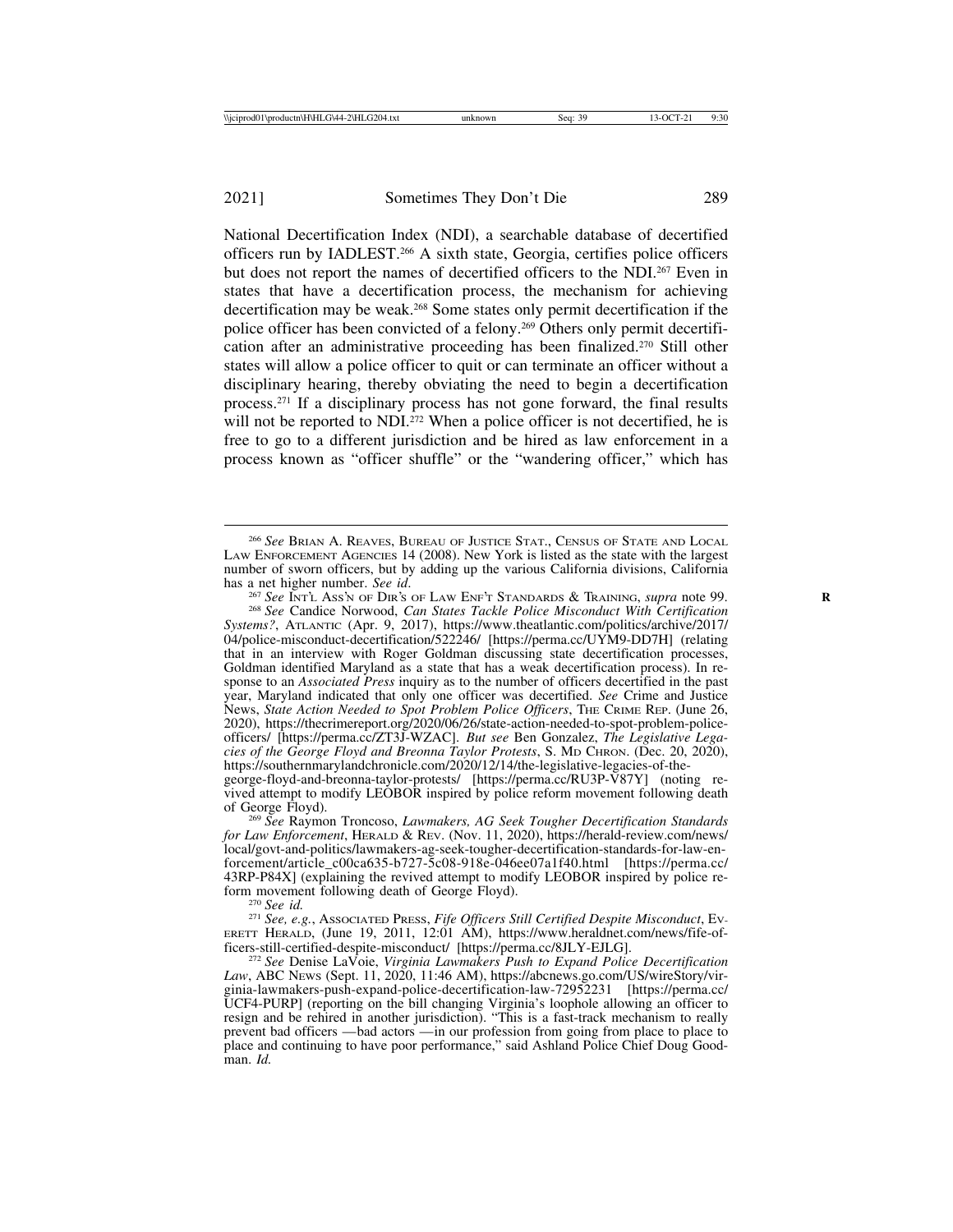National Decertification Index (NDI), a searchable database of decertified officers run by IADLEST.[266] A sixth state, Georgia, certifies police officers but does not report the names of decertified officers to the NDI.[267] Even in states that have a decertification process, the mechanism for achieving decertification may be weak.[268] Some states only permit decertification if the police officer has been convicted of a felony.[269] Others only permit decertification after an administrative proceeding has been finalized.[270] Still other states will allow a police officer to quit or can terminate an officer without a disciplinary hearing, thereby obviating the need to begin a decertification process.[271] If a disciplinary process has not gone forward, the final results will not be reported to NDI.[272] When a police officer is not decertified, he is free to go to a different jurisdiction and be hired as law enforcement in a process known as "officer shuffle" or the "wandering officer," which has

---

[266] *See* BRIAN A. REAVES, BUREAU OF JUSTICE STAT., CENSUS OF STATE AND LOCAL LAW ENFORCEMENT AGENCIES 14 (2008). New York is listed as the state with the largest number of sworn officers, but by adding up the various California divisions, California has a net higher number. *See id*.

[267] *See* INT'L ASS'N OF DIR'S OF LAW ENF'T STANDARDS & TRAINING, *supra* note 99.

[268] *See* Candice Norwood, *Can States Tackle Police Misconduct With Certification Systems?*, ATLANTIC (Apr. 9, 2017), https://www.theatlantic.com/politics/archive/2017/04/police-misconduct-decertification/522246/ [https://perma.cc/UYM9-DD7H] (relating that in an interview with Roger Goldman discussing state decertification processes, Goldman identified Maryland as a state that has a weak decertification process). In response to an *Associated Press* inquiry as to the number of officers decertified in the past year, Maryland indicated that only one officer was decertified. *See* Crime and Justice News, *State Action Needed to Spot Problem Police Officers*, THE CRIME REP. (June 26, 2020), https://thecrimereport.org/2020/06/26/state-action-needed-to-spot-problem-police-officers/ [https://perma.cc/ZT3J-WZAC]. *But see* Ben Gonzalez, *The Legislative Legacies of the George Floyd and Breonna Taylor Protests*, S. MD CHRON. (Dec. 20, 2020), https://southernmarylandchronicle.com/2020/12/14/the-legislative-legacies-of-the-george-floyd-and-breonna-taylor-protests/ [https://perma.cc/RU3P-V87Y] (noting revived attempt to modify LEOBOR inspired by police reform movement following death of George Floyd).

[269] *See* Raymon Troncoso, *Lawmakers, AG Seek Tougher Decertification Standards for Law Enforcement*, HERALD & REV. (Nov. 11, 2020), https://herald-review.com/news/local/govt-and-politics/lawmakers-ag-seek-tougher-decertification-standards-for-law-enforcement/article_c00ca635-b727-5c08-918e-046ee07a1f40.html [https://perma.cc/43RP-P84X] (explaining the revived attempt to modify LEOBOR inspired by police reform movement following death of George Floyd).

[270] *See id.*

[271] *See, e.g.*, ASSOCIATED PRESS, *Fife Officers Still Certified Despite Misconduct*, EVERETT HERALD, (June 19, 2011, 12:01 AM), https://www.heraldnet.com/news/fife-officers-still-certified-despite-misconduct/ [https://perma.cc/8JLY-EJLG].

[272] *See* Denise LaVoie, *Virginia Lawmakers Push to Expand Police Decertification Law*, ABC NEWS (Sept. 11, 2020, 11:46 AM), https://abcnews.go.com/US/wireStory/virginia-lawmakers-push-expand-police-decertification-law-72952231 [https://perma.cc/UCF4-PURP] (reporting on the bill changing Virginia's loophole allowing an officer to resign and be rehired in another jurisdiction). "This is a fast-track mechanism to really prevent bad officers —bad actors —in our profession from going from place to place to place and continuing to have poor performance," said Ashland Police Chief Doug Goodman. *Id.*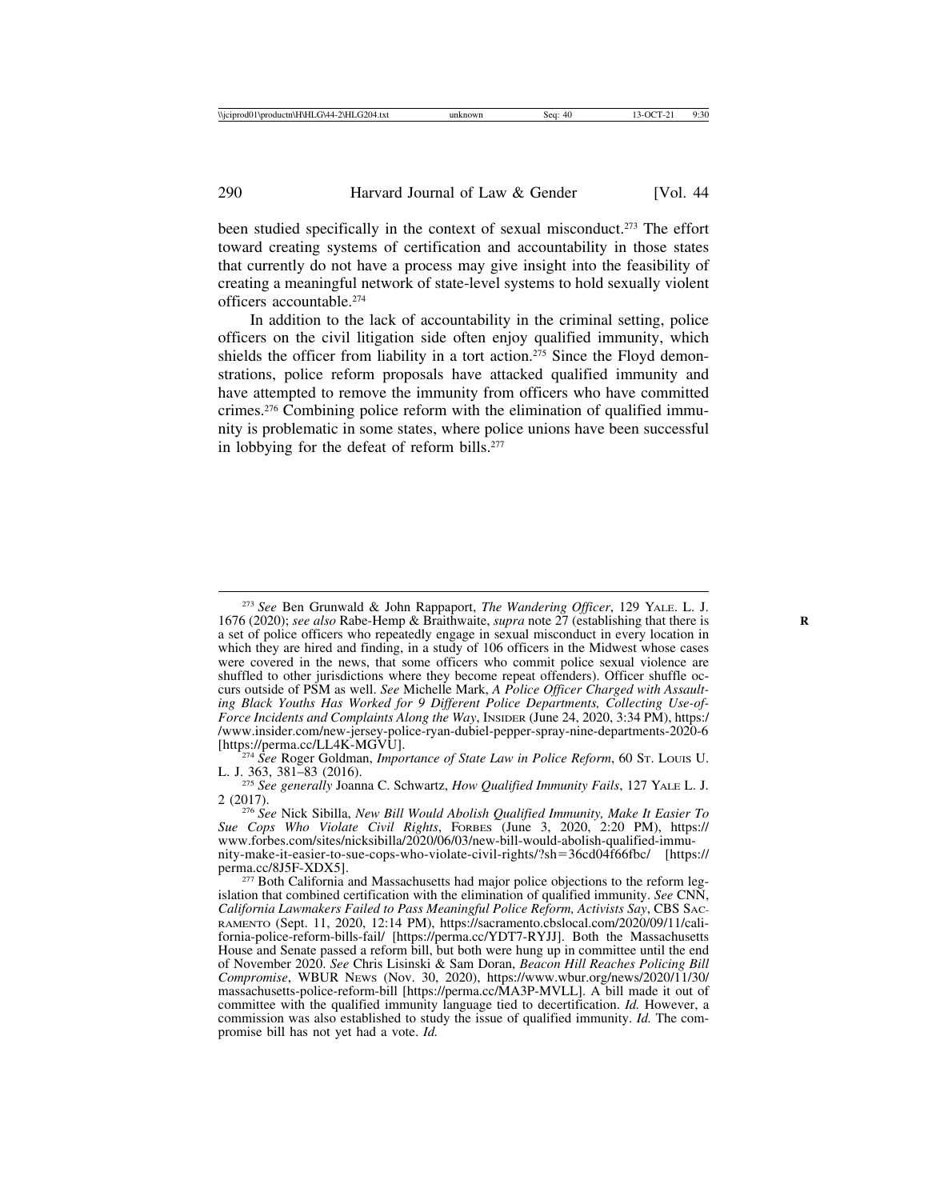been studied specifically in the context of sexual misconduct.[273] The effort toward creating systems of certification and accountability in those states that currently do not have a process may give insight into the feasibility of creating a meaningful network of state-level systems to hold sexually violent officers accountable.[274]

In addition to the lack of accountability in the criminal setting, police officers on the civil litigation side often enjoy qualified immunity, which shields the officer from liability in a tort action.[275] Since the Floyd demonstrations, police reform proposals have attacked qualified immunity and have attempted to remove the immunity from officers who have committed crimes.[276] Combining police reform with the elimination of qualified immunity is problematic in some states, where police unions have been successful in lobbying for the defeat of reform bills.[277]

---

[273] *See* Ben Grunwald & John Rappaport, *The Wandering Officer*, 129 YALE. L. J. 1676 (2020); *see also* Rabe-Hemp & Braithwaite, *supra* note 27 (establishing that there is a set of police officers who repeatedly engage in sexual misconduct in every location in which they are hired and finding, in a study of 106 officers in the Midwest whose cases were covered in the news, that some officers who commit police sexual violence are shuffled to other jurisdictions where they become repeat offenders). Officer shuffle occurs outside of PSM as well. *See* Michelle Mark, *A Police Officer Charged with Assaulting Black Youths Has Worked for 9 Different Police Departments, Collecting Use-of-Force Incidents and Complaints Along the Way*, INSIDER (June 24, 2020, 3:34 PM), https://www.insider.com/new-jersey-police-ryan-dubiel-pepper-spray-nine-departments-2020-6 [https://perma.cc/LL4K-MGVU].

[274] *See* Roger Goldman, *Importance of State Law in Police Reform*, 60 ST. LOUIS U. L. J. 363, 381–83 (2016).

[275] *See generally* Joanna C. Schwartz, *How Qualified Immunity Fails*, 127 YALE L. J. 2 (2017).

[276] *See* Nick Sibilla, *New Bill Would Abolish Qualified Immunity, Make It Easier To Sue Cops Who Violate Civil Rights*, FORBES (June 3, 2020, 2:20 PM), https://www.forbes.com/sites/nicksibilla/2020/06/03/new-bill-would-abolish-qualified-immunity-make-it-easier-to-sue-cops-who-violate-civil-rights/?sh=36cd04f66fbc/ [https://perma.cc/8J5F-XDX5].

[277] Both California and Massachusetts had major police objections to the reform legislation that combined certification with the elimination of qualified immunity. *See* CNN, *California Lawmakers Failed to Pass Meaningful Police Reform, Activists Say*, CBS SACRAMENTO (Sept. 11, 2020, 12:14 PM), https://sacramento.cbslocal.com/2020/09/11/california-police-reform-bills-fail/ [https://perma.cc/YDT7-RYJJ]. Both the Massachusetts House and Senate passed a reform bill, but both were hung up in committee until the end of November 2020. *See* Chris Lisinski & Sam Doran, *Beacon Hill Reaches Policing Bill Compromise*, WBUR NEWS (Nov. 30, 2020), https://www.wbur.org/news/2020/11/30/massachusetts-police-reform-bill [https://perma.cc/MA3P-MVLL]. A bill made it out of committee with the qualified immunity language tied to decertification. *Id.* However, a commission was also established to study the issue of qualified immunity. *Id.* The compromise bill has not yet had a vote. *Id.*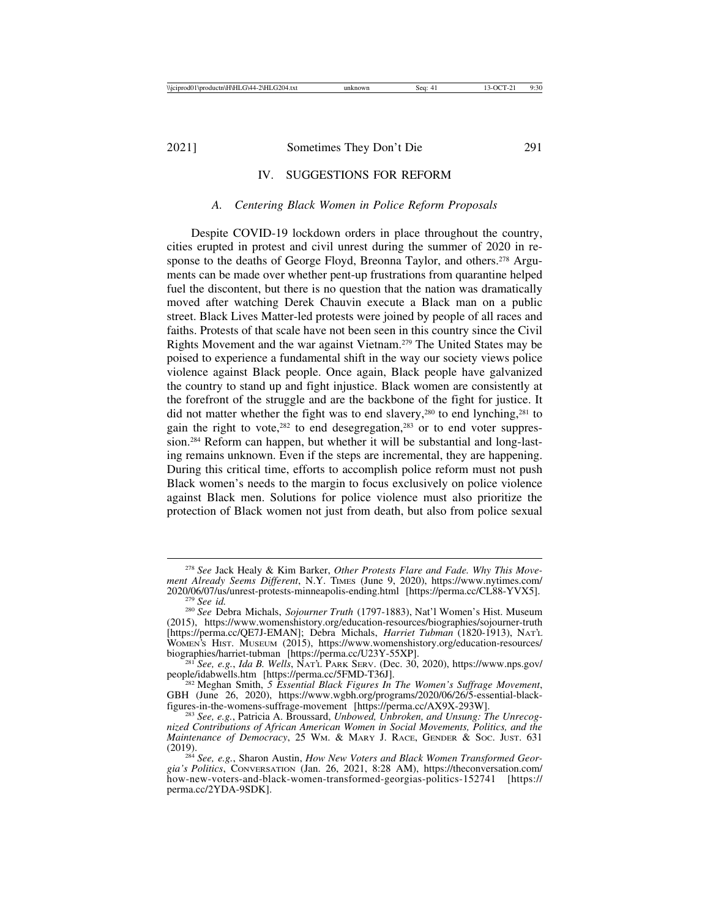## IV. SUGGESTIONS FOR REFORM

### A. *Centering Black Women in Police Reform Proposals*

Despite COVID-19 lockdown orders in place throughout the country, cities erupted in protest and civil unrest during the summer of 2020 in response to the deaths of George Floyd, Breonna Taylor, and others.[278] Arguments can be made over whether pent-up frustrations from quarantine helped fuel the discontent, but there is no question that the nation was dramatically moved after watching Derek Chauvin execute a Black man on a public street. Black Lives Matter-led protests were joined by people of all races and faiths. Protests of that scale have not been seen in this country since the Civil Rights Movement and the war against Vietnam.[279] The United States may be poised to experience a fundamental shift in the way our society views police violence against Black people. Once again, Black people have galvanized the country to stand up and fight injustice. Black women are consistently at the forefront of the struggle and are the backbone of the fight for justice. It did not matter whether the fight was to end slavery,[280] to end lynching,[281] to gain the right to vote,[282] to end desegregation,[283] or to end voter suppression.[284] Reform can happen, but whether it will be substantial and long-lasting remains unknown. Even if the steps are incremental, they are happening. During this critical time, efforts to accomplish police reform must not push Black women's needs to the margin to focus exclusively on police violence against Black men. Solutions for police violence must also prioritize the protection of Black women not just from death, but also from police sexual

---

[278] *See* Jack Healy & Kim Barker, *Other Protests Flare and Fade. Why This Movement Already Seems Different*, N.Y. TIMES (June 9, 2020), https://www.nytimes.com/2020/06/07/us/unrest-protests-minneapolis-ending.html [https://perma.cc/CL88-YVX5].

[279] *See id.*

[280] *See* Debra Michals, *Sojourner Truth* (1797-1883), Nat'l Women's Hist. Museum (2015), https://www.womenshistory.org/education-resources/biographies/sojourner-truth [https://perma.cc/QE7J-EMAN]; Debra Michals, *Harriet Tubman* (1820-1913), NAT'L WOMEN'S HIST. MUSEUM (2015), https://www.womenshistory.org/education-resources/biographies/harriet-tubman [https://perma.cc/U23Y-55XP].

[281] *See, e.g.*, *Ida B. Wells*, NAT'L PARK SERV. (Dec. 30, 2020), https://www.nps.gov/people/idabwells.htm [https://perma.cc/5FMD-T36J].

[282] Meghan Smith, *5 Essential Black Figures In The Women's Suffrage Movement*, GBH (June 26, 2020), https://www.wgbh.org/programs/2020/06/26/5-essential-black-figures-in-the-womens-suffrage-movement [https://perma.cc/AX9X-293W].

[283] *See, e.g.*, Patricia A. Broussard, *Unbowed, Unbroken, and Unsung: The Unrecognized Contributions of African American Women in Social Movements, Politics, and the Maintenance of Democracy*, 25 WM. & MARY J. RACE, GENDER & SOC. JUST. 631 (2019).

[284] *See, e.g.*, Sharon Austin, *How New Voters and Black Women Transformed Georgia's Politics*, CONVERSATION (Jan. 26, 2021, 8:28 AM), https://theconversation.com/how-new-voters-and-black-women-transformed-georgias-politics-152741 [https://perma.cc/2YDA-9SDK].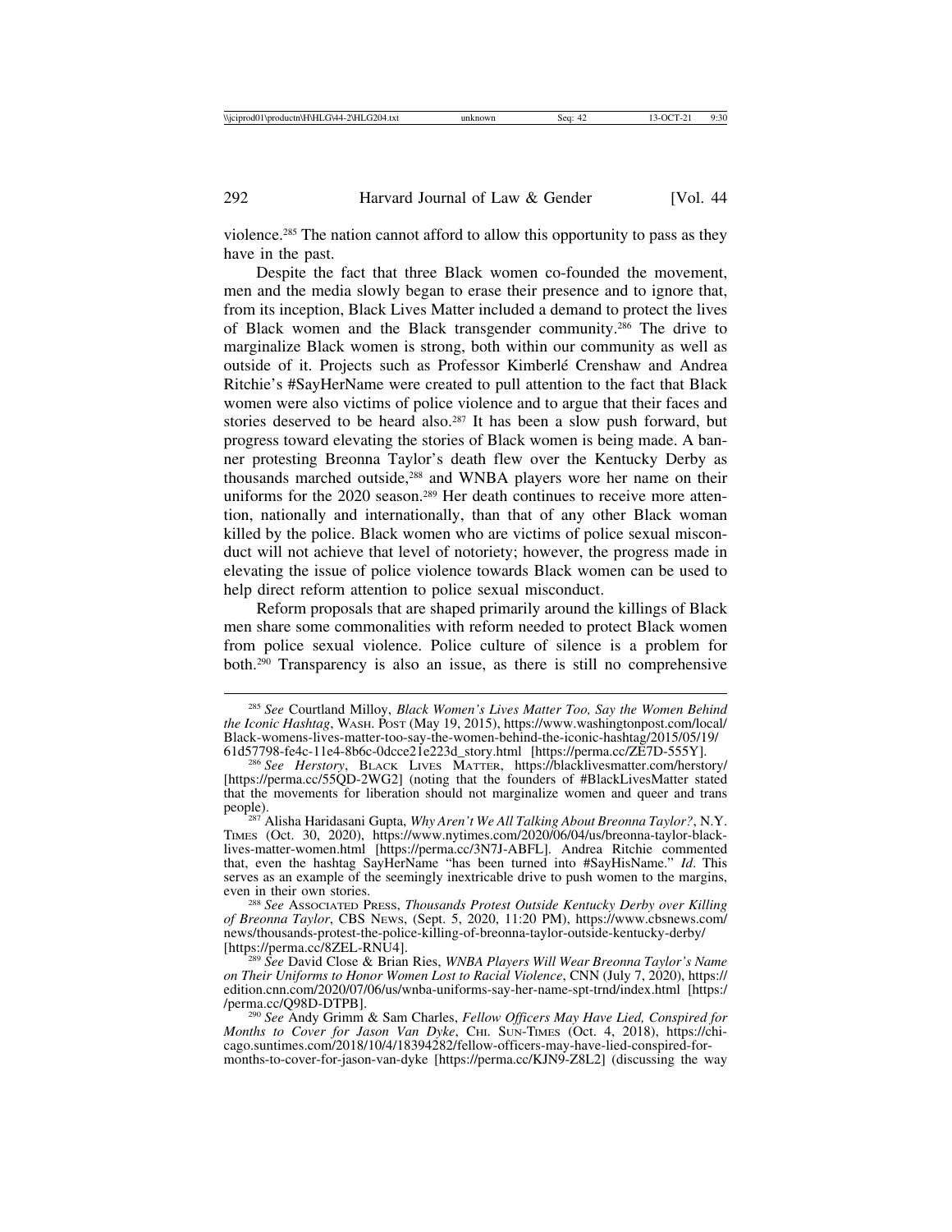violence.[285] The nation cannot afford to allow this opportunity to pass as they have in the past.

Despite the fact that three Black women co-founded the movement, men and the media slowly began to erase their presence and to ignore that, from its inception, Black Lives Matter included a demand to protect the lives of Black women and the Black transgender community.[286] The drive to marginalize Black women is strong, both within our community as well as outside of it. Projects such as Professor Kimberlé Crenshaw and Andrea Ritchie's #SayHerName were created to pull attention to the fact that Black women were also victims of police violence and to argue that their faces and stories deserved to be heard also.[287] It has been a slow push forward, but progress toward elevating the stories of Black women is being made. A banner protesting Breonna Taylor's death flew over the Kentucky Derby as thousands marched outside,[288] and WNBA players wore her name on their uniforms for the 2020 season.[289] Her death continues to receive more attention, nationally and internationally, than that of any other Black woman killed by the police. Black women who are victims of police sexual misconduct will not achieve that level of notoriety; however, the progress made in elevating the issue of police violence towards Black women can be used to help direct reform attention to police sexual misconduct.

Reform proposals that are shaped primarily around the killings of Black men share some commonalities with reform needed to protect Black women from police sexual violence. Police culture of silence is a problem for both.[290] Transparency is also an issue, as there is still no comprehensive

---

[285] *See* Courtland Milloy, *Black Women's Lives Matter Too, Say the Women Behind the Iconic Hashtag*, WASH. POST (May 19, 2015), https://www.washingtonpost.com/local/Black-womens-lives-matter-too-say-the-women-behind-the-iconic-hashtag/2015/05/19/61d57798-fe4c-11e4-8b6c-0dcce21e223d_story.html [https://perma.cc/ZE7D-555Y].

[286] *See Herstory*, BLACK LIVES MATTER, https://blacklivesmatter.com/herstory/ [https://perma.cc/55QD-2WG2] (noting that the founders of #BlackLivesMatter stated that the movements for liberation should not marginalize women and queer and trans people).

[287] Alisha Haridasani Gupta, *Why Aren't We All Talking About Breonna Taylor?*, N.Y. TIMES (Oct. 30, 2020), https://www.nytimes.com/2020/06/04/us/breonna-taylor-black-lives-matter-women.html [https://perma.cc/3N7J-ABFL]. Andrea Ritchie commented that, even the hashtag SayHerName "has been turned into #SayHisName." *Id*. This serves as an example of the seemingly inextricable drive to push women to the margins, even in their own stories.

[288] *See* ASSOCIATED PRESS, *Thousands Protest Outside Kentucky Derby over Killing of Breonna Taylor*, CBS NEWS, (Sept. 5, 2020, 11:20 PM), https://www.cbsnews.com/news/thousands-protest-the-police-killing-of-breonna-taylor-outside-kentucky-derby/ [https://perma.cc/8ZEL-RNU4].

[289] *See* David Close & Brian Ries, *WNBA Players Will Wear Breonna Taylor's Name on Their Uniforms to Honor Women Lost to Racial Violence*, CNN (July 7, 2020), https://edition.cnn.com/2020/07/06/us/wnba-uniforms-say-her-name-spt-trnd/index.html [https://perma.cc/Q98D-DTPB].

[290] *See* Andy Grimm & Sam Charles, *Fellow Officers May Have Lied, Conspired for Months to Cover for Jason Van Dyke*, CHI. SUN-TIMES (Oct. 4, 2018), https://chicago.suntimes.com/2018/10/4/18394282/fellow-officers-may-have-lied-conspired-for-months-to-cover-for-jason-van-dyke [https://perma.cc/KJN9-Z8L2] (discussing the way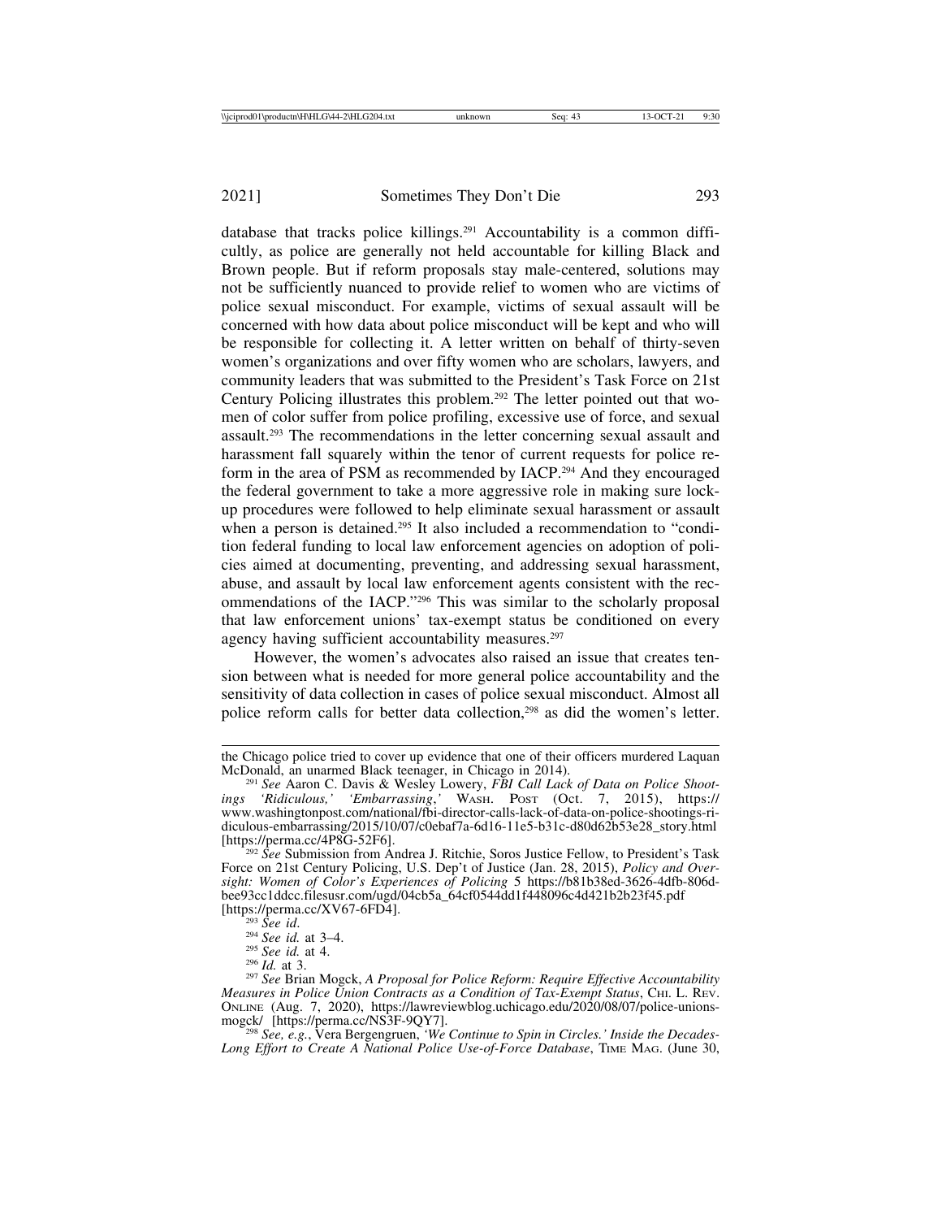database that tracks police killings.[291] Accountability is a common difficultly, as police are generally not held accountable for killing Black and Brown people. But if reform proposals stay male-centered, solutions may not be sufficiently nuanced to provide relief to women who are victims of police sexual misconduct. For example, victims of sexual assault will be concerned with how data about police misconduct will be kept and who will be responsible for collecting it. A letter written on behalf of thirty-seven women's organizations and over fifty women who are scholars, lawyers, and community leaders that was submitted to the President's Task Force on 21st Century Policing illustrates this problem.[292] The letter pointed out that women of color suffer from police profiling, excessive use of force, and sexual assault.[293] The recommendations in the letter concerning sexual assault and harassment fall squarely within the tenor of current requests for police reform in the area of PSM as recommended by IACP.[294] And they encouraged the federal government to take a more aggressive role in making sure lock-up procedures were followed to help eliminate sexual harassment or assault when a person is detained.[295] It also included a recommendation to "condition federal funding to local law enforcement agencies on adoption of policies aimed at documenting, preventing, and addressing sexual harassment, abuse, and assault by local law enforcement agents consistent with the recommendations of the IACP."[296] This was similar to the scholarly proposal that law enforcement unions' tax-exempt status be conditioned on every agency having sufficient accountability measures.[297]

However, the women's advocates also raised an issue that creates tension between what is needed for more general police accountability and the sensitivity of data collection in cases of police sexual misconduct. Almost all police reform calls for better data collection,[298] as did the women's letter.

---

the Chicago police tried to cover up evidence that one of their officers murdered Laquan McDonald, an unarmed Black teenager, in Chicago in 2014).

[291] *See* Aaron C. Davis & Wesley Lowery, *FBI Call Lack of Data on Police Shootings 'Ridiculous,' 'Embarrassing*,*'* WASH. POST (Oct. 7, 2015), https://www.washingtonpost.com/national/fbi-director-calls-lack-of-data-on-police-shootings-ridiculous-embarrassing/2015/10/07/c0ebaf7a-6d16-11e5-b31c-d80d62b53e28_story.html [https://perma.cc/4P8G-52F6].

[292] *See* Submission from Andrea J. Ritchie, Soros Justice Fellow, to President's Task Force on 21st Century Policing, U.S. Dep't of Justice (Jan. 28, 2015), *Policy and Oversight: Women of Color's Experiences of Policing* 5 https://b81b38ed-3626-4dfb-806d-bee93cc1ddcc.filesusr.com/ugd/04cb5a_64cf0544dd1f448096c4d421b2b23f45.pdf [https://perma.cc/XV67-6FD4].

[293] *See id*.

[294] *See id.* at 3–4.

[295] *See id.* at 4.

[296] *Id.* at 3.

[297] *See* Brian Mogck, *A Proposal for Police Reform: Require Effective Accountability Measures in Police Union Contracts as a Condition of Tax-Exempt Status*, CHI. L. REV. ONLINE (Aug. 7, 2020), https://lawreviewblog.uchicago.edu/2020/08/07/police-unions-mogck/ [https://perma.cc/NS3F-9QY7].

[298] *See, e.g.*, Vera Bergengruen, *'We Continue to Spin in Circles.' Inside the Decades-Long Effort to Create A National Police Use-of-Force Database*, TIME MAG. (June 30,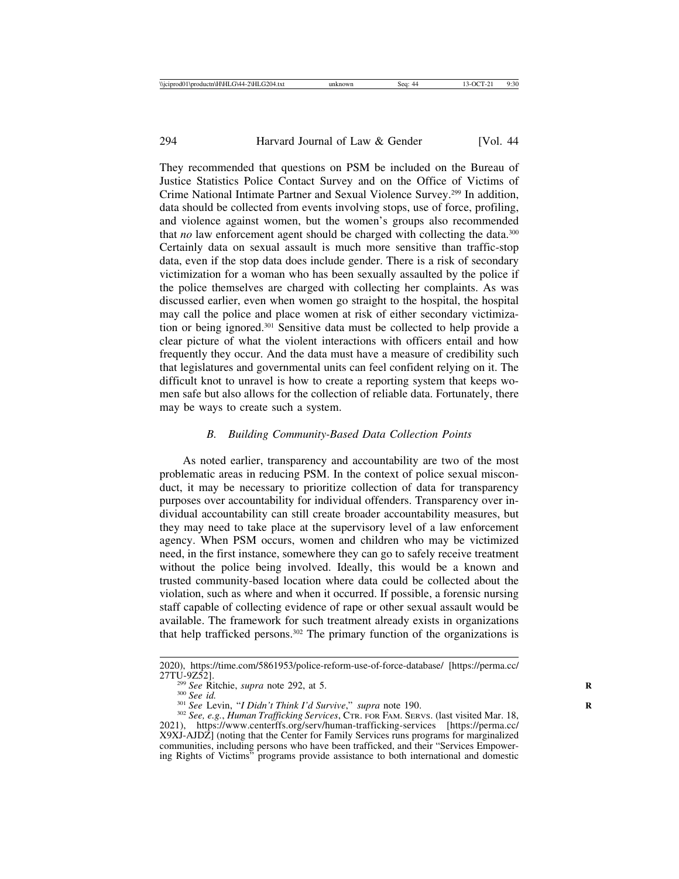They recommended that questions on PSM be included on the Bureau of Justice Statistics Police Contact Survey and on the Office of Victims of Crime National Intimate Partner and Sexual Violence Survey.[299] In addition, data should be collected from events involving stops, use of force, profiling, and violence against women, but the women's groups also recommended that *no* law enforcement agent should be charged with collecting the data.[300] Certainly data on sexual assault is much more sensitive than traffic-stop data, even if the stop data does include gender. There is a risk of secondary victimization for a woman who has been sexually assaulted by the police if the police themselves are charged with collecting her complaints. As was discussed earlier, even when women go straight to the hospital, the hospital may call the police and place women at risk of either secondary victimization or being ignored.[301] Sensitive data must be collected to help provide a clear picture of what the violent interactions with officers entail and how frequently they occur. And the data must have a measure of credibility such that legislatures and governmental units can feel confident relying on it. The difficult knot to unravel is how to create a reporting system that keeps women safe but also allows for the collection of reliable data. Fortunately, there may be ways to create such a system.

### *B. Building Community-Based Data Collection Points*

As noted earlier, transparency and accountability are two of the most problematic areas in reducing PSM. In the context of police sexual misconduct, it may be necessary to prioritize collection of data for transparency purposes over accountability for individual offenders. Transparency over individual accountability can still create broader accountability measures, but they may need to take place at the supervisory level of a law enforcement agency. When PSM occurs, women and children who may be victimized need, in the first instance, somewhere they can go to safely receive treatment without the police being involved. Ideally, this would be a known and trusted community-based location where data could be collected about the violation, such as where and when it occurred. If possible, a forensic nursing staff capable of collecting evidence of rape or other sexual assault would be available. The framework for such treatment already exists in organizations that help trafficked persons.[302] The primary function of the organizations is

---

2020), https://time.com/5861953/police-reform-use-of-force-database/ [https://perma.cc/27TU-9Z52].

[299] *See* Ritchie, *supra* note 292, at 5.

[300] *See id.*

[301] *See* Levin, "*I Didn't Think I'd Survive*," *supra* note 190.

[302] *See, e.g.*, *Human Trafficking Services*, CTR. FOR FAM. SERVS. (last visited Mar. 18, 2021), https://www.centerffs.org/serv/human-trafficking-services [https://perma.cc/X9XJ-AJDZ] (noting that the Center for Family Services runs programs for marginalized communities, including persons who have been trafficked, and their "Services Empowering Rights of Victims" programs provide assistance to both international and domestic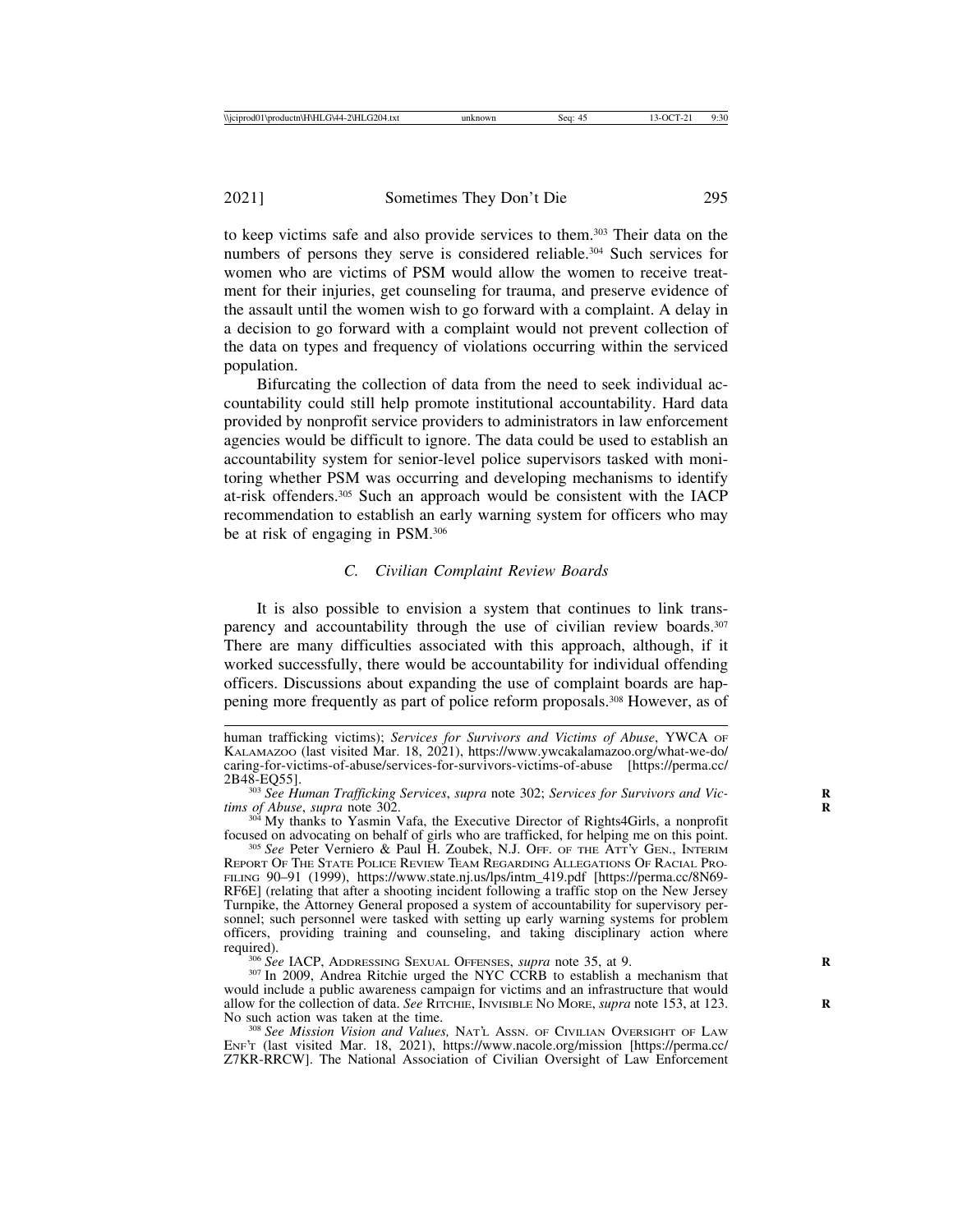to keep victims safe and also provide services to them.[303] Their data on the numbers of persons they serve is considered reliable.[304] Such services for women who are victims of PSM would allow the women to receive treatment for their injuries, get counseling for trauma, and preserve evidence of the assault until the women wish to go forward with a complaint. A delay in a decision to go forward with a complaint would not prevent collection of the data on types and frequency of violations occurring within the serviced population.

Bifurcating the collection of data from the need to seek individual accountability could still help promote institutional accountability. Hard data provided by nonprofit service providers to administrators in law enforcement agencies would be difficult to ignore. The data could be used to establish an accountability system for senior-level police supervisors tasked with monitoring whether PSM was occurring and developing mechanisms to identify at-risk offenders.[305] Such an approach would be consistent with the IACP recommendation to establish an early warning system for officers who may be at risk of engaging in PSM.[306]

### *C. Civilian Complaint Review Boards*

It is also possible to envision a system that continues to link transparency and accountability through the use of civilian review boards.[307] There are many difficulties associated with this approach, although, if it worked successfully, there would be accountability for individual offending officers. Discussions about expanding the use of complaint boards are happening more frequently as part of police reform proposals.[308] However, as of

---

human trafficking victims); *Services for Survivors and Victims of Abuse*, YWCA OF KALAMAZOO (last visited Mar. 18, 2021), https://www.ywcakalamazoo.org/what-we-do/caring-for-victims-of-abuse/services-for-survivors-victims-of-abuse [https://perma.cc/2B48-EQ55].

[303] *See Human Trafficking Services*, *supra* note 302; *Services for Survivors and Victims of Abuse*, *supra* note 302.

[304] My thanks to Yasmin Vafa, the Executive Director of Rights4Girls, a nonprofit focused on advocating on behalf of girls who are trafficked, for helping me on this point.

[305] *See* Peter Verniero & Paul H. Zoubek, N.J. OFF. OF THE ATT'Y GEN., INTERIM REPORT OF THE STATE POLICE REVIEW TEAM REGARDING ALLEGATIONS OF RACIAL PROFILING 90–91 (1999), https://www.state.nj.us/lps/intm_419.pdf [https://perma.cc/8N69-RF6E] (relating that after a shooting incident following a traffic stop on the New Jersey Turnpike, the Attorney General proposed a system of accountability for supervisory personnel; such personnel were tasked with setting up early warning systems for problem officers, providing training and counseling, and taking disciplinary action where required).

[306] *See* IACP, ADDRESSING SEXUAL OFFENSES, *supra* note 35, at 9.

[307] In 2009, Andrea Ritchie urged the NYC CCRB to establish a mechanism that would include a public awareness campaign for victims and an infrastructure that would allow for the collection of data. *See* RITCHIE, INVISIBLE NO MORE, *supra* note 153, at 123. No such action was taken at the time.

[308] *See Mission Vision and Values,* NAT'L ASSN. OF CIVILIAN OVERSIGHT OF LAW ENF'T (last visited Mar. 18, 2021), https://www.nacole.org/mission [https://perma.cc/Z7KR-RRCW]. The National Association of Civilian Oversight of Law Enforcement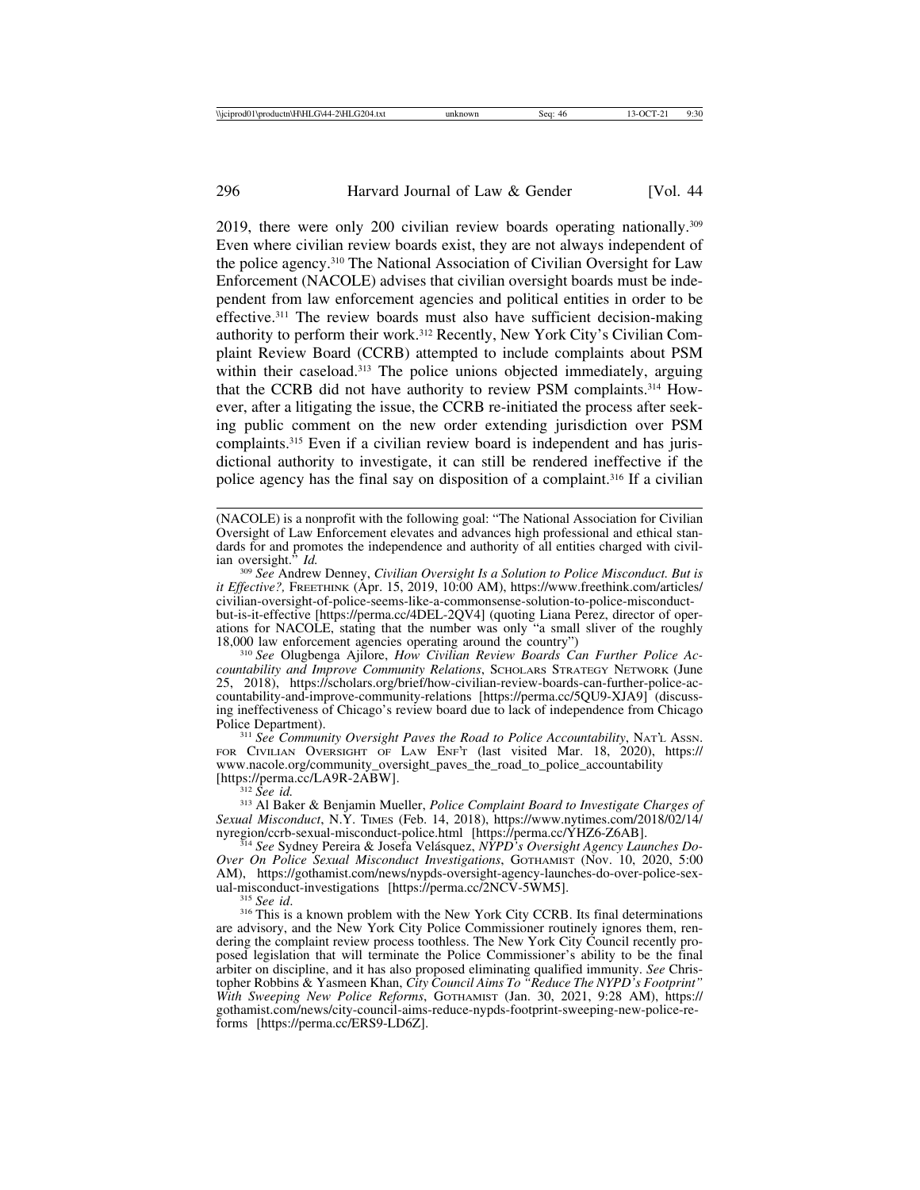2019, there were only 200 civilian review boards operating nationally.[309] Even where civilian review boards exist, they are not always independent of the police agency.[310] The National Association of Civilian Oversight for Law Enforcement (NACOLE) advises that civilian oversight boards must be independent from law enforcement agencies and political entities in order to be effective.[311] The review boards must also have sufficient decision-making authority to perform their work.[312] Recently, New York City's Civilian Complaint Review Board (CCRB) attempted to include complaints about PSM within their caseload.[313] The police unions objected immediately, arguing that the CCRB did not have authority to review PSM complaints.[314] However, after a litigating the issue, the CCRB re-initiated the process after seeking public comment on the new order extending jurisdiction over PSM complaints.[315] Even if a civilian review board is independent and has jurisdictional authority to investigate, it can still be rendered ineffective if the police agency has the final say on disposition of a complaint.[316] If a civilian

---

(NACOLE) is a nonprofit with the following goal: "The National Association for Civilian Oversight of Law Enforcement elevates and advances high professional and ethical standards for and promotes the independence and authority of all entities charged with civilian oversight." *Id.*

[309] *See* Andrew Denney, *Civilian Oversight Is a Solution to Police Misconduct. But is it Effective?,* FREETHINK (Apr. 15, 2019, 10:00 AM), https://www.freethink.com/articles/civilian-oversight-of-police-seems-like-a-commonsense-solution-to-police-misconduct-but-is-it-effective [https://perma.cc/4DEL-2QV4] (quoting Liana Perez, director of operations for NACOLE, stating that the number was only "a small sliver of the roughly 18,000 law enforcement agencies operating around the country")

[310] *See* Olugbenga Ajilore, *How Civilian Review Boards Can Further Police Accountability and Improve Community Relations*, SCHOLARS STRATEGY NETWORK (June 25, 2018), https://scholars.org/brief/how-civilian-review-boards-can-further-police-accountability-and-improve-community-relations [https://perma.cc/5QU9-XJA9] (discussing ineffectiveness of Chicago's review board due to lack of independence from Chicago Police Department).

[311] *See Community Oversight Paves the Road to Police Accountability*, NAT'L ASSN. FOR CIVILIAN OVERSIGHT OF LAW ENF'T (last visited Mar. 18, 2020), https://www.nacole.org/community_oversight_paves_the_road_to_police_accountability [https://perma.cc/LA9R-2ABW].

[312] *See id.*

[313] Al Baker & Benjamin Mueller, *Police Complaint Board to Investigate Charges of Sexual Misconduct*, N.Y. TIMES (Feb. 14, 2018), https://www.nytimes.com/2018/02/14/nyregion/ccrb-sexual-misconduct-police.html [https://perma.cc/YHZ6-Z6AB].

[314] *See* Sydney Pereira & Josefa Velásquez, *NYPD's Oversight Agency Launches Do-Over On Police Sexual Misconduct Investigations*, GOTHAMIST (Nov. 10, 2020, 5:00 AM), https://gothamist.com/news/nypds-oversight-agency-launches-do-over-police-sexual-misconduct-investigations [https://perma.cc/2NCV-5WM5].

[315] *See id*.

[316] This is a known problem with the New York City CCRB. Its final determinations are advisory, and the New York City Police Commissioner routinely ignores them, rendering the complaint review process toothless. The New York City Council recently proposed legislation that will terminate the Police Commissioner's ability to be the final arbiter on discipline, and it has also proposed eliminating qualified immunity. *See* Christopher Robbins & Yasmeen Khan, *City Council Aims To "Reduce The NYPD's Footprint" With Sweeping New Police Reforms*, GOTHAMIST (Jan. 30, 2021, 9:28 AM), https://gothamist.com/news/city-council-aims-reduce-nypds-footprint-sweeping-new-police-reforms [https://perma.cc/ERS9-LD6Z].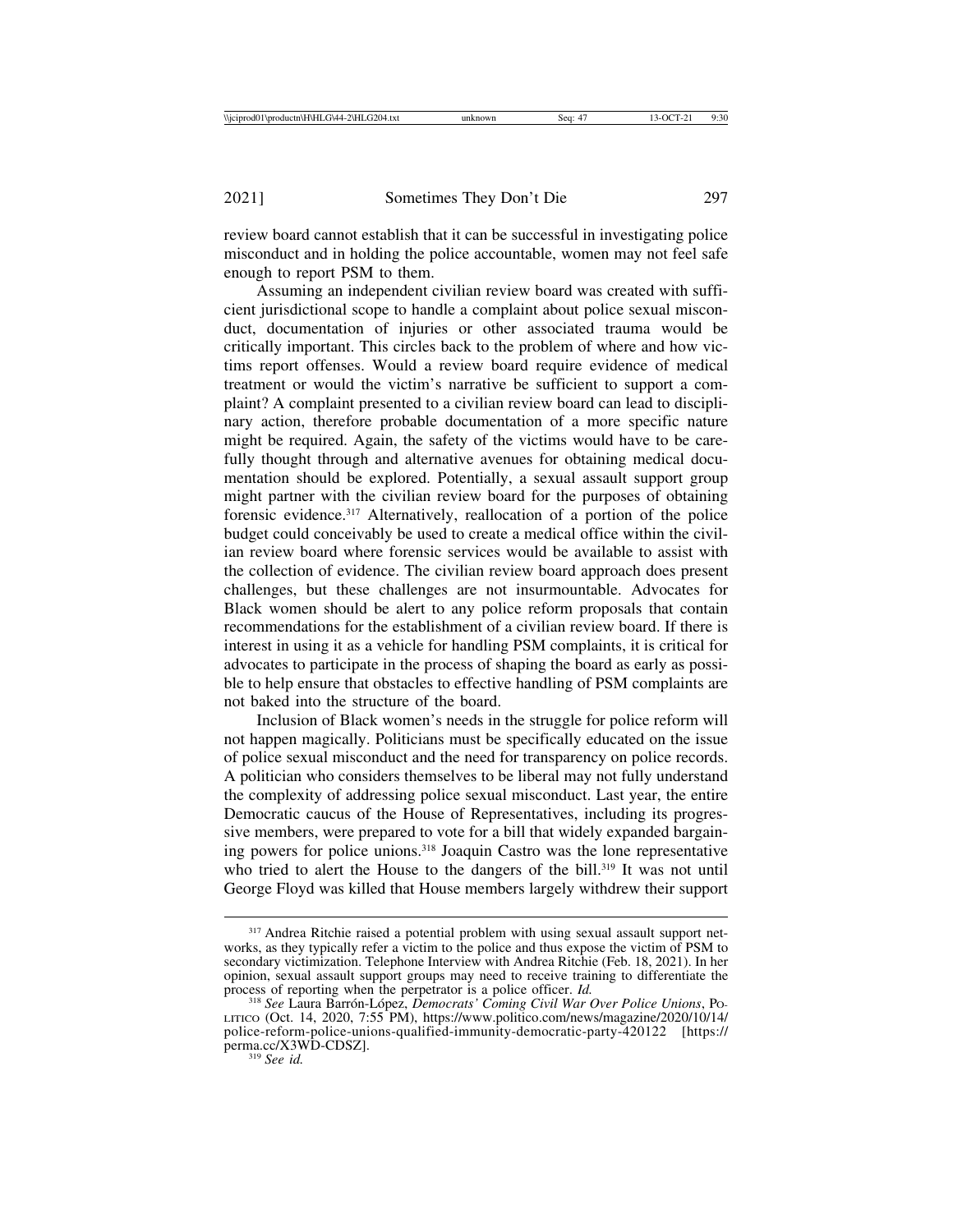review board cannot establish that it can be successful in investigating police misconduct and in holding the police accountable, women may not feel safe enough to report PSM to them.

Assuming an independent civilian review board was created with sufficient jurisdictional scope to handle a complaint about police sexual misconduct, documentation of injuries or other associated trauma would be critically important. This circles back to the problem of where and how victims report offenses. Would a review board require evidence of medical treatment or would the victim's narrative be sufficient to support a complaint? A complaint presented to a civilian review board can lead to disciplinary action, therefore probable documentation of a more specific nature might be required. Again, the safety of the victims would have to be carefully thought through and alternative avenues for obtaining medical documentation should be explored. Potentially, a sexual assault support group might partner with the civilian review board for the purposes of obtaining forensic evidence.[317] Alternatively, reallocation of a portion of the police budget could conceivably be used to create a medical office within the civilian review board where forensic services would be available to assist with the collection of evidence. The civilian review board approach does present challenges, but these challenges are not insurmountable. Advocates for Black women should be alert to any police reform proposals that contain recommendations for the establishment of a civilian review board. If there is interest in using it as a vehicle for handling PSM complaints, it is critical for advocates to participate in the process of shaping the board as early as possible to help ensure that obstacles to effective handling of PSM complaints are not baked into the structure of the board.

Inclusion of Black women's needs in the struggle for police reform will not happen magically. Politicians must be specifically educated on the issue of police sexual misconduct and the need for transparency on police records. A politician who considers themselves to be liberal may not fully understand the complexity of addressing police sexual misconduct. Last year, the entire Democratic caucus of the House of Representatives, including its progressive members, were prepared to vote for a bill that widely expanded bargaining powers for police unions.[318] Joaquin Castro was the lone representative who tried to alert the House to the dangers of the bill.[319] It was not until George Floyd was killed that House members largely withdrew their support

---

[317] Andrea Ritchie raised a potential problem with using sexual assault support networks, as they typically refer a victim to the police and thus expose the victim of PSM to secondary victimization. Telephone Interview with Andrea Ritchie (Feb. 18, 2021). In her opinion, sexual assault support groups may need to receive training to differentiate the process of reporting when the perpetrator is a police officer. *Id.*

[318] *See* Laura Barrón-López, *Democrats' Coming Civil War Over Police Unions*, POLITICO (Oct. 14, 2020, 7:55 PM), https://www.politico.com/news/magazine/2020/10/14/police-reform-police-unions-qualified-immunity-democratic-party-420122 [https://perma.cc/X3WD-CDSZ].

[319] *See id.*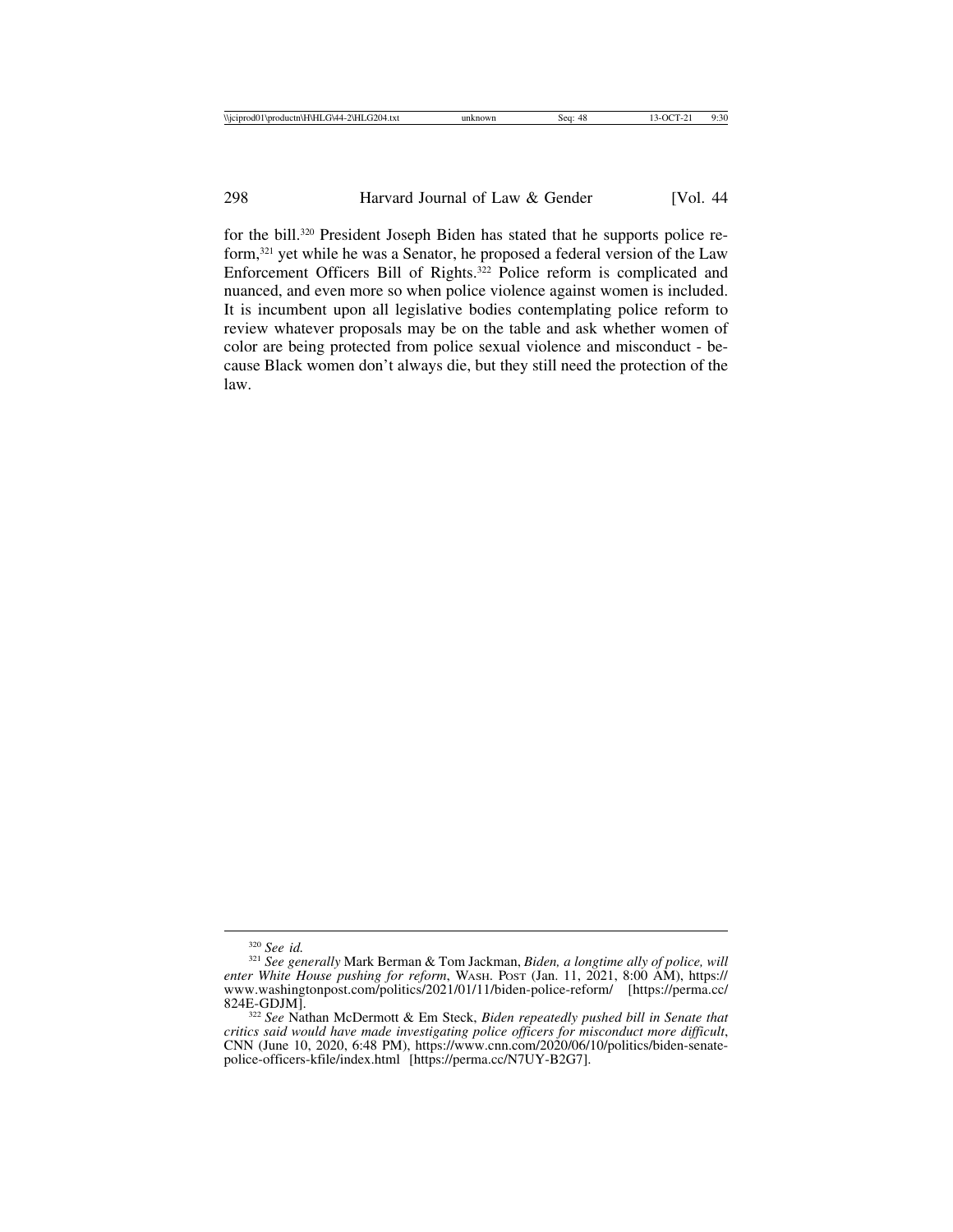for the bill.[320] President Joseph Biden has stated that he supports police reform,[321] yet while he was a Senator, he proposed a federal version of the Law Enforcement Officers Bill of Rights.[322] Police reform is complicated and nuanced, and even more so when police violence against women is included. It is incumbent upon all legislative bodies contemplating police reform to review whatever proposals may be on the table and ask whether women of color are being protected from police sexual violence and misconduct - because Black women don't always die, but they still need the protection of the law.

---

[320] *See id.*

[321] *See generally* Mark Berman & Tom Jackman, *Biden, a longtime ally of police, will enter White House pushing for reform*, WASH. POST (Jan. 11, 2021, 8:00 AM), https://www.washingtonpost.com/politics/2021/01/11/biden-police-reform/ [https://perma.cc/824E-GDJM].

[322] *See* Nathan McDermott & Em Steck, *Biden repeatedly pushed bill in Senate that critics said would have made investigating police officers for misconduct more difficult*, CNN (June 10, 2020, 6:48 PM), https://www.cnn.com/2020/06/10/politics/biden-senate-police-officers-kfile/index.html [https://perma.cc/N7UY-B2G7].